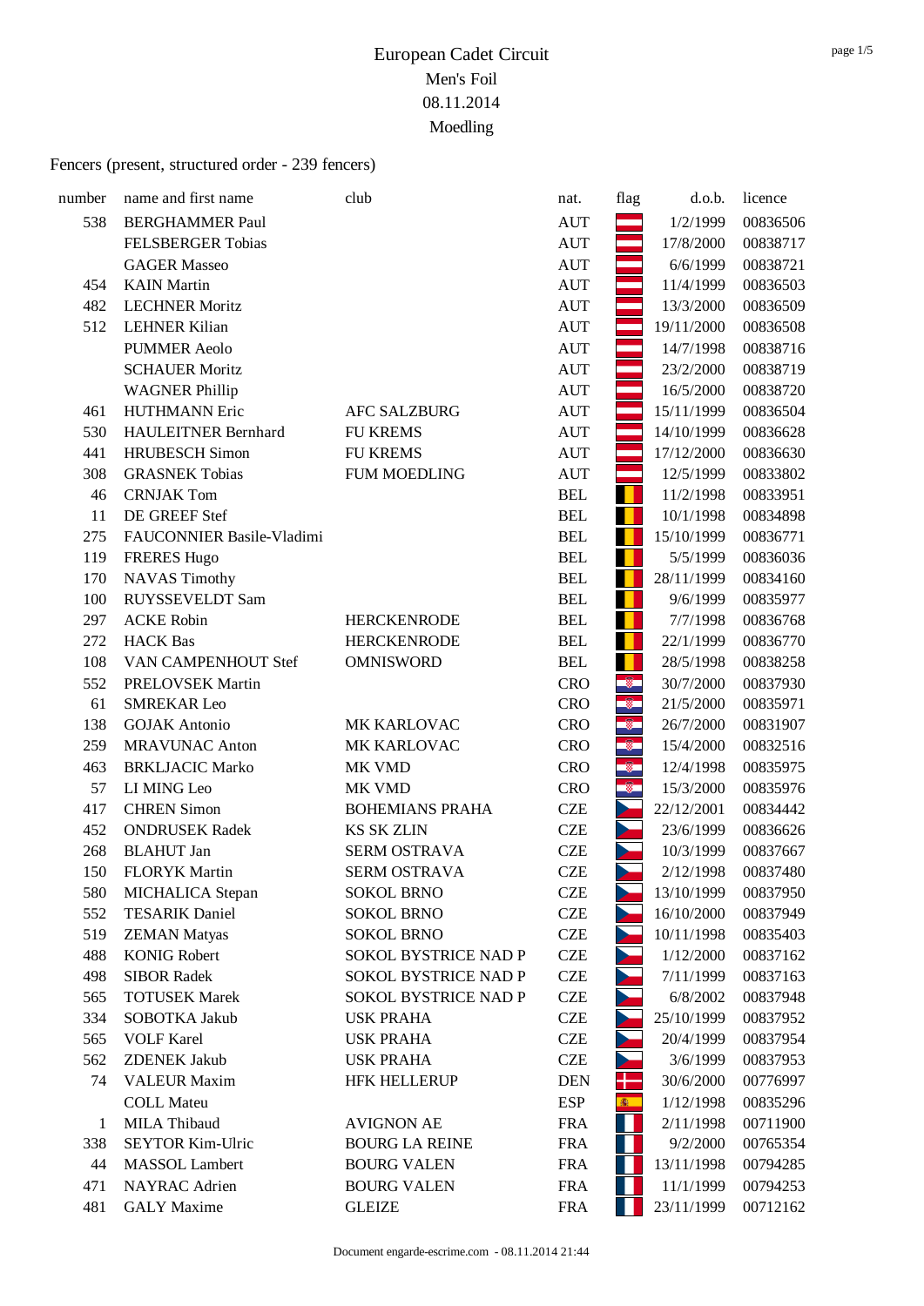# European Cadet Circuit

## Men's Foil

## 08.11.2014

## Moedling

Fencers (present, structured order - 239 fencers)

| number | name and first name | club | nat. | flag | d.o.b. | licence |
|---|---|---|---|---|---|---|
| 538 | BERGHAMMER Paul | | AUT | | 1/2/1999 | 00836506 |
| | FELSBERGER Tobias | | AUT | | 17/8/2000 | 00838717 |
| | GAGER Masseo | | AUT | | 6/6/1999 | 00838721 |
| 454 | KAIN Martin | | AUT | | 11/4/1999 | 00836503 |
| 482 | LECHNER Moritz | | AUT | | 13/3/2000 | 00836509 |
| 512 | LEHNER Kilian | | AUT | | 19/11/2000 | 00836508 |
| | PUMMER Aeolo | | AUT | | 14/7/1998 | 00838716 |
| | SCHAUER Moritz | | AUT | | 23/2/2000 | 00838719 |
| | WAGNER Phillip | | AUT | | 16/5/2000 | 00838720 |
| 461 | HUTHMANN Eric | AFC SALZBURG | AUT | | 15/11/1999 | 00836504 |
| 530 | HAULEITNER Bernhard | FU KREMS | AUT | | 14/10/1999 | 00836628 |
| 441 | HRUBESCH Simon | FU KREMS | AUT | | 17/12/2000 | 00836630 |
| 308 | GRASNEK Tobias | FUM MOEDLING | AUT | | 12/5/1999 | 00833802 |
| 46 | CRNJAK Tom | | BEL | | 11/2/1998 | 00833951 |
| 11 | DE GREEF Stef | | BEL | | 10/1/1998 | 00834898 |
| 275 | FAUCONNIER Basile-Vladimi | | BEL | | 15/10/1999 | 00836771 |
| 119 | FRERES Hugo | | BEL | | 5/5/1999 | 00836036 |
| 170 | NAVAS Timothy | | BEL | | 28/11/1999 | 00834160 |
| 100 | RUYSSEVELDT Sam | | BEL | | 9/6/1999 | 00835977 |
| 297 | ACKE Robin | HERCKENRODE | BEL | | 7/7/1998 | 00836768 |
| 272 | HACK Bas | HERCKENRODE | BEL | | 22/1/1999 | 00836770 |
| 108 | VAN CAMPENHOUT Stef | OMNISWORD | BEL | | 28/5/1998 | 00838258 |
| 552 | PRELOVSEK Martin | | CRO | | 30/7/2000 | 00837930 |
| 61 | SMREKAR Leo | | CRO | | 21/5/2000 | 00835971 |
| 138 | GOJAK Antonio | MK KARLOVAC | CRO | | 26/7/2000 | 00831907 |
| 259 | MRAVUNAC Anton | MK KARLOVAC | CRO | | 15/4/2000 | 00832516 |
| 463 | BRKLJACIC Marko | MK VMD | CRO | | 12/4/1998 | 00835975 |
| 57 | LI MING Leo | MK VMD | CRO | | 15/3/2000 | 00835976 |
| 417 | CHREN Simon | BOHEMIANS PRAHA | CZE | | 22/12/2001 | 00834442 |
| 452 | ONDRUSEK Radek | KS SK ZLIN | CZE | | 23/6/1999 | 00836626 |
| 268 | BLAHUT Jan | SERM OSTRAVA | CZE | | 10/3/1999 | 00837667 |
| 150 | FLORYK Martin | SERM OSTRAVA | CZE | | 2/12/1998 | 00837480 |
| 580 | MICHALICA Stepan | SOKOL BRNO | CZE | | 13/10/1999 | 00837950 |
| 552 | TESARIK Daniel | SOKOL BRNO | CZE | | 16/10/2000 | 00837949 |
| 519 | ZEMAN Matyas | SOKOL BRNO | CZE | | 10/11/1998 | 00835403 |
| 488 | KONIG Robert | SOKOL BYSTRICE NAD P | CZE | | 1/12/2000 | 00837162 |
| 498 | SIBOR Radek | SOKOL BYSTRICE NAD P | CZE | | 7/11/1999 | 00837163 |
| 565 | TOTUSEK Marek | SOKOL BYSTRICE NAD P | CZE | | 6/8/2002 | 00837948 |
| 334 | SOBOTKA Jakub | USK PRAHA | CZE | | 25/10/1999 | 00837952 |
| 565 | VOLF Karel | USK PRAHA | CZE | | 20/4/1999 | 00837954 |
| 562 | ZDENEK Jakub | USK PRAHA | CZE | | 3/6/1999 | 00837953 |
| 74 | VALEUR Maxim | HFK HELLERUP | DEN | | 30/6/2000 | 00776997 |
| | COLL Mateu | | ESP | | 1/12/1998 | 00835296 |
| 1 | MILA Thibaud | AVIGNON AE | FRA | | 2/11/1998 | 00711900 |
| 338 | SEYTOR Kim-Ulric | BOURG LA REINE | FRA | | 9/2/2000 | 00765354 |
| 44 | MASSOL Lambert | BOURG VALEN | FRA | | 13/11/1998 | 00794285 |
| 471 | NAYRAC Adrien | BOURG VALEN | FRA | | 11/1/1999 | 00794253 |
| 481 | GALY Maxime | GLEIZE | FRA | | 23/11/1999 | 00712162 |

Document engarde-escrime.com - 08.11.2014 21:44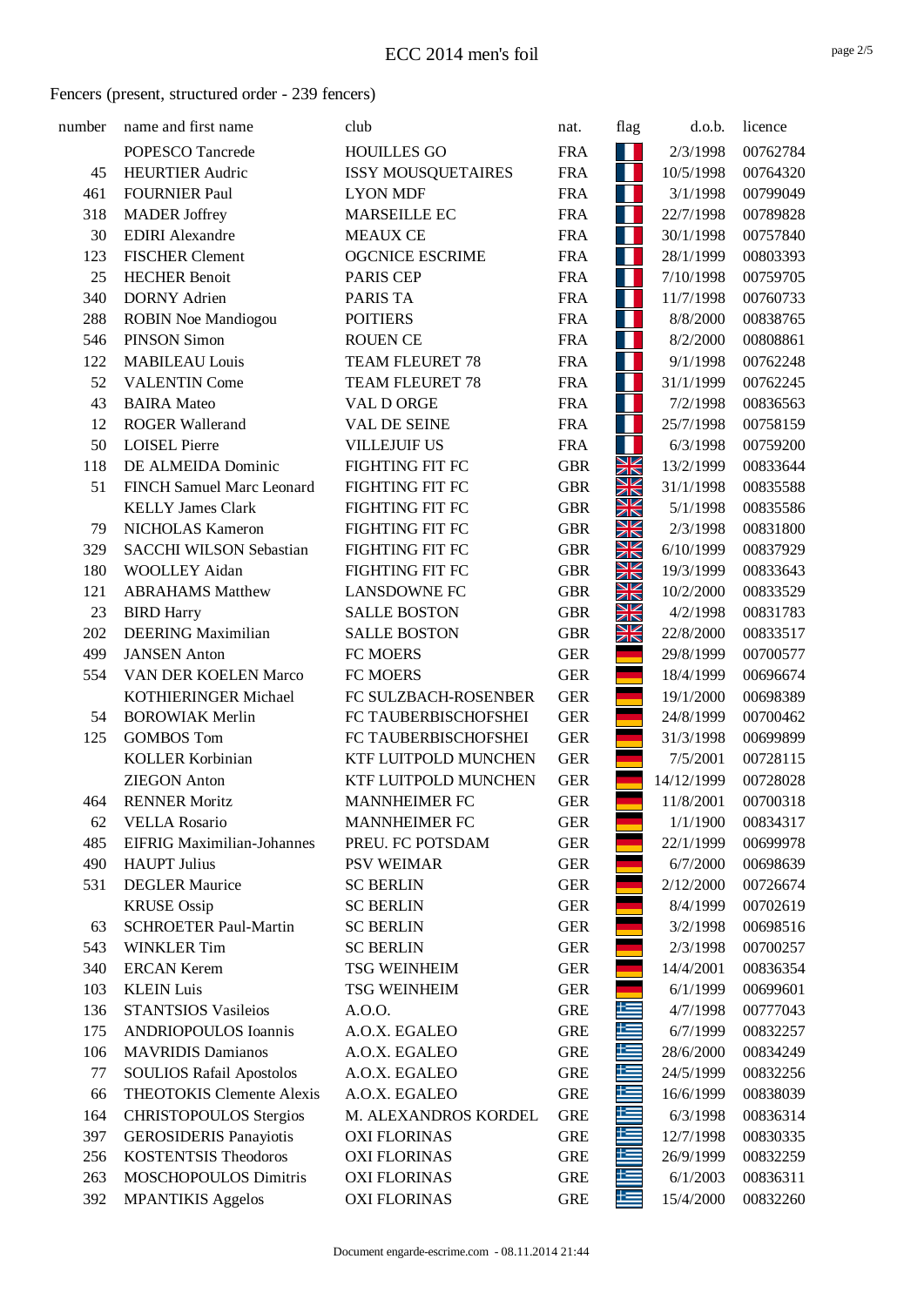# ECC 2014 men's foil

Fencers (present, structured order - 239 fencers)

| number | name and first name | club | nat. | flag | d.o.b. | licence |
|---|---|---|---|---|---|---|
| | POPESCO Tancrede | HOUILLES GO | FRA | | 2/3/1998 | 00762784 |
| 45 | HEURTIER Audric | ISSY MOUSQUETAIRES | FRA | | 10/5/1998 | 00764320 |
| 461 | FOURNIER Paul | LYON MDF | FRA | | 3/1/1998 | 00799049 |
| 318 | MADER Joffrey | MARSEILLE EC | FRA | | 22/7/1998 | 00789828 |
| 30 | EDIRI Alexandre | MEAUX CE | FRA | | 30/1/1998 | 00757840 |
| 123 | FISCHER Clement | OGCNICE ESCRIME | FRA | | 28/1/1999 | 00803393 |
| 25 | HECHER Benoit | PARIS CEP | FRA | | 7/10/1998 | 00759705 |
| 340 | DORNY Adrien | PARIS TA | FRA | | 11/7/1998 | 00760733 |
| 288 | ROBIN Noe Mandiogou | POITIERS | FRA | | 8/8/2000 | 00838765 |
| 546 | PINSON Simon | ROUEN CE | FRA | | 8/2/2000 | 00808861 |
| 122 | MABILEAU Louis | TEAM FLEURET 78 | FRA | | 9/1/1998 | 00762248 |
| 52 | VALENTIN Come | TEAM FLEURET 78 | FRA | | 31/1/1999 | 00762245 |
| 43 | BAIRA Mateo | VAL D ORGE | FRA | | 7/2/1998 | 00836563 |
| 12 | ROGER Wallerand | VAL DE SEINE | FRA | | 25/7/1998 | 00758159 |
| 50 | LOISEL Pierre | VILLEJUIF US | FRA | | 6/3/1998 | 00759200 |
| 118 | DE ALMEIDA Dominic | FIGHTING FIT FC | GBR | | 13/2/1999 | 00833644 |
| 51 | FINCH Samuel Marc Leonard | FIGHTING FIT FC | GBR | | 31/1/1998 | 00835588 |
| | KELLY James Clark | FIGHTING FIT FC | GBR | | 5/1/1998 | 00835586 |
| 79 | NICHOLAS Kameron | FIGHTING FIT FC | GBR | | 2/3/1998 | 00831800 |
| 329 | SACCHI WILSON Sebastian | FIGHTING FIT FC | GBR | | 6/10/1999 | 00837929 |
| 180 | WOOLLEY Aidan | FIGHTING FIT FC | GBR | | 19/3/1999 | 00833643 |
| 121 | ABRAHAMS Matthew | LANSDOWNE FC | GBR | | 10/2/2000 | 00833529 |
| 23 | BIRD Harry | SALLE BOSTON | GBR | | 4/2/1998 | 00831783 |
| 202 | DEERING Maximilian | SALLE BOSTON | GBR | | 22/8/2000 | 00833517 |
| 499 | JANSEN Anton | FC MOERS | GER | | 29/8/1999 | 00700577 |
| 554 | VAN DER KOELEN Marco | FC MOERS | GER | | 18/4/1999 | 00696674 |
| | KOTHIERINGER Michael | FC SULZBACH-ROSENBER | GER | | 19/1/2000 | 00698389 |
| 54 | BOROWIAK Merlin | FC TAUBERBISCHOFSHEI | GER | | 24/8/1999 | 00700462 |
| 125 | GOMBOS Tom | FC TAUBERBISCHOFSHEI | GER | | 31/3/1998 | 00699899 |
| | KOLLER Korbinian | KTF LUITPOLD MUNCHEN | GER | | 7/5/2001 | 00728115 |
| | ZIEGON Anton | KTF LUITPOLD MUNCHEN | GER | | 14/12/1999 | 00728028 |
| 464 | RENNER Moritz | MANNHEIMER FC | GER | | 11/8/2001 | 00700318 |
| 62 | VELLA Rosario | MANNHEIMER FC | GER | | 1/1/1900 | 00834317 |
| 485 | EIFRIG Maximilian-Johannes | PREU. FC POTSDAM | GER | | 22/1/1999 | 00699978 |
| 490 | HAUPT Julius | PSV WEIMAR | GER | | 6/7/2000 | 00698639 |
| 531 | DEGLER Maurice | SC BERLIN | GER | | 2/12/2000 | 00726674 |
| | KRUSE Ossip | SC BERLIN | GER | | 8/4/1999 | 00702619 |
| 63 | SCHROETER Paul-Martin | SC BERLIN | GER | | 3/2/1998 | 00698516 |
| 543 | WINKLER Tim | SC BERLIN | GER | | 2/3/1998 | 00700257 |
| 340 | ERCAN Kerem | TSG WEINHEIM | GER | | 14/4/2001 | 00836354 |
| 103 | KLEIN Luis | TSG WEINHEIM | GER | | 6/1/1999 | 00699601 |
| 136 | STANTSIOS Vasileios | A.O.O. | GRE | | 4/7/1998 | 00777043 |
| 175 | ANDRIOPOULOS Ioannis | A.O.X. EGALEO | GRE | | 6/7/1999 | 00832257 |
| 106 | MAVRIDIS Damianos | A.O.X. EGALEO | GRE | | 28/6/2000 | 00834249 |
| 77 | SOULIOS Rafail Apostolos | A.O.X. EGALEO | GRE | | 24/5/1999 | 00832256 |
| 66 | THEOTOKIS Clemente Alexis | A.O.X. EGALEO | GRE | | 16/6/1999 | 00838039 |
| 164 | CHRISTOPOULOS Stergios | M. ALEXANDROS KORDEL | GRE | | 6/3/1998 | 00836314 |
| 397 | GEROSIDERIS Panayiotis | OXI FLORINAS | GRE | | 12/7/1998 | 00830335 |
| 256 | KOSTENTSIS Theodoros | OXI FLORINAS | GRE | | 26/9/1999 | 00832259 |
| 263 | MOSCHOPOULOS Dimitris | OXI FLORINAS | GRE | | 6/1/2003 | 00836311 |
| 392 | MPANTIKIS Aggelos | OXI FLORINAS | GRE | | 15/4/2000 | 00832260 |

Document engarde-escrime.com - 08.11.2014 21:44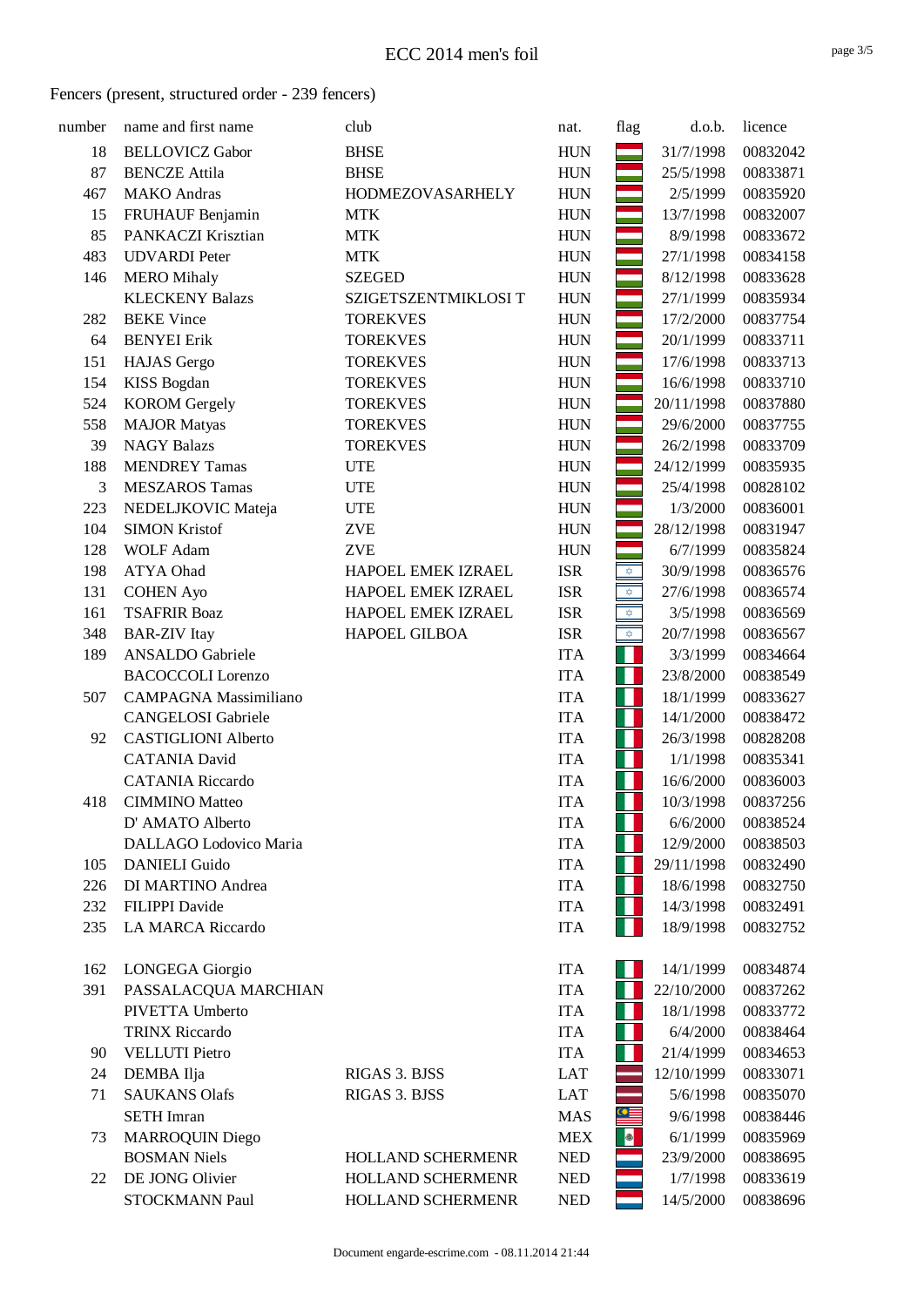# ECC 2014 men's foil

## Fencers (present, structured order - 239 fencers)

| number | name and first name | club | nat. | flag | d.o.b. | licence |
|---|---|---|---|---|---|---|
| 18 | BELLOVICZ Gabor | BHSE | HUN | | 31/7/1998 | 00832042 |
| 87 | BENCZE Attila | BHSE | HUN | | 25/5/1998 | 00833871 |
| 467 | MAKO Andras | HODMEZOVASARHELY | HUN | | 2/5/1999 | 00835920 |
| 15 | FRUHAUF Benjamin | MTK | HUN | | 13/7/1998 | 00832007 |
| 85 | PANKACZI Krisztian | MTK | HUN | | 8/9/1998 | 00833672 |
| 483 | UDVARDI Peter | MTK | HUN | | 27/1/1998 | 00834158 |
| 146 | MERO Mihaly | SZEGED | HUN | | 8/12/1998 | 00833628 |
| | KLECKENY Balazs | SZIGETSZENTMIKLOSI T | HUN | | 27/1/1999 | 00835934 |
| 282 | BEKE Vince | TOREKVES | HUN | | 17/2/2000 | 00837754 |
| 64 | BENYEI Erik | TOREKVES | HUN | | 20/1/1999 | 00833711 |
| 151 | HAJAS Gergo | TOREKVES | HUN | | 17/6/1998 | 00833713 |
| 154 | KISS Bogdan | TOREKVES | HUN | | 16/6/1998 | 00833710 |
| 524 | KOROM Gergely | TOREKVES | HUN | | 20/11/1998 | 00837880 |
| 558 | MAJOR Matyas | TOREKVES | HUN | | 29/6/2000 | 00837755 |
| 39 | NAGY Balazs | TOREKVES | HUN | | 26/2/1998 | 00833709 |
| 188 | MENDREY Tamas | UTE | HUN | | 24/12/1999 | 00835935 |
| 3 | MESZAROS Tamas | UTE | HUN | | 25/4/1998 | 00828102 |
| 223 | NEDELJKOVIC Mateja | UTE | HUN | | 1/3/2000 | 00836001 |
| 104 | SIMON Kristof | ZVE | HUN | | 28/12/1998 | 00831947 |
| 128 | WOLF Adam | ZVE | HUN | | 6/7/1999 | 00835824 |
| 198 | ATYA Ohad | HAPOEL EMEK IZRAEL | ISR | | 30/9/1998 | 00836576 |
| 131 | COHEN Ayo | HAPOEL EMEK IZRAEL | ISR | | 27/6/1998 | 00836574 |
| 161 | TSAFRIR Boaz | HAPOEL EMEK IZRAEL | ISR | | 3/5/1998 | 00836569 |
| 348 | BAR-ZIV Itay | HAPOEL GILBOA | ISR | | 20/7/1998 | 00836567 |
| 189 | ANSALDO Gabriele | | ITA | | 3/3/1999 | 00834664 |
| | BACOCCOLI Lorenzo | | ITA | | 23/8/2000 | 00838549 |
| 507 | CAMPAGNA Massimiliano | | ITA | | 18/1/1999 | 00833627 |
| | CANGELOSI Gabriele | | ITA | | 14/1/2000 | 00838472 |
| 92 | CASTIGLIONI Alberto | | ITA | | 26/3/1998 | 00828208 |
| | CATANIA David | | ITA | | 1/1/1998 | 00835341 |
| | CATANIA Riccardo | | ITA | | 16/6/2000 | 00836003 |
| 418 | CIMMINO Matteo | | ITA | | 10/3/1998 | 00837256 |
| | D' AMATO Alberto | | ITA | | 6/6/2000 | 00838524 |
| | DALLAGO Lodovico Maria | | ITA | | 12/9/2000 | 00838503 |
| 105 | DANIELI Guido | | ITA | | 29/11/1998 | 00832490 |
| 226 | DI MARTINO Andrea | | ITA | | 18/6/1998 | 00832750 |
| 232 | FILIPPI Davide | | ITA | | 14/3/1998 | 00832491 |
| 235 | LA MARCA Riccardo | | ITA | | 18/9/1998 | 00832752 |
| 162 | LONGEGA Giorgio | | ITA | | 14/1/1999 | 00834874 |
| 391 | PASSALACQUA MARCHIAN | | ITA | | 22/10/2000 | 00837262 |
| | PIVETTA Umberto | | ITA | | 18/1/1998 | 00833772 |
| | TRINX Riccardo | | ITA | | 6/4/2000 | 00838464 |
| 90 | VELLUTI Pietro | | ITA | | 21/4/1999 | 00834653 |
| 24 | DEMBA Ilja | RIGAS 3. BJSS | LAT | | 12/10/1999 | 00833071 |
| 71 | SAUKANS Olafs | RIGAS 3. BJSS | LAT | | 5/6/1998 | 00835070 |
| | SETH Imran | | MAS | | 9/6/1998 | 00838446 |
| 73 | MARROQUIN Diego | | MEX | | 6/1/1999 | 00835969 |
| | BOSMAN Niels | HOLLAND SCHERMENR | NED | | 23/9/2000 | 00838695 |
| 22 | DE JONG Olivier | HOLLAND SCHERMENR | NED | | 1/7/1998 | 00833619 |
| | STOCKMANN Paul | HOLLAND SCHERMENR | NED | | 14/5/2000 | 00838696 |

Document engarde-escrime.com - 08.11.2014 21:44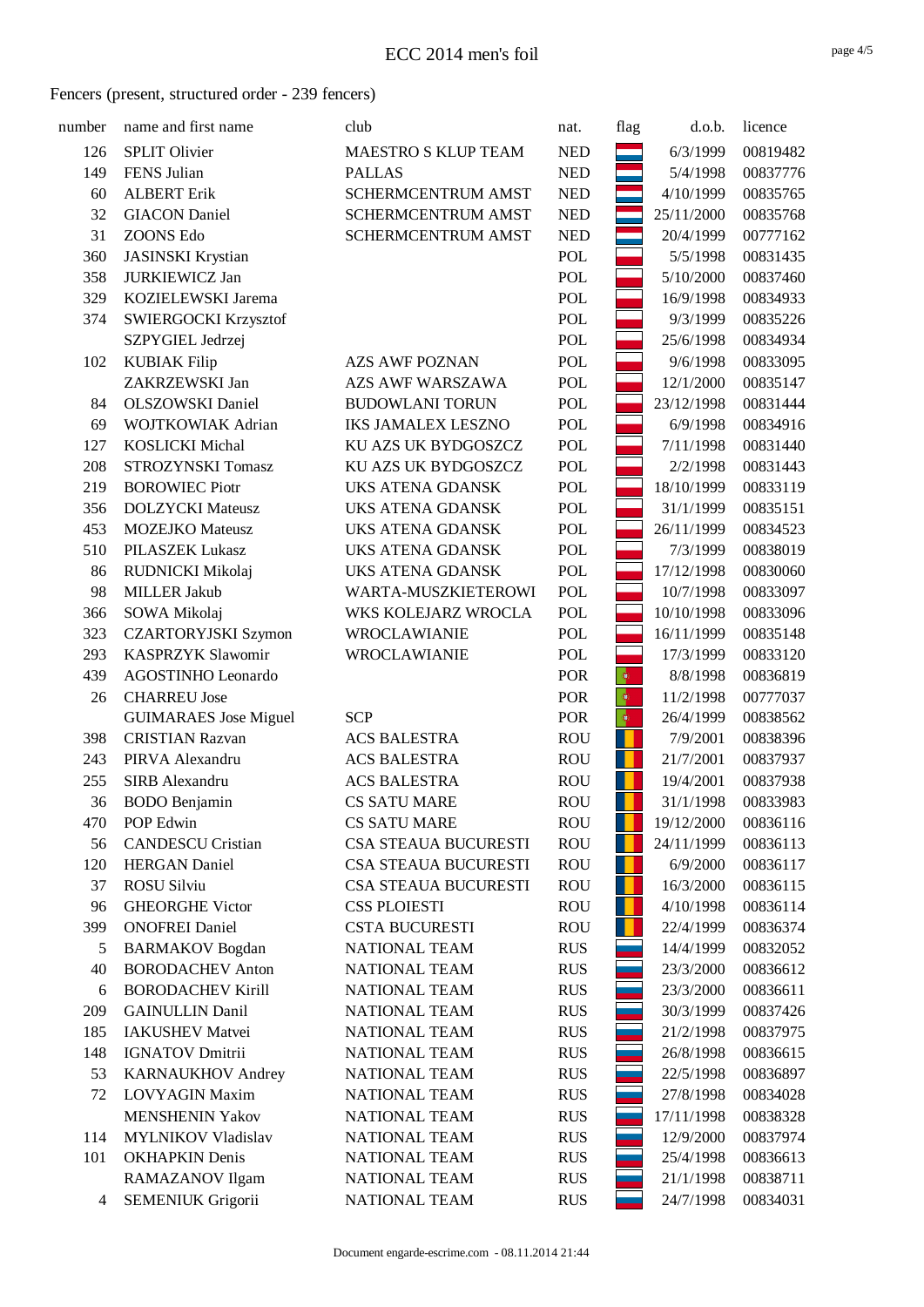Fencers (present, structured order - 239 fencers)

| number | name and first name | club | nat. | flag | d.o.b. | licence |
|---|---|---|---|---|---|---|
| 126 | SPLIT Olivier | MAESTRO S KLUP TEAM | NED | | 6/3/1999 | 00819482 |
| 149 | FENS Julian | PALLAS | NED | | 5/4/1998 | 00837776 |
| 60 | ALBERT Erik | SCHERMCENTRUM AMST | NED | | 4/10/1999 | 00835765 |
| 32 | GIACON Daniel | SCHERMCENTRUM AMST | NED | | 25/11/2000 | 00835768 |
| 31 | ZOONS Edo | SCHERMCENTRUM AMST | NED | | 20/4/1999 | 00777162 |
| 360 | JASINSKI Krystian | | POL | | 5/5/1998 | 00831435 |
| 358 | JURKIEWICZ Jan | | POL | | 5/10/2000 | 00837460 |
| 329 | KOZIELEWSKI Jarema | | POL | | 16/9/1998 | 00834933 |
| 374 | SWIERGOCKI Krzysztof | | POL | | 9/3/1999 | 00835226 |
| | SZPYGIEL Jedrzej | | POL | | 25/6/1998 | 00834934 |
| 102 | KUBIAK Filip | AZS AWF POZNAN | POL | | 9/6/1998 | 00833095 |
| | ZAKRZEWSKI Jan | AZS AWF WARSZAWA | POL | | 12/1/2000 | 00835147 |
| 84 | OLSZOWSKI Daniel | BUDOWLANI TORUN | POL | | 23/12/1998 | 00831444 |
| 69 | WOJTKOWIAK Adrian | IKS JAMALEX LESZNO | POL | | 6/9/1998 | 00834916 |
| 127 | KOSLICKI Michal | KU AZS UK BYDGOSZCZ | POL | | 7/11/1998 | 00831440 |
| 208 | STROZYNSKI Tomasz | KU AZS UK BYDGOSZCZ | POL | | 2/2/1998 | 00831443 |
| 219 | BOROWIEC Piotr | UKS ATENA GDANSK | POL | | 18/10/1999 | 00833119 |
| 356 | DOLZYCKI Mateusz | UKS ATENA GDANSK | POL | | 31/1/1999 | 00835151 |
| 453 | MOZEJKO Mateusz | UKS ATENA GDANSK | POL | | 26/11/1999 | 00834523 |
| 510 | PILASZEK Lukasz | UKS ATENA GDANSK | POL | | 7/3/1999 | 00838019 |
| 86 | RUDNICKI Mikolaj | UKS ATENA GDANSK | POL | | 17/12/1998 | 00830060 |
| 98 | MILLER Jakub | WARTA-MUSZKIETEROWI | POL | | 10/7/1998 | 00833097 |
| 366 | SOWA Mikolaj | WKS KOLEJARZ WROCLA | POL | | 10/10/1998 | 00833096 |
| 323 | CZARTORYJSKI Szymon | WROCLAWIANIE | POL | | 16/11/1999 | 00835148 |
| 293 | KASPRZYK Slawomir | WROCLAWIANIE | POL | | 17/3/1999 | 00833120 |
| 439 | AGOSTINHO Leonardo | | POR | | 8/8/1998 | 00836819 |
| 26 | CHARREU Jose | | POR | | 11/2/1998 | 00777037 |
| | GUIMARAES Jose Miguel | SCP | POR | | 26/4/1999 | 00838562 |
| 398 | CRISTIAN Razvan | ACS BALESTRA | ROU | | 7/9/2001 | 00838396 |
| 243 | PIRVA Alexandru | ACS BALESTRA | ROU | | 21/7/2001 | 00837937 |
| 255 | SIRB Alexandru | ACS BALESTRA | ROU | | 19/4/2001 | 00837938 |
| 36 | BODO Benjamin | CS SATU MARE | ROU | | 31/1/1998 | 00833983 |
| 470 | POP Edwin | CS SATU MARE | ROU | | 19/12/2000 | 00836116 |
| 56 | CANDESCU Cristian | CSA STEAUA BUCURESTI | ROU | | 24/11/1999 | 00836113 |
| 120 | HERGAN Daniel | CSA STEAUA BUCURESTI | ROU | | 6/9/2000 | 00836117 |
| 37 | ROSU Silviu | CSA STEAUA BUCURESTI | ROU | | 16/3/2000 | 00836115 |
| 96 | GHEORGHE Victor | CSS PLOIESTI | ROU | | 4/10/1998 | 00836114 |
| 399 | ONOFREI Daniel | CSTA BUCURESTI | ROU | | 22/4/1999 | 00836374 |
| 5 | BARMAKOV Bogdan | NATIONAL TEAM | RUS | | 14/4/1999 | 00832052 |
| 40 | BORODACHEV Anton | NATIONAL TEAM | RUS | | 23/3/2000 | 00836612 |
| 6 | BORODACHEV Kirill | NATIONAL TEAM | RUS | | 23/3/2000 | 00836611 |
| 209 | GAINULLIN Danil | NATIONAL TEAM | RUS | | 30/3/1999 | 00837426 |
| 185 | IAKUSHEV Matvei | NATIONAL TEAM | RUS | | 21/2/1998 | 00837975 |
| 148 | IGNATOV Dmitrii | NATIONAL TEAM | RUS | | 26/8/1998 | 00836615 |
| 53 | KARNAUKHOV Andrey | NATIONAL TEAM | RUS | | 22/5/1998 | 00836897 |
| 72 | LOVYAGIN Maxim | NATIONAL TEAM | RUS | | 27/8/1998 | 00834028 |
| | MENSHENIN Yakov | NATIONAL TEAM | RUS | | 17/11/1998 | 00838328 |
| 114 | MYLNIKOV Vladislav | NATIONAL TEAM | RUS | | 12/9/2000 | 00837974 |
| 101 | OKHAPKIN Denis | NATIONAL TEAM | RUS | | 25/4/1998 | 00836613 |
| | RAMAZANOV Ilgam | NATIONAL TEAM | RUS | | 21/1/1998 | 00838711 |
| 4 | SEMENIUK Grigorii | NATIONAL TEAM | RUS | | 24/7/1998 | 00834031 |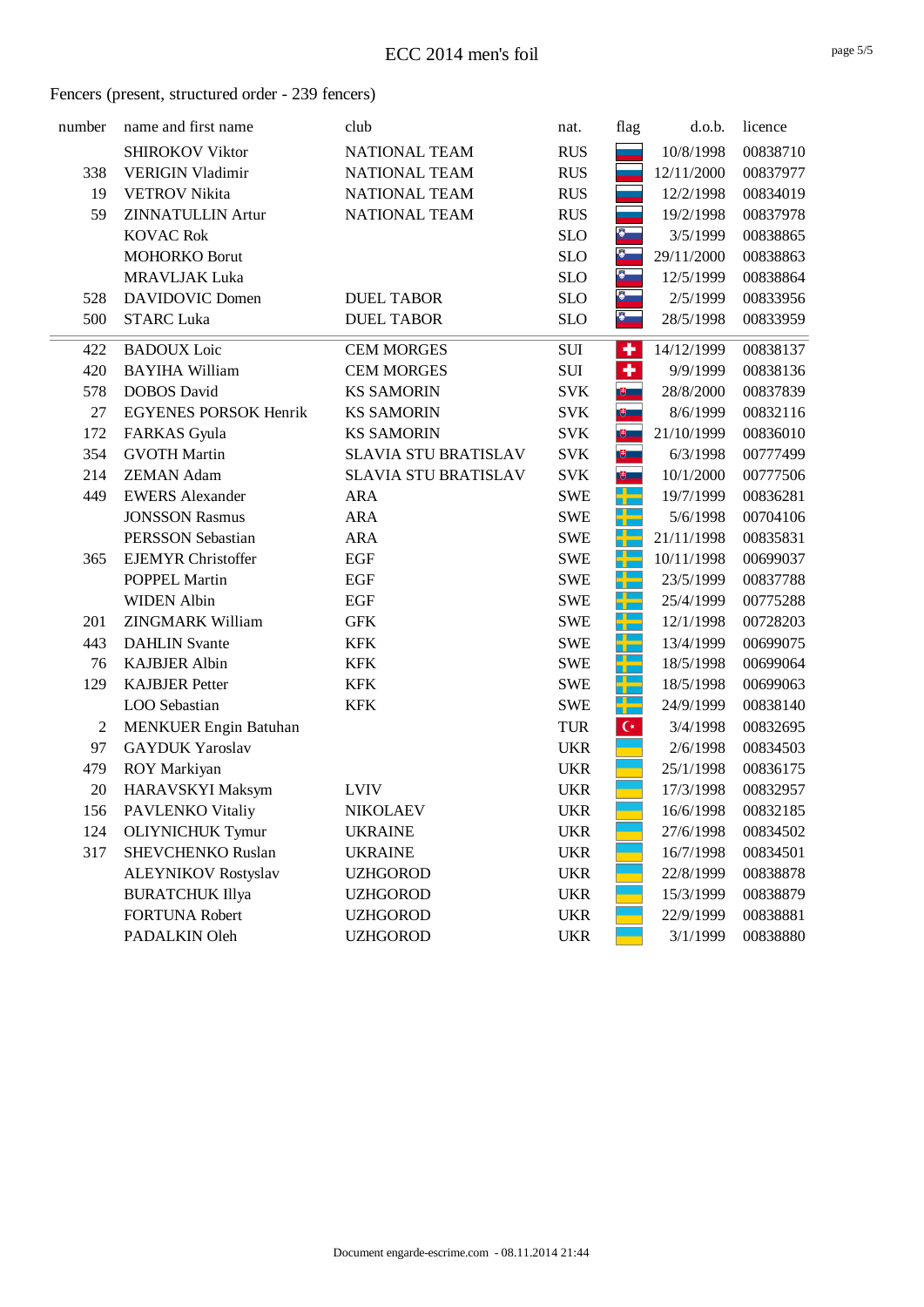Fencers (present, structured order - 239 fencers)

| number | name and first name | club | nat. | flag | d.o.b. | licence |
|---|---|---|---|---|---|---|
| | SHIROKOV Viktor | NATIONAL TEAM | RUS | | 10/8/1998 | 00838710 |
| 338 | VERIGIN Vladimir | NATIONAL TEAM | RUS | | 12/11/2000 | 00837977 |
| 19 | VETROV Nikita | NATIONAL TEAM | RUS | | 12/2/1998 | 00834019 |
| 59 | ZINNATULLIN Artur | NATIONAL TEAM | RUS | | 19/2/1998 | 00837978 |
| | KOVAC Rok | | SLO | | 3/5/1999 | 00838865 |
| | MOHORKO Borut | | SLO | | 29/11/2000 | 00838863 |
| | MRAVLJAK Luka | | SLO | | 12/5/1999 | 00838864 |
| 528 | DAVIDOVIC Domen | DUEL TABOR | SLO | | 2/5/1999 | 00833956 |
| 500 | STARC Luka | DUEL TABOR | SLO | | 28/5/1998 | 00833959 |
| 422 | BADOUX Loic | CEM MORGES | SUI | | 14/12/1999 | 00838137 |
| 420 | BAYIHA William | CEM MORGES | SUI | | 9/9/1999 | 00838136 |
| 578 | DOBOS David | KS SAMORIN | SVK | | 28/8/2000 | 00837839 |
| 27 | EGYENES PORSOK Henrik | KS SAMORIN | SVK | | 8/6/1999 | 00832116 |
| 172 | FARKAS Gyula | KS SAMORIN | SVK | | 21/10/1999 | 00836010 |
| 354 | GVOTH Martin | SLAVIA STU BRATISLAV | SVK | | 6/3/1998 | 00777499 |
| 214 | ZEMAN Adam | SLAVIA STU BRATISLAV | SVK | | 10/1/2000 | 00777506 |
| 449 | EWERS Alexander | ARA | SWE | | 19/7/1999 | 00836281 |
| | JONSSON Rasmus | ARA | SWE | | 5/6/1998 | 00704106 |
| | PERSSON Sebastian | ARA | SWE | | 21/11/1998 | 00835831 |
| 365 | EJEMYR Christoffer | EGF | SWE | | 10/11/1998 | 00699037 |
| | POPPEL Martin | EGF | SWE | | 23/5/1999 | 00837788 |
| | WIDEN Albin | EGF | SWE | | 25/4/1999 | 00775288 |
| 201 | ZINGMARK William | GFK | SWE | | 12/1/1998 | 00728203 |
| 443 | DAHLIN Svante | KFK | SWE | | 13/4/1999 | 00699075 |
| 76 | KAJBJER Albin | KFK | SWE | | 18/5/1998 | 00699064 |
| 129 | KAJBJER Petter | KFK | SWE | | 18/5/1998 | 00699063 |
| | LOO Sebastian | KFK | SWE | | 24/9/1999 | 00838140 |
| 2 | MENKUER Engin Batuhan | | TUR | | 3/4/1998 | 00832695 |
| 97 | GAYDUK Yaroslav | | UKR | | 2/6/1998 | 00834503 |
| 479 | ROY Markiyan | | UKR | | 25/1/1998 | 00836175 |
| 20 | HARAVSKYI Maksym | LVIV | UKR | | 17/3/1998 | 00832957 |
| 156 | PAVLENKO Vitaliy | NIKOLAEV | UKR | | 16/6/1998 | 00832185 |
| 124 | OLIYNICHUK Tymur | UKRAINE | UKR | | 27/6/1998 | 00834502 |
| 317 | SHEVCHENKO Ruslan | UKRAINE | UKR | | 16/7/1998 | 00834501 |
| | ALEYNIKOV Rostyslav | UZHGOROD | UKR | | 22/8/1999 | 00838878 |
| | BURATCHUK Illya | UZHGOROD | UKR | | 15/3/1999 | 00838879 |
| | FORTUNA Robert | UZHGOROD | UKR | | 22/9/1999 | 00838881 |
| | PADALKIN Oleh | UZHGOROD | UKR | | 3/1/1999 | 00838880 |

Document engarde-escrime.com - 08.11.2014 21:44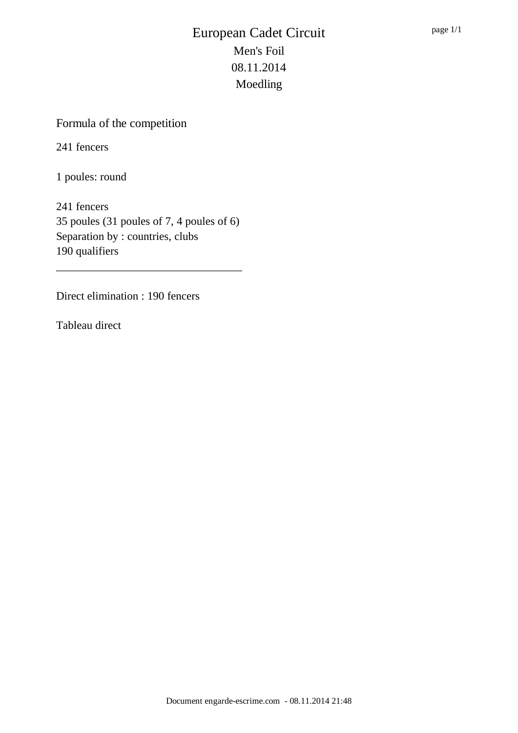# European Cadet Circuit

Men's Foil

08.11.2014

Moedling

Formula of the competition

241 fencers

1 poules: round

241 fencers
35 poules (31 poules of 7, 4 poules of 6)
Separation by : countries, clubs
190 qualifiers

---

Direct elimination : 190 fencers

Tableau direct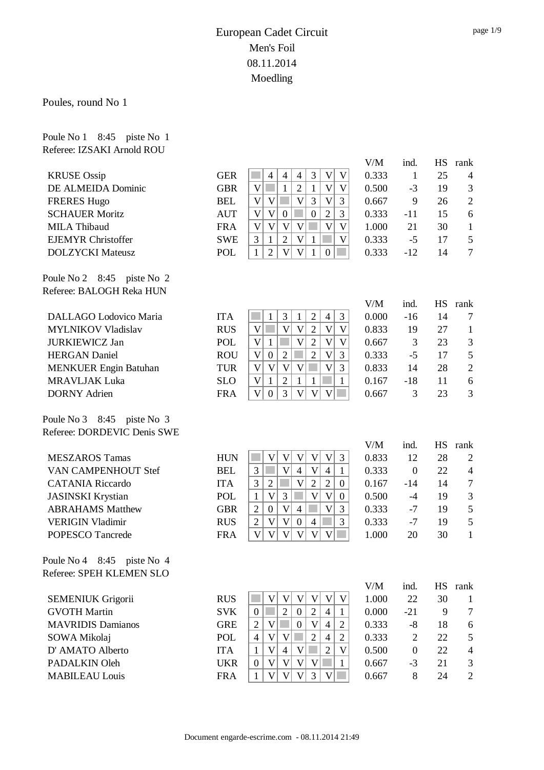# European Cadet Circuit
## Men's Foil
## 08.11.2014
## Moedling

Poules, round No 1

Poule No 1    8:45    piste No  1
Referee: IZSAKI Arnold ROU

| | | | | | | | | | V/M | ind. | HS | rank |
|---|---|---|---|---|---|---|---|---|---|---|---|---|
| KRUSE Ossip | GER | | 4 | 4 | 4 | 3 | V | V | 0.333 | 1 | 25 | 4 |
| DE ALMEIDA Dominic | GBR | V | | 1 | 2 | 1 | V | V | 0.500 | -3 | 19 | 3 |
| FRERES Hugo | BEL | V | V | | V | 3 | V | 3 | 0.667 | 9 | 26 | 2 |
| SCHAUER Moritz | AUT | V | V | 0 | | 0 | 2 | 3 | 0.333 | -11 | 15 | 6 |
| MILA Thibaud | FRA | V | V | V | V | | V | V | 1.000 | 21 | 30 | 1 |
| EJEMYR Christoffer | SWE | 3 | 1 | 2 | V | 1 | | V | 0.333 | -5 | 17 | 5 |
| DOLZYCKI Mateusz | POL | 1 | 2 | V | V | 1 | 0 | | 0.333 | -12 | 14 | 7 |

Poule No 2    8:45    piste No  2
Referee: BALOGH Reka HUN

| | | | | | | | | | V/M | ind. | HS | rank |
|---|---|---|---|---|---|---|---|---|---|---|---|---|
| DALLAGO Lodovico Maria | ITA | | 1 | 3 | 1 | 2 | 4 | 3 | 0.000 | -16 | 14 | 7 |
| MYLNIKOV Vladislav | RUS | V | | V | V | 2 | V | V | 0.833 | 19 | 27 | 1 |
| JURKIEWICZ Jan | POL | V | 1 | | V | 2 | V | V | 0.667 | 3 | 23 | 3 |
| HERGAN Daniel | ROU | V | 0 | 2 | | 2 | V | 3 | 0.333 | -5 | 17 | 5 |
| MENKUER Engin Batuhan | TUR | V | V | V | V | | V | 3 | 0.833 | 14 | 28 | 2 |
| MRAVLJAK Luka | SLO | V | 1 | 2 | 1 | 1 | | 1 | 0.167 | -18 | 11 | 6 |
| DORNY Adrien | FRA | V | 0 | 3 | V | V | V | | 0.667 | 3 | 23 | 3 |

Poule No 3    8:45    piste No  3
Referee: DORDEVIC Denis SWE

| | | | | | | | | | V/M | ind. | HS | rank |
|---|---|---|---|---|---|---|---|---|---|---|---|---|
| MESZAROS Tamas | HUN | | V | V | V | V | V | 3 | 0.833 | 12 | 28 | 2 |
| VAN CAMPENHOUT Stef | BEL | 3 | | V | 4 | V | 4 | 1 | 0.333 | 0 | 22 | 4 |
| CATANIA Riccardo | ITA | 3 | 2 | | V | 2 | 2 | 0 | 0.167 | -14 | 14 | 7 |
| JASINSKI Krystian | POL | 1 | V | 3 | | V | V | 0 | 0.500 | -4 | 19 | 3 |
| ABRAHAMS Matthew | GBR | 2 | 0 | V | 4 | | V | 3 | 0.333 | -7 | 19 | 5 |
| VERIGIN Vladimir | RUS | 2 | V | V | 0 | 4 | | 3 | 0.333 | -7 | 19 | 5 |
| POPESCO Tancrede | FRA | V | V | V | V | V | V | | 1.000 | 20 | 30 | 1 |

Poule No 4    8:45    piste No  4
Referee: SPEH KLEMEN SLO

| | | | | | | | | | V/M | ind. | HS | rank |
|---|---|---|---|---|---|---|---|---|---|---|---|---|
| SEMENIUK Grigorii | RUS | | V | V | V | V | V | V | 1.000 | 22 | 30 | 1 |
| GVOTH Martin | SVK | 0 | | 2 | 0 | 2 | 4 | 1 | 0.000 | -21 | 9 | 7 |
| MAVRIDIS Damianos | GRE | 2 | V | | 0 | V | 4 | 2 | 0.333 | -8 | 18 | 6 |
| SOWA Mikolaj | POL | 4 | V | V | | 2 | 4 | 2 | 0.333 | 2 | 22 | 5 |
| D' AMATO Alberto | ITA | 1 | V | 4 | V | | 2 | V | 0.500 | 0 | 22 | 4 |
| PADALKIN Oleh | UKR | 0 | V | V | V | V | | 1 | 0.667 | -3 | 21 | 3 |
| MABILEAU Louis | FRA | 1 | V | V | V | 3 | V | | 0.667 | 8 | 24 | 2 |

Document engarde-escrime.com  - 08.11.2014 21:49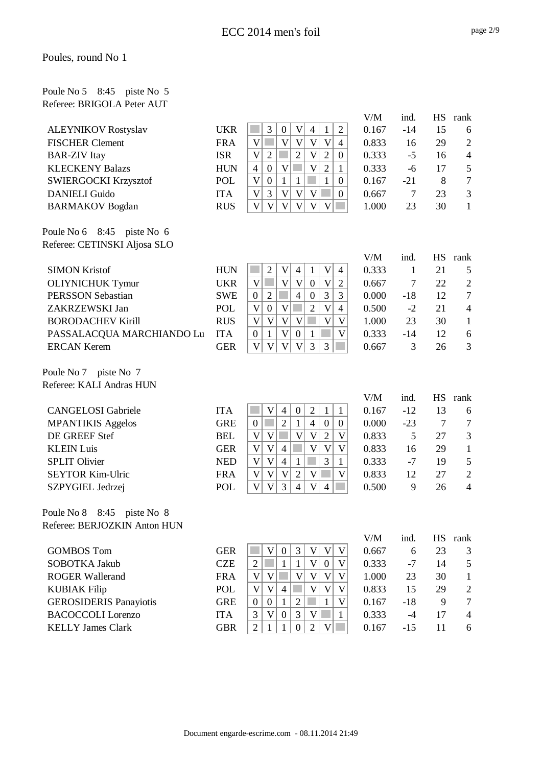# ECC 2014 men's foil

Poules, round No 1

Poule No 5 8:45 piste No 5
Referee: BRIGOLA Peter AUT

| Name | Nation | 1 | 2 | 3 | 4 | 5 | 6 | 7 | V/M | ind. | HS | rank |
|---|---|---|---|---|---|---|---|---|---|---|---|---|
| ALEYNIKOV Rostyslav | UKR | | 3 | 0 | V | 4 | 1 | 2 | 0.167 | -14 | 15 | 6 |
| FISCHER Clement | FRA | V | | V | V | V | V | 4 | 0.833 | 16 | 29 | 2 |
| BAR-ZIV Itay | ISR | V | 2 | | 2 | V | 2 | 0 | 0.333 | -5 | 16 | 4 |
| KLECKENY Balazs | HUN | 4 | 0 | V | | V | 2 | 1 | 0.333 | -6 | 17 | 5 |
| SWIERGOCKI Krzysztof | POL | V | 0 | 1 | 1 | | 1 | 0 | 0.167 | -21 | 8 | 7 |
| DANIELI Guido | ITA | V | 3 | V | V | V | | 0 | 0.667 | 7 | 23 | 3 |
| BARMAKOV Bogdan | RUS | V | V | V | V | V | V | | 1.000 | 23 | 30 | 1 |

Poule No 6 8:45 piste No 6
Referee: CETINSKI Aljosa SLO

| Name | Nation | 1 | 2 | 3 | 4 | 5 | 6 | 7 | V/M | ind. | HS | rank |
|---|---|---|---|---|---|---|---|---|---|---|---|---|
| SIMON Kristof | HUN | | 2 | V | 4 | 1 | V | 4 | 0.333 | 1 | 21 | 5 |
| OLIYNICHUK Tymur | UKR | V | | V | V | 0 | V | 2 | 0.667 | 7 | 22 | 2 |
| PERSSON Sebastian | SWE | 0 | 2 | | 4 | 0 | 3 | 3 | 0.000 | -18 | 12 | 7 |
| ZAKRZEWSKI Jan | POL | V | 0 | V | | 2 | V | 4 | 0.500 | -2 | 21 | 4 |
| BORODACHEV Kirill | RUS | V | V | V | V | | V | V | 1.000 | 23 | 30 | 1 |
| PASSALACQUA MARCHIANDO Lu | ITA | 0 | 1 | V | 0 | 1 | | V | 0.333 | -14 | 12 | 6 |
| ERCAN Kerem | GER | V | V | V | V | 3 | 3 | | 0.667 | 3 | 26 | 3 |

Poule No 7 piste No 7
Referee: KALI Andras HUN

| Name | Nation | 1 | 2 | 3 | 4 | 5 | 6 | 7 | V/M | ind. | HS | rank |
|---|---|---|---|---|---|---|---|---|---|---|---|---|
| CANGELOSI Gabriele | ITA | | V | 4 | 0 | 2 | 1 | 1 | 0.167 | -12 | 13 | 6 |
| MPANTIKIS Aggelos | GRE | 0 | | 2 | 1 | 4 | 0 | 0 | 0.000 | -23 | 7 | 7 |
| DE GREEF Stef | BEL | V | V | | V | V | 2 | V | 0.833 | 5 | 27 | 3 |
| KLEIN Luis | GER | V | V | 4 | | V | V | V | 0.833 | 16 | 29 | 1 |
| SPLIT Olivier | NED | V | V | 4 | 1 | | 3 | 1 | 0.333 | -7 | 19 | 5 |
| SEYTOR Kim-Ulric | FRA | V | V | V | 2 | V | | V | 0.833 | 12 | 27 | 2 |
| SZPYGIEL Jedrzej | POL | V | V | 3 | 4 | V | 4 | | 0.500 | 9 | 26 | 4 |

Poule No 8 8:45 piste No 8
Referee: BERJOZKIN Anton HUN

| Name | Nation | 1 | 2 | 3 | 4 | 5 | 6 | 7 | V/M | ind. | HS | rank |
|---|---|---|---|---|---|---|---|---|---|---|---|---|
| GOMBOS Tom | GER | | V | 0 | 3 | V | V | V | 0.667 | 6 | 23 | 3 |
| SOBOTKA Jakub | CZE | 2 | | 1 | 1 | V | 0 | V | 0.333 | -7 | 14 | 5 |
| ROGER Wallerand | FRA | V | V | | V | V | V | V | 1.000 | 23 | 30 | 1 |
| KUBIAK Filip | POL | V | V | 4 | | V | V | V | 0.833 | 15 | 29 | 2 |
| GEROSIDERIS Panayiotis | GRE | 0 | 0 | 1 | 2 | | 1 | V | 0.167 | -18 | 9 | 7 |
| BACOCCOLI Lorenzo | ITA | 3 | V | 0 | 3 | V | | 1 | 0.333 | -4 | 17 | 4 |
| KELLY James Clark | GBR | 2 | 1 | 1 | 0 | 2 | V | | 0.167 | -15 | 11 | 6 |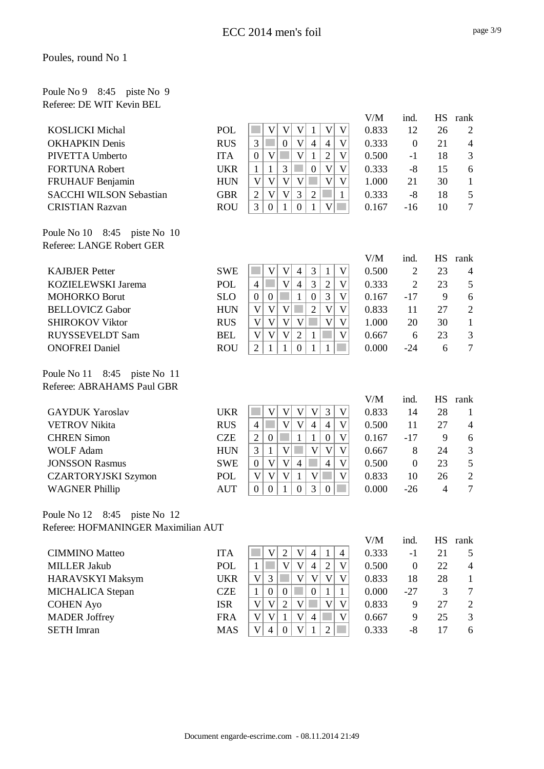# ECC 2014 men's foil

## Poules, round No 1

### Poule No 9 8:45 piste No 9
Referee: DE WIT Kevin BEL

| Name | Nation | 1 | 2 | 3 | 4 | 5 | 6 | 7 | V/M | ind. | HS | rank |
|---|---|---|---|---|---|---|---|---|---|---|---|---|
| KOSLICKI Michal | POL | | V | V | V | 1 | V | V | 0.833 | 12 | 26 | 2 |
| OKHAPKIN Denis | RUS | 3 | | 0 | V | 4 | 4 | V | 0.333 | 0 | 21 | 4 |
| PIVETTA Umberto | ITA | 0 | V | | V | 1 | 2 | V | 0.500 | -1 | 18 | 3 |
| FORTUNA Robert | UKR | 1 | 1 | 3 | | 0 | V | V | 0.333 | -8 | 15 | 6 |
| FRUHAUF Benjamin | HUN | V | V | V | V | | V | V | 1.000 | 21 | 30 | 1 |
| SACCHI WILSON Sebastian | GBR | 2 | V | V | 3 | 2 | | 1 | 0.333 | -8 | 18 | 5 |
| CRISTIAN Razvan | ROU | 3 | 0 | 1 | 0 | 1 | V | | 0.167 | -16 | 10 | 7 |

### Poule No 10 8:45 piste No 10
Referee: LANGE Robert GER

| Name | Nation | 1 | 2 | 3 | 4 | 5 | 6 | 7 | V/M | ind. | HS | rank |
|---|---|---|---|---|---|---|---|---|---|---|---|---|
| KAJBJER Petter | SWE | | V | V | 4 | 3 | 1 | V | 0.500 | 2 | 23 | 4 |
| KOZIELEWSKI Jarema | POL | 4 | | V | 4 | 3 | 2 | V | 0.333 | 2 | 23 | 5 |
| MOHORKO Borut | SLO | 0 | 0 | | 1 | 0 | 3 | V | 0.167 | -17 | 9 | 6 |
| BELLOVICZ Gabor | HUN | V | V | V | | 2 | V | V | 0.833 | 11 | 27 | 2 |
| SHIROKOV Viktor | RUS | V | V | V | V | | V | V | 1.000 | 20 | 30 | 1 |
| RUYSSEVELDT Sam | BEL | V | V | V | 2 | 1 | | V | 0.667 | 6 | 23 | 3 |
| ONOFREI Daniel | ROU | 2 | 1 | 1 | 0 | 1 | 1 | | 0.000 | -24 | 6 | 7 |

### Poule No 11 8:45 piste No 11
Referee: ABRAHAMS Paul GBR

| Name | Nation | 1 | 2 | 3 | 4 | 5 | 6 | 7 | V/M | ind. | HS | rank |
|---|---|---|---|---|---|---|---|---|---|---|---|---|
| GAYDUK Yaroslav | UKR | | V | V | V | V | 3 | V | 0.833 | 14 | 28 | 1 |
| VETROV Nikita | RUS | 4 | | V | V | 4 | 4 | V | 0.500 | 11 | 27 | 4 |
| CHREN Simon | CZE | 2 | 0 | | 1 | 1 | 0 | V | 0.167 | -17 | 9 | 6 |
| WOLF Adam | HUN | 3 | 1 | V | | V | V | V | 0.667 | 8 | 24 | 3 |
| JONSSON Rasmus | SWE | 0 | V | V | 4 | | 4 | V | 0.500 | 0 | 23 | 5 |
| CZARTORYJSKI Szymon | POL | V | V | V | 1 | V | | V | 0.833 | 10 | 26 | 2 |
| WAGNER Phillip | AUT | 0 | 0 | 1 | 0 | 3 | 0 | | 0.000 | -26 | 4 | 7 |

### Poule No 12 8:45 piste No 12
Referee: HOFMANINGER Maximilian AUT

| Name | Nation | 1 | 2 | 3 | 4 | 5 | 6 | 7 | V/M | ind. | HS | rank |
|---|---|---|---|---|---|---|---|---|---|---|---|---|
| CIMMINO Matteo | ITA | | V | 2 | V | 4 | 1 | 4 | 0.333 | -1 | 21 | 5 |
| MILLER Jakub | POL | 1 | | V | V | 4 | 2 | V | 0.500 | 0 | 22 | 4 |
| HARAVSKYI Maksym | UKR | V | 3 | | V | V | V | V | 0.833 | 18 | 28 | 1 |
| MICHALICA Stepan | CZE | 1 | 0 | 0 | | 0 | 1 | 1 | 0.000 | -27 | 3 | 7 |
| COHEN Ayo | ISR | V | V | 2 | V | | V | V | 0.833 | 9 | 27 | 2 |
| MADER Joffrey | FRA | V | V | 1 | V | 4 | | V | 0.667 | 9 | 25 | 3 |
| SETH Imran | MAS | V | 4 | 0 | V | 1 | 2 | | 0.333 | -8 | 17 | 6 |

Document engarde-escrime.com - 08.11.2014 21:49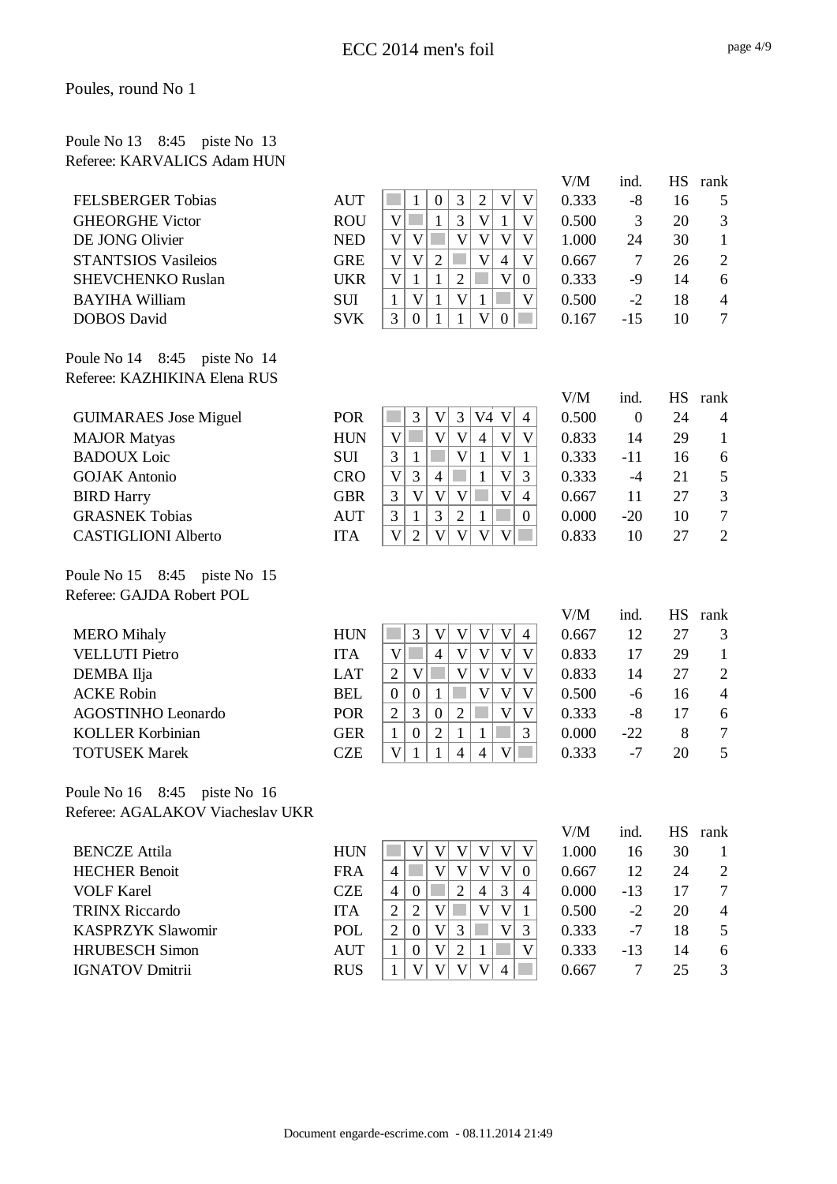# ECC 2014 men's foil

Poules, round No 1

Poule No 13 8:45 piste No 13
Referee: KARVALICS Adam HUN

| | | 1 | 2 | 3 | 4 | 5 | 6 | 7 | V/M | ind. | HS | rank |
|---|---|---|---|---|---|---|---|---|---|---|---|---|
| FELSBERGER Tobias | AUT | | 1 | 0 | 3 | 2 | V | V | 0.333 | -8 | 16 | 5 |
| GHEORGHE Victor | ROU | V | | 1 | 3 | V | 1 | V | 0.500 | 3 | 20 | 3 |
| DE JONG Olivier | NED | V | V | | V | V | V | V | 1.000 | 24 | 30 | 1 |
| STANTSIOS Vasileios | GRE | V | V | 2 | | V | 4 | V | 0.667 | 7 | 26 | 2 |
| SHEVCHENKO Ruslan | UKR | V | 1 | 1 | 2 | | V | 0 | 0.333 | -9 | 14 | 6 |
| BAYIHA William | SUI | 1 | V | 1 | V | 1 | | V | 0.500 | -2 | 18 | 4 |
| DOBOS David | SVK | 3 | 0 | 1 | 1 | V | 0 | | 0.167 | -15 | 10 | 7 |

Poule No 14 8:45 piste No 14
Referee: KAZHIKINA Elena RUS

| | | 1 | 2 | 3 | 4 | 5 | 6 | 7 | V/M | ind. | HS | rank |
|---|---|---|---|---|---|---|---|---|---|---|---|---|
| GUIMARAES Jose Miguel | POR | | 3 | V | 3 | V4 | V | 4 | 0.500 | 0 | 24 | 4 |
| MAJOR Matyas | HUN | V | | V | V | 4 | V | V | 0.833 | 14 | 29 | 1 |
| BADOUX Loic | SUI | 3 | 1 | | V | 1 | V | 1 | 0.333 | -11 | 16 | 6 |
| GOJAK Antonio | CRO | V | 3 | 4 | | 1 | V | 3 | 0.333 | -4 | 21 | 5 |
| BIRD Harry | GBR | 3 | V | V | V | | V | 4 | 0.667 | 11 | 27 | 3 |
| GRASNEK Tobias | AUT | 3 | 1 | 3 | 2 | 1 | | 0 | 0.000 | -20 | 10 | 7 |
| CASTIGLIONI Alberto | ITA | V | 2 | V | V | V | V | | 0.833 | 10 | 27 | 2 |

Poule No 15 8:45 piste No 15
Referee: GAJDA Robert POL

| | | 1 | 2 | 3 | 4 | 5 | 6 | 7 | V/M | ind. | HS | rank |
|---|---|---|---|---|---|---|---|---|---|---|---|---|
| MERO Mihaly | HUN | | 3 | V | V | V | V | 4 | 0.667 | 12 | 27 | 3 |
| VELLUTI Pietro | ITA | V | | 4 | V | V | V | V | 0.833 | 17 | 29 | 1 |
| DEMBA Ilja | LAT | 2 | V | | V | V | V | V | 0.833 | 14 | 27 | 2 |
| ACKE Robin | BEL | 0 | 0 | 1 | | V | V | V | 0.500 | -6 | 16 | 4 |
| AGOSTINHO Leonardo | POR | 2 | 3 | 0 | 2 | | V | V | 0.333 | -8 | 17 | 6 |
| KOLLER Korbinian | GER | 1 | 0 | 2 | 1 | 1 | | 3 | 0.000 | -22 | 8 | 7 |
| TOTUSEK Marek | CZE | V | 1 | 1 | 4 | 4 | V | | 0.333 | -7 | 20 | 5 |

Poule No 16 8:45 piste No 16
Referee: AGALAKOV Viacheslav UKR

| | | 1 | 2 | 3 | 4 | 5 | 6 | 7 | V/M | ind. | HS | rank |
|---|---|---|---|---|---|---|---|---|---|---|---|---|
| BENCZE Attila | HUN | | V | V | V | V | V | V | 1.000 | 16 | 30 | 1 |
| HECHER Benoit | FRA | 4 | | V | V | V | V | 0 | 0.667 | 12 | 24 | 2 |
| VOLF Karel | CZE | 4 | 0 | | 2 | 4 | 3 | 4 | 0.000 | -13 | 17 | 7 |
| TRINX Riccardo | ITA | 2 | 2 | V | | V | V | 1 | 0.500 | -2 | 20 | 4 |
| KASPRZYK Slawomir | POL | 2 | 0 | V | 3 | | V | 3 | 0.333 | -7 | 18 | 5 |
| HRUBESCH Simon | AUT | 1 | 0 | V | 2 | 1 | | V | 0.333 | -13 | 14 | 6 |
| IGNATOV Dmitrii | RUS | 1 | V | V | V | V | 4 | | 0.667 | 7 | 25 | 3 |

Document engarde-escrime.com - 08.11.2014 21:49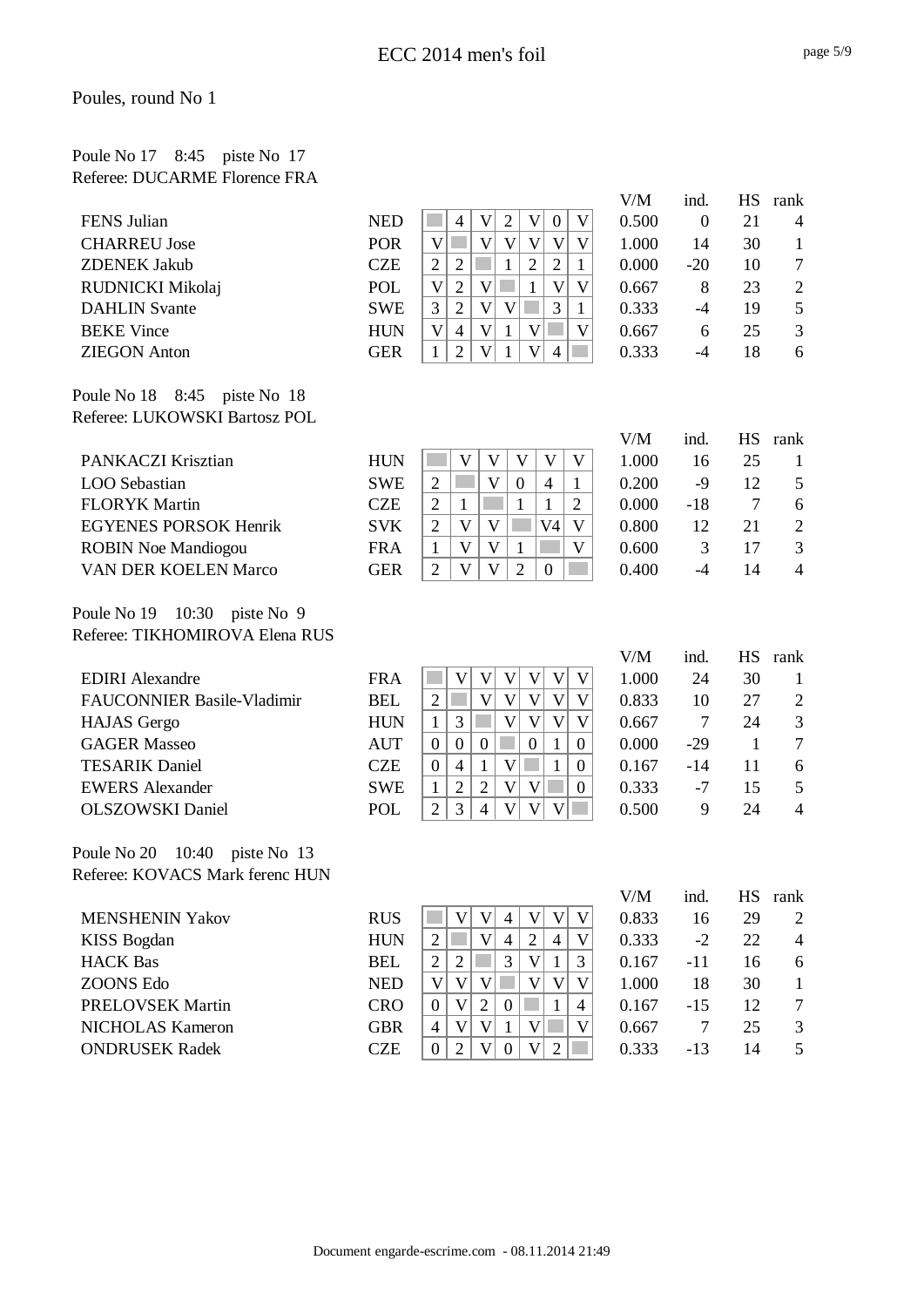# ECC 2014 men's foil

## Poules, round No 1

### Poule No 17 8:45 piste No 17
Referee: DUCARME Florence FRA

| Name | Nation | 1 | 2 | 3 | 4 | 5 | 6 | 7 | V/M | ind. | HS | rank |
|---|---|---|---|---|---|---|---|---|---|---|---|---|
| FENS Julian | NED | | 4 | V | 2 | V | 0 | V | 0.500 | 0 | 21 | 4 |
| CHARREU Jose | POR | V | | V | V | V | V | V | 1.000 | 14 | 30 | 1 |
| ZDENEK Jakub | CZE | 2 | 2 | | 1 | 2 | 2 | 1 | 0.000 | -20 | 10 | 7 |
| RUDNICKI Mikolaj | POL | V | 2 | V | | 1 | V | V | 0.667 | 8 | 23 | 2 |
| DAHLIN Svante | SWE | 3 | 2 | V | V | | 3 | 1 | 0.333 | -4 | 19 | 5 |
| BEKE Vince | HUN | V | 4 | V | 1 | V | | V | 0.667 | 6 | 25 | 3 |
| ZIEGON Anton | GER | 1 | 2 | V | 1 | V | 4 | | 0.333 | -4 | 18 | 6 |

### Poule No 18 8:45 piste No 18
Referee: LUKOWSKI Bartosz POL

| Name | Nation | 1 | 2 | 3 | 4 | 5 | 6 | V/M | ind. | HS | rank |
|---|---|---|---|---|---|---|---|---|---|---|---|
| PANKACZI Krisztian | HUN | | V | V | V | V | V | 1.000 | 16 | 25 | 1 |
| LOO Sebastian | SWE | 2 | | V | 0 | 4 | 1 | 0.200 | -9 | 12 | 5 |
| FLORYK Martin | CZE | 2 | 1 | | 1 | 1 | 2 | 0.000 | -18 | 7 | 6 |
| EGYENES PORSOK Henrik | SVK | 2 | V | V | | V4 | V | 0.800 | 12 | 21 | 2 |
| ROBIN Noe Mandiogou | FRA | 1 | V | V | 1 | | V | 0.600 | 3 | 17 | 3 |
| VAN DER KOELEN Marco | GER | 2 | V | V | 2 | 0 | | 0.400 | -4 | 14 | 4 |

### Poule No 19 10:30 piste No 9
Referee: TIKHOMIROVA Elena RUS

| Name | Nation | 1 | 2 | 3 | 4 | 5 | 6 | 7 | V/M | ind. | HS | rank |
|---|---|---|---|---|---|---|---|---|---|---|---|---|
| EDIRI Alexandre | FRA | | V | V | V | V | V | V | 1.000 | 24 | 30 | 1 |
| FAUCONNIER Basile-Vladimir | BEL | 2 | | V | V | V | V | V | 0.833 | 10 | 27 | 2 |
| HAJAS Gergo | HUN | 1 | 3 | | V | V | V | V | 0.667 | 7 | 24 | 3 |
| GAGER Masseo | AUT | 0 | 0 | 0 | | 0 | 1 | 0 | 0.000 | -29 | 1 | 7 |
| TESARIK Daniel | CZE | 0 | 4 | 1 | V | | 1 | 0 | 0.167 | -14 | 11 | 6 |
| EWERS Alexander | SWE | 1 | 2 | 2 | V | V | | 0 | 0.333 | -7 | 15 | 5 |
| OLSZOWSKI Daniel | POL | 2 | 3 | 4 | V | V | V | | 0.500 | 9 | 24 | 4 |

### Poule No 20 10:40 piste No 13
Referee: KOVACS Mark ferenc HUN

| Name | Nation | 1 | 2 | 3 | 4 | 5 | 6 | 7 | V/M | ind. | HS | rank |
|---|---|---|---|---|---|---|---|---|---|---|---|---|
| MENSHENIN Yakov | RUS | | V | V | 4 | V | V | V | 0.833 | 16 | 29 | 2 |
| KISS Bogdan | HUN | 2 | | V | 4 | 2 | 4 | V | 0.333 | -2 | 22 | 4 |
| HACK Bas | BEL | 2 | 2 | | 3 | V | 1 | 3 | 0.167 | -11 | 16 | 6 |
| ZOONS Edo | NED | V | V | V | | V | V | V | 1.000 | 18 | 30 | 1 |
| PRELOVSEK Martin | CRO | 0 | V | 2 | 0 | | 1 | 4 | 0.167 | -15 | 12 | 7 |
| NICHOLAS Kameron | GBR | 4 | V | V | 1 | V | | V | 0.667 | 7 | 25 | 3 |
| ONDRUSEK Radek | CZE | 0 | 2 | V | 0 | V | 2 | | 0.333 | -13 | 14 | 5 |

Document engarde-escrime.com - 08.11.2014 21:49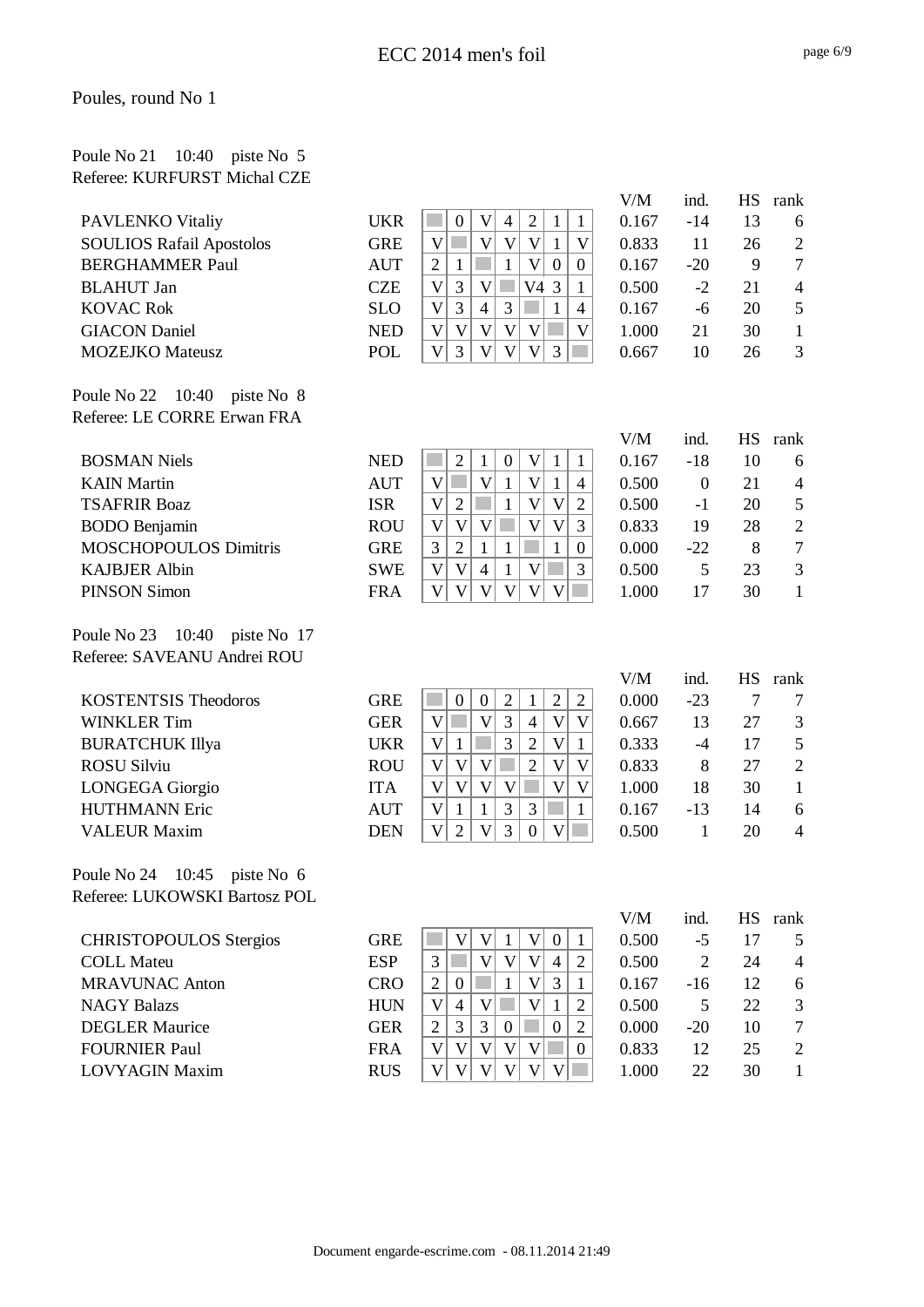# ECC 2014 men's foil

## Poules, round No 1

### Poule No 21 10:40 piste No 5
Referee: KURFURST Michal CZE

| Name | Nation | 1 | 2 | 3 | 4 | 5 | 6 | 7 | V/M | ind. | HS | rank |
|---|---|---|---|---|---|---|---|---|---|---|---|---|
| PAVLENKO Vitaliy | UKR | | 0 | V | 4 | 2 | 1 | 1 | 0.167 | -14 | 13 | 6 |
| SOULIOS Rafail Apostolos | GRE | V | | V | V | V | 1 | V | 0.833 | 11 | 26 | 2 |
| BERGHAMMER Paul | AUT | 2 | 1 | | 1 | V | 0 | 0 | 0.167 | -20 | 9 | 7 |
| BLAHUT Jan | CZE | V | 3 | V | | V4 | 3 | 1 | 0.500 | -2 | 21 | 4 |
| KOVAC Rok | SLO | V | 3 | 4 | 3 | | 1 | 4 | 0.167 | -6 | 20 | 5 |
| GIACON Daniel | NED | V | V | V | V | V | | V | 1.000 | 21 | 30 | 1 |
| MOZEJKO Mateusz | POL | V | 3 | V | V | V | 3 | | 0.667 | 10 | 26 | 3 |

### Poule No 22 10:40 piste No 8
Referee: LE CORRE Erwan FRA

| Name | Nation | 1 | 2 | 3 | 4 | 5 | 6 | 7 | V/M | ind. | HS | rank |
|---|---|---|---|---|---|---|---|---|---|---|---|---|
| BOSMAN Niels | NED | | 2 | 1 | 0 | V | 1 | 1 | 0.167 | -18 | 10 | 6 |
| KAIN Martin | AUT | V | | V | 1 | V | 1 | 4 | 0.500 | 0 | 21 | 4 |
| TSAFRIR Boaz | ISR | V | 2 | | 1 | V | V | 2 | 0.500 | -1 | 20 | 5 |
| BODO Benjamin | ROU | V | V | V | | V | V | 3 | 0.833 | 19 | 28 | 2 |
| MOSCHOPOULOS Dimitris | GRE | 3 | 2 | 1 | 1 | | 1 | 0 | 0.000 | -22 | 8 | 7 |
| KAJBJER Albin | SWE | V | V | 4 | 1 | V | | 3 | 0.500 | 5 | 23 | 3 |
| PINSON Simon | FRA | V | V | V | V | V | V | | 1.000 | 17 | 30 | 1 |

### Poule No 23 10:40 piste No 17
Referee: SAVEANU Andrei ROU

| Name | Nation | 1 | 2 | 3 | 4 | 5 | 6 | 7 | V/M | ind. | HS | rank |
|---|---|---|---|---|---|---|---|---|---|---|---|---|
| KOSTENTSIS Theodoros | GRE | | 0 | 0 | 2 | 1 | 2 | 2 | 0.000 | -23 | 7 | 7 |
| WINKLER Tim | GER | V | | V | 3 | 4 | V | V | 0.667 | 13 | 27 | 3 |
| BURATCHUK Illya | UKR | V | 1 | | 3 | 2 | V | 1 | 0.333 | -4 | 17 | 5 |
| ROSU Silviu | ROU | V | V | V | | 2 | V | V | 0.833 | 8 | 27 | 2 |
| LONGEGA Giorgio | ITA | V | V | V | V | | V | V | 1.000 | 18 | 30 | 1 |
| HUTHMANN Eric | AUT | V | 1 | 1 | 3 | 3 | | 1 | 0.167 | -13 | 14 | 6 |
| VALEUR Maxim | DEN | V | 2 | V | 3 | 0 | V | | 0.500 | 1 | 20 | 4 |

### Poule No 24 10:45 piste No 6
Referee: LUKOWSKI Bartosz POL

| Name | Nation | 1 | 2 | 3 | 4 | 5 | 6 | 7 | V/M | ind. | HS | rank |
|---|---|---|---|---|---|---|---|---|---|---|---|---|
| CHRISTOPOULOS Stergios | GRE | | V | V | 1 | V | 0 | 1 | 0.500 | -5 | 17 | 5 |
| COLL Mateu | ESP | 3 | | V | V | V | 4 | 2 | 0.500 | 2 | 24 | 4 |
| MRAVUNAC Anton | CRO | 2 | 0 | | 1 | V | 3 | 1 | 0.167 | -16 | 12 | 6 |
| NAGY Balazs | HUN | V | 4 | V | | V | 1 | 2 | 0.500 | 5 | 22 | 3 |
| DEGLER Maurice | GER | 2 | 3 | 3 | 0 | | 0 | 2 | 0.000 | -20 | 10 | 7 |
| FOURNIER Paul | FRA | V | V | V | V | V | | 0 | 0.833 | 12 | 25 | 2 |
| LOVYAGIN Maxim | RUS | V | V | V | V | V | V | | 1.000 | 22 | 30 | 1 |

Document engarde-escrime.com - 08.11.2014 21:49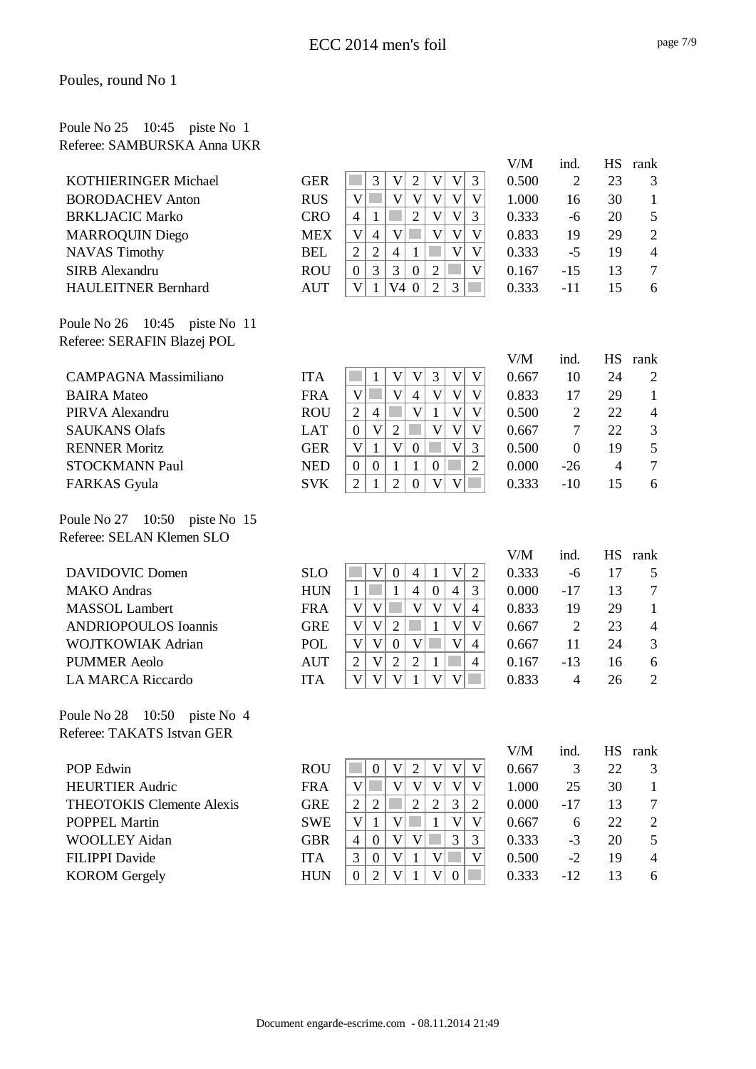# ECC 2014 men's foil

Poules, round No 1

## Poule No 25 10:45 piste No 1
Referee: SAMBURSKA Anna UKR

| Name | Nat | 1 | 2 | 3 | 4 | 5 | 6 | 7 | V/M | ind. | HS | rank |
|---|---|---|---|---|---|---|---|---|---|---|---|---|
| KOTHIERINGER Michael | GER | | 3 | V | 2 | V | V | 3 | 0.500 | 2 | 23 | 3 |
| BORODACHEV Anton | RUS | V | | V | V | V | V | V | 1.000 | 16 | 30 | 1 |
| BRKLJACIC Marko | CRO | 4 | 1 | | 2 | V | V | 3 | 0.333 | -6 | 20 | 5 |
| MARROQUIN Diego | MEX | V | 4 | V | | V | V | V | 0.833 | 19 | 29 | 2 |
| NAVAS Timothy | BEL | 2 | 2 | 4 | 1 | | V | V | 0.333 | -5 | 19 | 4 |
| SIRB Alexandru | ROU | 0 | 3 | 3 | 0 | 2 | | V | 0.167 | -15 | 13 | 7 |
| HAULEITNER Bernhard | AUT | V | 1 | V4 | 0 | 2 | 3 | | 0.333 | -11 | 15 | 6 |

## Poule No 26 10:45 piste No 11
Referee: SERAFIN Blazej POL

| Name | Nat | 1 | 2 | 3 | 4 | 5 | 6 | 7 | V/M | ind. | HS | rank |
|---|---|---|---|---|---|---|---|---|---|---|---|---|
| CAMPAGNA Massimiliano | ITA | | 1 | V | V | 3 | V | V | 0.667 | 10 | 24 | 2 |
| BAIRA Mateo | FRA | V | | V | 4 | V | V | V | 0.833 | 17 | 29 | 1 |
| PIRVA Alexandru | ROU | 2 | 4 | | V | 1 | V | V | 0.500 | 2 | 22 | 4 |
| SAUKANS Olafs | LAT | 0 | V | 2 | | V | V | V | 0.667 | 7 | 22 | 3 |
| RENNER Moritz | GER | V | 1 | V | 0 | | V | 3 | 0.500 | 0 | 19 | 5 |
| STOCKMANN Paul | NED | 0 | 0 | 1 | 1 | 0 | | 2 | 0.000 | -26 | 4 | 7 |
| FARKAS Gyula | SVK | 2 | 1 | 2 | 0 | V | V | | 0.333 | -10 | 15 | 6 |

## Poule No 27 10:50 piste No 15
Referee: SELAN Klemen SLO

| Name | Nat | 1 | 2 | 3 | 4 | 5 | 6 | 7 | V/M | ind. | HS | rank |
|---|---|---|---|---|---|---|---|---|---|---|---|---|
| DAVIDOVIC Domen | SLO | | V | 0 | 4 | 1 | V | 2 | 0.333 | -6 | 17 | 5 |
| MAKO Andras | HUN | 1 | | 1 | 4 | 0 | 4 | 3 | 0.000 | -17 | 13 | 7 |
| MASSOL Lambert | FRA | V | V | | V | V | V | 4 | 0.833 | 19 | 29 | 1 |
| ANDRIOPOULOS Ioannis | GRE | V | V | 2 | | 1 | V | V | 0.667 | 2 | 23 | 4 |
| WOJTKOWIAK Adrian | POL | V | V | 0 | V | | V | 4 | 0.667 | 11 | 24 | 3 |
| PUMMER Aeolo | AUT | 2 | V | 2 | 2 | 1 | | 4 | 0.167 | -13 | 16 | 6 |
| LA MARCA Riccardo | ITA | V | V | V | 1 | V | V | | 0.833 | 4 | 26 | 2 |

## Poule No 28 10:50 piste No 4
Referee: TAKATS Istvan GER

| Name | Nat | 1 | 2 | 3 | 4 | 5 | 6 | 7 | V/M | ind. | HS | rank |
|---|---|---|---|---|---|---|---|---|---|---|---|---|
| POP Edwin | ROU | | 0 | V | 2 | V | V | V | 0.667 | 3 | 22 | 3 |
| HEURTIER Audric | FRA | V | | V | V | V | V | V | 1.000 | 25 | 30 | 1 |
| THEOTOKIS Clemente Alexis | GRE | 2 | 2 | | 2 | 2 | 3 | 2 | 0.000 | -17 | 13 | 7 |
| POPPEL Martin | SWE | V | 1 | V | | 1 | V | V | 0.667 | 6 | 22 | 2 |
| WOOLLEY Aidan | GBR | 4 | 0 | V | V | | 3 | 3 | 0.333 | -3 | 20 | 5 |
| FILIPPI Davide | ITA | 3 | 0 | V | 1 | V | | V | 0.500 | -2 | 19 | 4 |
| KOROM Gergely | HUN | 0 | 2 | V | 1 | V | 0 | | 0.333 | -12 | 13 | 6 |

Document engarde-escrime.com - 08.11.2014 21:49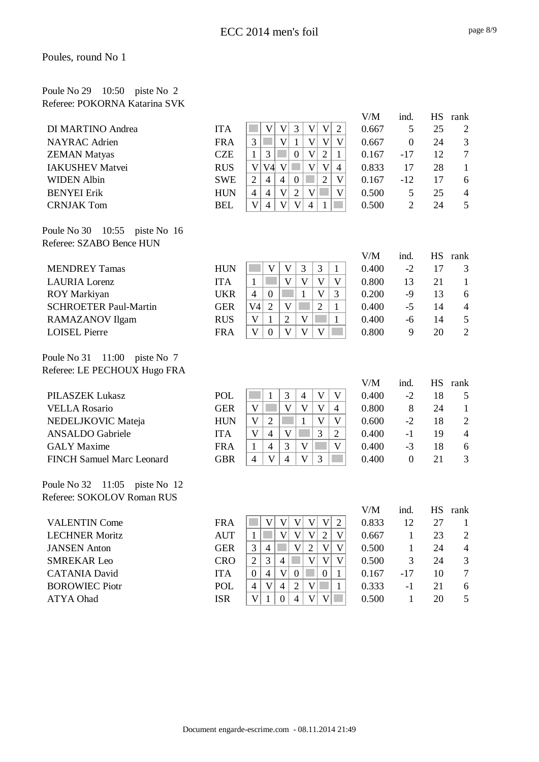# ECC 2014 men's foil

## Poules, round No 1

### Poule No 29 10:50 piste No 2
Referee: POKORNA Katarina SVK

| | | 1 | 2 | 3 | 4 | 5 | 6 | 7 | V/M | ind. | HS | rank |
|---|---|---|---|---|---|---|---|---|---|---|---|---|
| DI MARTINO Andrea | ITA | | V | V | 3 | V | V | 2 | 0.667 | 5 | 25 | 2 |
| NAYRAC Adrien | FRA | 3 | | V | 1 | V | V | V | 0.667 | 0 | 24 | 3 |
| ZEMAN Matyas | CZE | 1 | 3 | | 0 | V | 2 | 1 | 0.167 | -17 | 12 | 7 |
| IAKUSHEV Matvei | RUS | V | V4 | V | | V | V | 4 | 0.833 | 17 | 28 | 1 |
| WIDEN Albin | SWE | 2 | 4 | 4 | 0 | | 2 | V | 0.167 | -12 | 17 | 6 |
| BENYEI Erik | HUN | 4 | 4 | V | 2 | V | | V | 0.500 | 5 | 25 | 4 |
| CRNJAK Tom | BEL | V | 4 | V | V | 4 | 1 | | 0.500 | 2 | 24 | 5 |

### Poule No 30 10:55 piste No 16
Referee: SZABO Bence HUN

| | | 1 | 2 | 3 | 4 | 5 | 6 | V/M | ind. | HS | rank |
|---|---|---|---|---|---|---|---|---|---|---|---|
| MENDREY Tamas | HUN | | V | V | 3 | 3 | 1 | 0.400 | -2 | 17 | 3 |
| LAURIA Lorenz | ITA | 1 | | V | V | V | V | 0.800 | 13 | 21 | 1 |
| ROY Markiyan | UKR | 4 | 0 | | 1 | V | 3 | 0.200 | -9 | 13 | 6 |
| SCHROETER Paul-Martin | GER | V4 | 2 | V | | 2 | 1 | 0.400 | -5 | 14 | 4 |
| RAMAZANOV Ilgam | RUS | V | 1 | 2 | V | | 1 | 0.400 | -6 | 14 | 5 |
| LOISEL Pierre | FRA | V | 0 | V | V | V | | 0.800 | 9 | 20 | 2 |

### Poule No 31 11:00 piste No 7
Referee: LE PECHOUX Hugo FRA

| | | 1 | 2 | 3 | 4 | 5 | 6 | V/M | ind. | HS | rank |
|---|---|---|---|---|---|---|---|---|---|---|---|
| PILASZEK Lukasz | POL | | 1 | 3 | 4 | V | V | 0.400 | -2 | 18 | 5 |
| VELLA Rosario | GER | V | | V | V | V | 4 | 0.800 | 8 | 24 | 1 |
| NEDELJKOVIC Mateja | HUN | V | 2 | | 1 | V | V | 0.600 | -2 | 18 | 2 |
| ANSALDO Gabriele | ITA | V | 4 | V | | 3 | 2 | 0.400 | -1 | 19 | 4 |
| GALY Maxime | FRA | 1 | 4 | 3 | V | | V | 0.400 | -3 | 18 | 6 |
| FINCH Samuel Marc Leonard | GBR | 4 | V | 4 | V | 3 | | 0.400 | 0 | 21 | 3 |

### Poule No 32 11:05 piste No 12
Referee: SOKOLOV Roman RUS

| | | 1 | 2 | 3 | 4 | 5 | 6 | 7 | V/M | ind. | HS | rank |
|---|---|---|---|---|---|---|---|---|---|---|---|---|
| VALENTIN Come | FRA | | V | V | V | V | V | 2 | 0.833 | 12 | 27 | 1 |
| LECHNER Moritz | AUT | 1 | | V | V | V | 2 | V | 0.667 | 1 | 23 | 2 |
| JANSEN Anton | GER | 3 | 4 | | V | 2 | V | V | 0.500 | 1 | 24 | 4 |
| SMREKAR Leo | CRO | 2 | 3 | 4 | | V | V | V | 0.500 | 3 | 24 | 3 |
| CATANIA David | ITA | 0 | 4 | V | 0 | | 0 | 1 | 0.167 | -17 | 10 | 7 |
| BOROWIEC Piotr | POL | 4 | V | 4 | 2 | V | | 1 | 0.333 | -1 | 21 | 6 |
| ATYA Ohad | ISR | V | 1 | 0 | 4 | V | V | | 0.500 | 1 | 20 | 5 |

Document engarde-escrime.com - 08.11.2014 21:49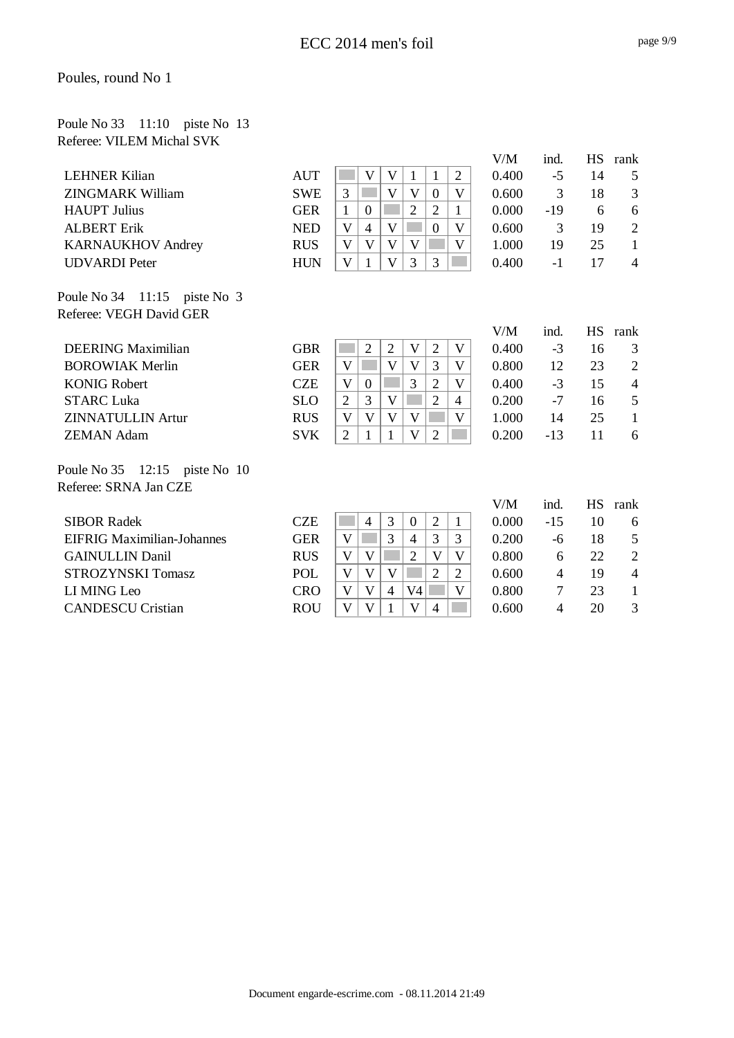# ECC 2014 men's foil

## Poules, round No 1

### Poule No 33 11:10 piste No 13
Referee: VILEM Michal SVK

| Name | Nation | 1 | 2 | 3 | 4 | 5 | 6 | V/M | ind. | HS | rank |
|---|---|---|---|---|---|---|---|---|---|---|---|
| LEHNER Kilian | AUT | | V | V | 1 | 1 | 2 | 0.400 | -5 | 14 | 5 |
| ZINGMARK William | SWE | 3 | | V | V | 0 | V | 0.600 | 3 | 18 | 3 |
| HAUPT Julius | GER | 1 | 0 | | 2 | 2 | 1 | 0.000 | -19 | 6 | 6 |
| ALBERT Erik | NED | V | 4 | V | | 0 | V | 0.600 | 3 | 19 | 2 |
| KARNAUKHOV Andrey | RUS | V | V | V | V | | V | 1.000 | 19 | 25 | 1 |
| UDVARDI Peter | HUN | V | 1 | V | 3 | 3 | | 0.400 | -1 | 17 | 4 |

### Poule No 34 11:15 piste No 3
Referee: VEGH David GER

| Name | Nation | 1 | 2 | 3 | 4 | 5 | 6 | V/M | ind. | HS | rank |
|---|---|---|---|---|---|---|---|---|---|---|---|
| DEERING Maximilian | GBR | | 2 | 2 | V | 2 | V | 0.400 | -3 | 16 | 3 |
| BOROWIAK Merlin | GER | V | | V | V | 3 | V | 0.800 | 12 | 23 | 2 |
| KONIG Robert | CZE | V | 0 | | 3 | 2 | V | 0.400 | -3 | 15 | 4 |
| STARC Luka | SLO | 2 | 3 | V | | 2 | 4 | 0.200 | -7 | 16 | 5 |
| ZINNATULLIN Artur | RUS | V | V | V | V | | V | 1.000 | 14 | 25 | 1 |
| ZEMAN Adam | SVK | 2 | 1 | 1 | V | 2 | | 0.200 | -13 | 11 | 6 |

### Poule No 35 12:15 piste No 10
Referee: SRNA Jan CZE

| Name | Nation | 1 | 2 | 3 | 4 | 5 | 6 | V/M | ind. | HS | rank |
|---|---|---|---|---|---|---|---|---|---|---|---|
| SIBOR Radek | CZE | | 4 | 3 | 0 | 2 | 1 | 0.000 | -15 | 10 | 6 |
| EIFRIG Maximilian-Johannes | GER | V | | 3 | 4 | 3 | 3 | 0.200 | -6 | 18 | 5 |
| GAINULLIN Danil | RUS | V | V | | 2 | V | V | 0.800 | 6 | 22 | 2 |
| STROZYNSKI Tomasz | POL | V | V | V | | 2 | 2 | 0.600 | 4 | 19 | 4 |
| LI MING Leo | CRO | V | V | 4 | V4 | | V | 0.800 | 7 | 23 | 1 |
| CANDESCU Cristian | ROU | V | V | 1 | V | 4 | | 0.600 | 4 | 20 | 3 |

Document engarde-escrime.com - 08.11.2014 21:49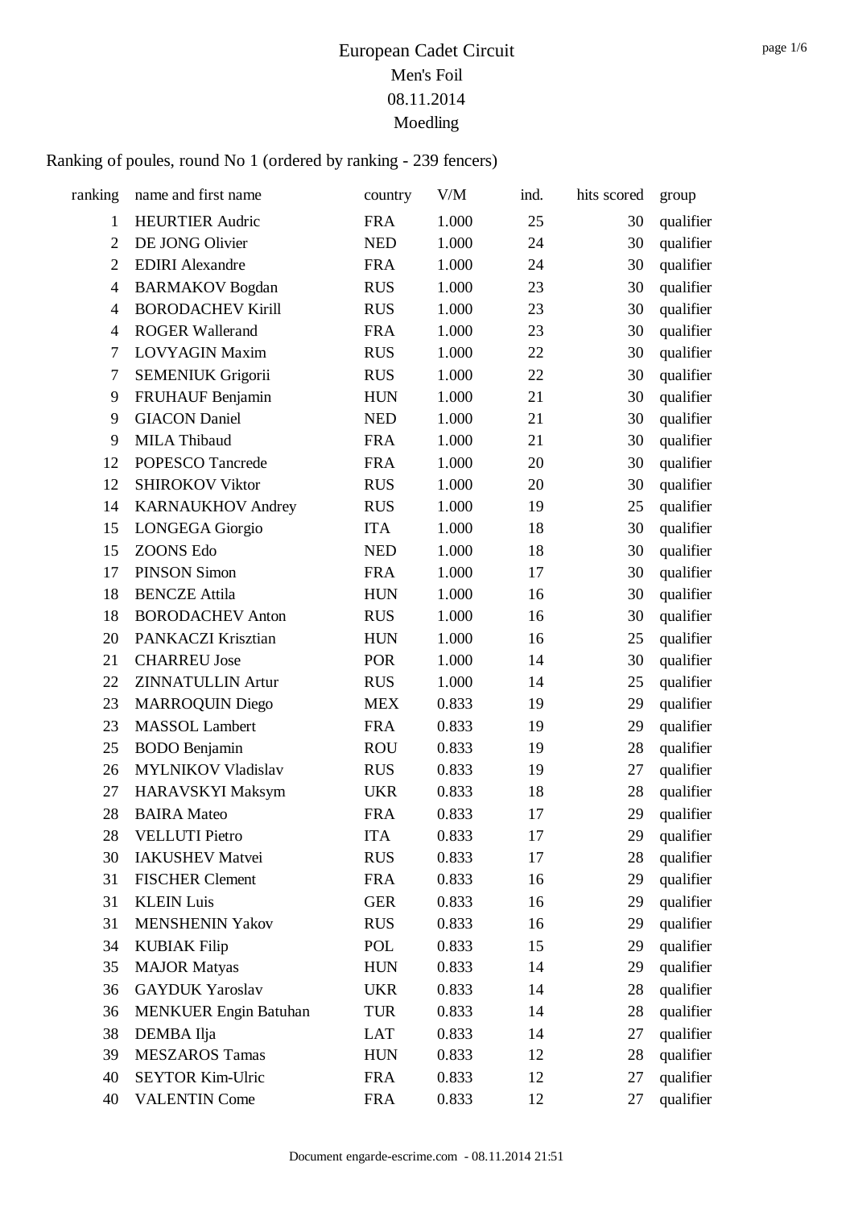# European Cadet Circuit
## Men's Foil
## 08.11.2014
## Moedling

Ranking of poules, round No 1 (ordered by ranking - 239 fencers)

| ranking | name and first name | country | V/M | ind. | hits scored | group |
|---|---|---|---|---|---|---|
| 1 | HEURTIER Audric | FRA | 1.000 | 25 | 30 | qualifier |
| 2 | DE JONG Olivier | NED | 1.000 | 24 | 30 | qualifier |
| 2 | EDIRI Alexandre | FRA | 1.000 | 24 | 30 | qualifier |
| 4 | BARMAKOV Bogdan | RUS | 1.000 | 23 | 30 | qualifier |
| 4 | BORODACHEV Kirill | RUS | 1.000 | 23 | 30 | qualifier |
| 4 | ROGER Wallerand | FRA | 1.000 | 23 | 30 | qualifier |
| 7 | LOVYAGIN Maxim | RUS | 1.000 | 22 | 30 | qualifier |
| 7 | SEMENIUK Grigorii | RUS | 1.000 | 22 | 30 | qualifier |
| 9 | FRUHAUF Benjamin | HUN | 1.000 | 21 | 30 | qualifier |
| 9 | GIACON Daniel | NED | 1.000 | 21 | 30 | qualifier |
| 9 | MILA Thibaud | FRA | 1.000 | 21 | 30 | qualifier |
| 12 | POPESCO Tancrede | FRA | 1.000 | 20 | 30 | qualifier |
| 12 | SHIROKOV Viktor | RUS | 1.000 | 20 | 30 | qualifier |
| 14 | KARNAUKHOV Andrey | RUS | 1.000 | 19 | 25 | qualifier |
| 15 | LONGEGA Giorgio | ITA | 1.000 | 18 | 30 | qualifier |
| 15 | ZOONS Edo | NED | 1.000 | 18 | 30 | qualifier |
| 17 | PINSON Simon | FRA | 1.000 | 17 | 30 | qualifier |
| 18 | BENCZE Attila | HUN | 1.000 | 16 | 30 | qualifier |
| 18 | BORODACHEV Anton | RUS | 1.000 | 16 | 30 | qualifier |
| 20 | PANKACZI Krisztian | HUN | 1.000 | 16 | 25 | qualifier |
| 21 | CHARREU Jose | POR | 1.000 | 14 | 30 | qualifier |
| 22 | ZINNATULLIN Artur | RUS | 1.000 | 14 | 25 | qualifier |
| 23 | MARROQUIN Diego | MEX | 0.833 | 19 | 29 | qualifier |
| 23 | MASSOL Lambert | FRA | 0.833 | 19 | 29 | qualifier |
| 25 | BODO Benjamin | ROU | 0.833 | 19 | 28 | qualifier |
| 26 | MYLNIKOV Vladislav | RUS | 0.833 | 19 | 27 | qualifier |
| 27 | HARAVSKYI Maksym | UKR | 0.833 | 18 | 28 | qualifier |
| 28 | BAIRA Mateo | FRA | 0.833 | 17 | 29 | qualifier |
| 28 | VELLUTI Pietro | ITA | 0.833 | 17 | 29 | qualifier |
| 30 | IAKUSHEV Matvei | RUS | 0.833 | 17 | 28 | qualifier |
| 31 | FISCHER Clement | FRA | 0.833 | 16 | 29 | qualifier |
| 31 | KLEIN Luis | GER | 0.833 | 16 | 29 | qualifier |
| 31 | MENSHENIN Yakov | RUS | 0.833 | 16 | 29 | qualifier |
| 34 | KUBIAK Filip | POL | 0.833 | 15 | 29 | qualifier |
| 35 | MAJOR Matyas | HUN | 0.833 | 14 | 29 | qualifier |
| 36 | GAYDUK Yaroslav | UKR | 0.833 | 14 | 28 | qualifier |
| 36 | MENKUER Engin Batuhan | TUR | 0.833 | 14 | 28 | qualifier |
| 38 | DEMBA Ilja | LAT | 0.833 | 14 | 27 | qualifier |
| 39 | MESZAROS Tamas | HUN | 0.833 | 12 | 28 | qualifier |
| 40 | SEYTOR Kim-Ulric | FRA | 0.833 | 12 | 27 | qualifier |
| 40 | VALENTIN Come | FRA | 0.833 | 12 | 27 | qualifier |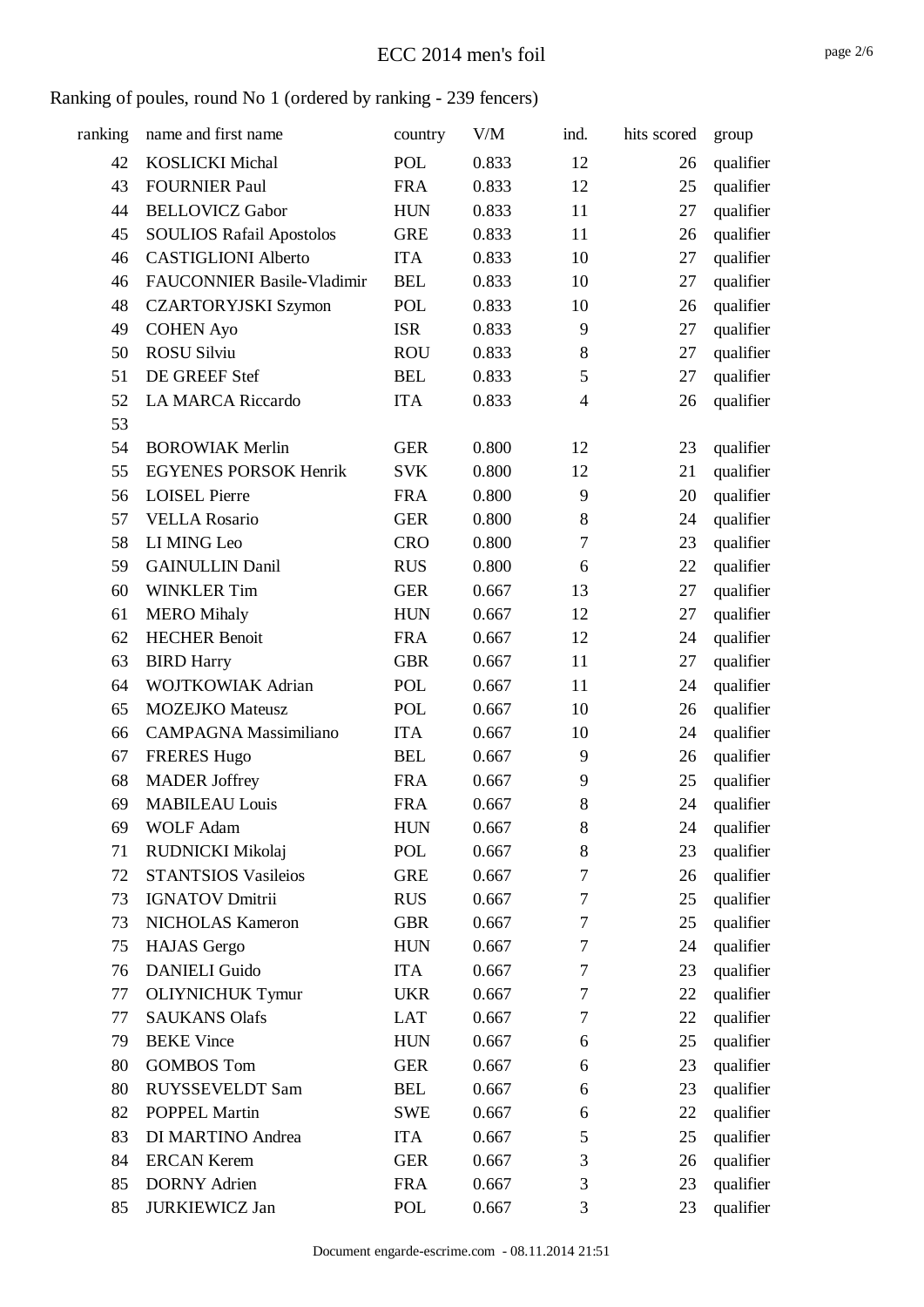# ECC 2014 men's foil

## Ranking of poules, round No 1 (ordered by ranking - 239 fencers)

| ranking | name and first name | country | V/M | ind. | hits scored | group |
|---|---|---|---|---|---|---|
| 42 | KOSLICKI Michal | POL | 0.833 | 12 | 26 | qualifier |
| 43 | FOURNIER Paul | FRA | 0.833 | 12 | 25 | qualifier |
| 44 | BELLOVICZ Gabor | HUN | 0.833 | 11 | 27 | qualifier |
| 45 | SOULIOS Rafail Apostolos | GRE | 0.833 | 11 | 26 | qualifier |
| 46 | CASTIGLIONI Alberto | ITA | 0.833 | 10 | 27 | qualifier |
| 46 | FAUCONNIER Basile-Vladimir | BEL | 0.833 | 10 | 27 | qualifier |
| 48 | CZARTORYJSKI Szymon | POL | 0.833 | 10 | 26 | qualifier |
| 49 | COHEN Ayo | ISR | 0.833 | 9 | 27 | qualifier |
| 50 | ROSU Silviu | ROU | 0.833 | 8 | 27 | qualifier |
| 51 | DE GREEF Stef | BEL | 0.833 | 5 | 27 | qualifier |
| 52 | LA MARCA Riccardo | ITA | 0.833 | 4 | 26 | qualifier |
| 53 | | | | | | |
| 54 | BOROWIAK Merlin | GER | 0.800 | 12 | 23 | qualifier |
| 55 | EGYENES PORSOK Henrik | SVK | 0.800 | 12 | 21 | qualifier |
| 56 | LOISEL Pierre | FRA | 0.800 | 9 | 20 | qualifier |
| 57 | VELLA Rosario | GER | 0.800 | 8 | 24 | qualifier |
| 58 | LI MING Leo | CRO | 0.800 | 7 | 23 | qualifier |
| 59 | GAINULLIN Danil | RUS | 0.800 | 6 | 22 | qualifier |
| 60 | WINKLER Tim | GER | 0.667 | 13 | 27 | qualifier |
| 61 | MERO Mihaly | HUN | 0.667 | 12 | 27 | qualifier |
| 62 | HECHER Benoit | FRA | 0.667 | 12 | 24 | qualifier |
| 63 | BIRD Harry | GBR | 0.667 | 11 | 27 | qualifier |
| 64 | WOJTKOWIAK Adrian | POL | 0.667 | 11 | 24 | qualifier |
| 65 | MOZEJKO Mateusz | POL | 0.667 | 10 | 26 | qualifier |
| 66 | CAMPAGNA Massimiliano | ITA | 0.667 | 10 | 24 | qualifier |
| 67 | FRERES Hugo | BEL | 0.667 | 9 | 26 | qualifier |
| 68 | MADER Joffrey | FRA | 0.667 | 9 | 25 | qualifier |
| 69 | MABILEAU Louis | FRA | 0.667 | 8 | 24 | qualifier |
| 69 | WOLF Adam | HUN | 0.667 | 8 | 24 | qualifier |
| 71 | RUDNICKI Mikolaj | POL | 0.667 | 8 | 23 | qualifier |
| 72 | STANTSIOS Vasileios | GRE | 0.667 | 7 | 26 | qualifier |
| 73 | IGNATOV Dmitrii | RUS | 0.667 | 7 | 25 | qualifier |
| 73 | NICHOLAS Kameron | GBR | 0.667 | 7 | 25 | qualifier |
| 75 | HAJAS Gergo | HUN | 0.667 | 7 | 24 | qualifier |
| 76 | DANIELI Guido | ITA | 0.667 | 7 | 23 | qualifier |
| 77 | OLIYNICHUK Tymur | UKR | 0.667 | 7 | 22 | qualifier |
| 77 | SAUKANS Olafs | LAT | 0.667 | 7 | 22 | qualifier |
| 79 | BEKE Vince | HUN | 0.667 | 6 | 25 | qualifier |
| 80 | GOMBOS Tom | GER | 0.667 | 6 | 23 | qualifier |
| 80 | RUYSSEVELDT Sam | BEL | 0.667 | 6 | 23 | qualifier |
| 82 | POPPEL Martin | SWE | 0.667 | 6 | 22 | qualifier |
| 83 | DI MARTINO Andrea | ITA | 0.667 | 5 | 25 | qualifier |
| 84 | ERCAN Kerem | GER | 0.667 | 3 | 26 | qualifier |
| 85 | DORNY Adrien | FRA | 0.667 | 3 | 23 | qualifier |
| 85 | JURKIEWICZ Jan | POL | 0.667 | 3 | 23 | qualifier |

Document engarde-escrime.com - 08.11.2014 21:51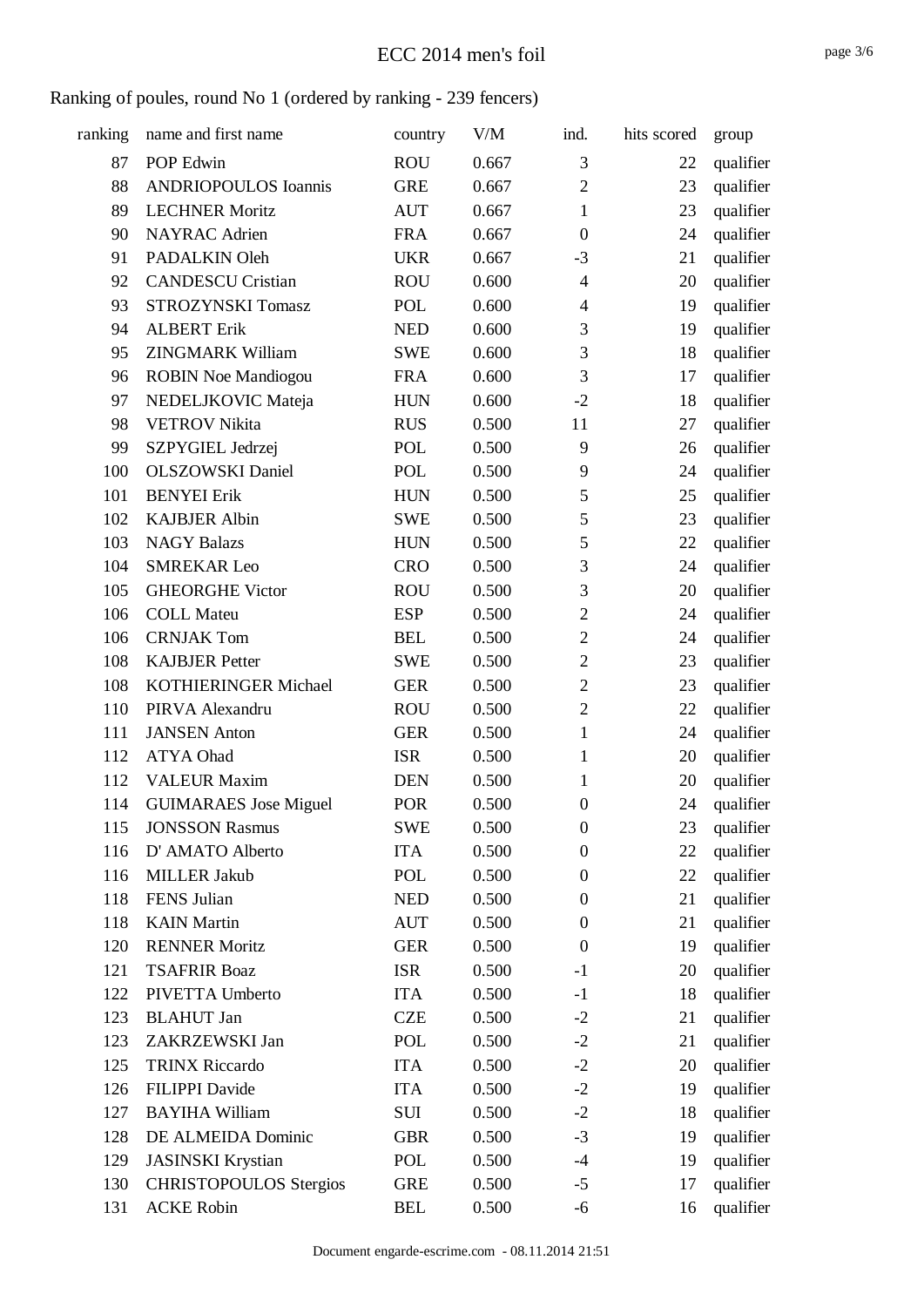# ECC 2014 men's foil

## Ranking of poules, round No 1 (ordered by ranking - 239 fencers)

| ranking | name and first name | country | V/M | ind. | hits scored | group |
|---|---|---|---|---|---|---|
| 87 | POP Edwin | ROU | 0.667 | 3 | 22 | qualifier |
| 88 | ANDRIOPOULOS Ioannis | GRE | 0.667 | 2 | 23 | qualifier |
| 89 | LECHNER Moritz | AUT | 0.667 | 1 | 23 | qualifier |
| 90 | NAYRAC Adrien | FRA | 0.667 | 0 | 24 | qualifier |
| 91 | PADALKIN Oleh | UKR | 0.667 | -3 | 21 | qualifier |
| 92 | CANDESCU Cristian | ROU | 0.600 | 4 | 20 | qualifier |
| 93 | STROZYNSKI Tomasz | POL | 0.600 | 4 | 19 | qualifier |
| 94 | ALBERT Erik | NED | 0.600 | 3 | 19 | qualifier |
| 95 | ZINGMARK William | SWE | 0.600 | 3 | 18 | qualifier |
| 96 | ROBIN Noe Mandiogou | FRA | 0.600 | 3 | 17 | qualifier |
| 97 | NEDELJKOVIC Mateja | HUN | 0.600 | -2 | 18 | qualifier |
| 98 | VETROV Nikita | RUS | 0.500 | 11 | 27 | qualifier |
| 99 | SZPYGIEL Jedrzej | POL | 0.500 | 9 | 26 | qualifier |
| 100 | OLSZOWSKI Daniel | POL | 0.500 | 9 | 24 | qualifier |
| 101 | BENYEI Erik | HUN | 0.500 | 5 | 25 | qualifier |
| 102 | KAJBJER Albin | SWE | 0.500 | 5 | 23 | qualifier |
| 103 | NAGY Balazs | HUN | 0.500 | 5 | 22 | qualifier |
| 104 | SMREKAR Leo | CRO | 0.500 | 3 | 24 | qualifier |
| 105 | GHEORGHE Victor | ROU | 0.500 | 3 | 20 | qualifier |
| 106 | COLL Mateu | ESP | 0.500 | 2 | 24 | qualifier |
| 106 | CRNJAK Tom | BEL | 0.500 | 2 | 24 | qualifier |
| 108 | KAJBJER Petter | SWE | 0.500 | 2 | 23 | qualifier |
| 108 | KOTHIERINGER Michael | GER | 0.500 | 2 | 23 | qualifier |
| 110 | PIRVA Alexandru | ROU | 0.500 | 2 | 22 | qualifier |
| 111 | JANSEN Anton | GER | 0.500 | 1 | 24 | qualifier |
| 112 | ATYA Ohad | ISR | 0.500 | 1 | 20 | qualifier |
| 112 | VALEUR Maxim | DEN | 0.500 | 1 | 20 | qualifier |
| 114 | GUIMARAES Jose Miguel | POR | 0.500 | 0 | 24 | qualifier |
| 115 | JONSSON Rasmus | SWE | 0.500 | 0 | 23 | qualifier |
| 116 | D' AMATO Alberto | ITA | 0.500 | 0 | 22 | qualifier |
| 116 | MILLER Jakub | POL | 0.500 | 0 | 22 | qualifier |
| 118 | FENS Julian | NED | 0.500 | 0 | 21 | qualifier |
| 118 | KAIN Martin | AUT | 0.500 | 0 | 21 | qualifier |
| 120 | RENNER Moritz | GER | 0.500 | 0 | 19 | qualifier |
| 121 | TSAFRIR Boaz | ISR | 0.500 | -1 | 20 | qualifier |
| 122 | PIVETTA Umberto | ITA | 0.500 | -1 | 18 | qualifier |
| 123 | BLAHUT Jan | CZE | 0.500 | -2 | 21 | qualifier |
| 123 | ZAKRZEWSKI Jan | POL | 0.500 | -2 | 21 | qualifier |
| 125 | TRINX Riccardo | ITA | 0.500 | -2 | 20 | qualifier |
| 126 | FILIPPI Davide | ITA | 0.500 | -2 | 19 | qualifier |
| 127 | BAYIHA William | SUI | 0.500 | -2 | 18 | qualifier |
| 128 | DE ALMEIDA Dominic | GBR | 0.500 | -3 | 19 | qualifier |
| 129 | JASINSKI Krystian | POL | 0.500 | -4 | 19 | qualifier |
| 130 | CHRISTOPOULOS Stergios | GRE | 0.500 | -5 | 17 | qualifier |
| 131 | ACKE Robin | BEL | 0.500 | -6 | 16 | qualifier |

Document engarde-escrime.com - 08.11.2014 21:51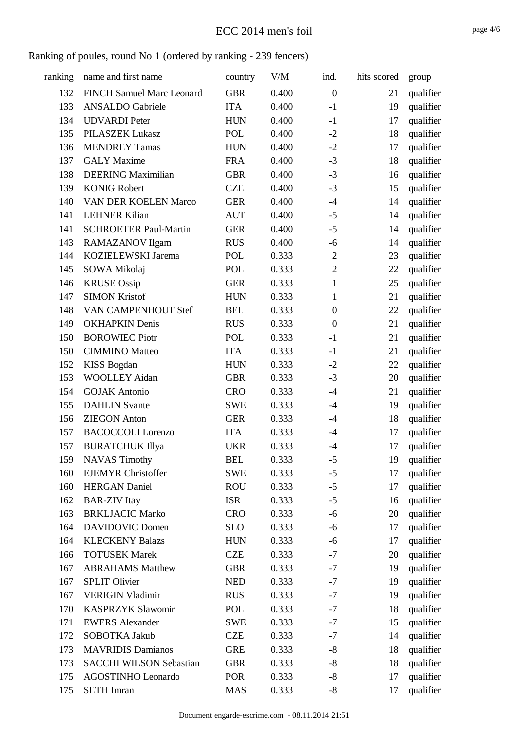# ECC 2014 men's foil

## Ranking of poules, round No 1 (ordered by ranking - 239 fencers)

| ranking | name and first name | country | V/M | ind. | hits scored | group |
|---|---|---|---|---|---|---|
| 132 | FINCH Samuel Marc Leonard | GBR | 0.400 | 0 | 21 | qualifier |
| 133 | ANSALDO Gabriele | ITA | 0.400 | -1 | 19 | qualifier |
| 134 | UDVARDI Peter | HUN | 0.400 | -1 | 17 | qualifier |
| 135 | PILASZEK Lukasz | POL | 0.400 | -2 | 18 | qualifier |
| 136 | MENDREY Tamas | HUN | 0.400 | -2 | 17 | qualifier |
| 137 | GALY Maxime | FRA | 0.400 | -3 | 18 | qualifier |
| 138 | DEERING Maximilian | GBR | 0.400 | -3 | 16 | qualifier |
| 139 | KONIG Robert | CZE | 0.400 | -3 | 15 | qualifier |
| 140 | VAN DER KOELEN Marco | GER | 0.400 | -4 | 14 | qualifier |
| 141 | LEHNER Kilian | AUT | 0.400 | -5 | 14 | qualifier |
| 141 | SCHROETER Paul-Martin | GER | 0.400 | -5 | 14 | qualifier |
| 143 | RAMAZANOV Ilgam | RUS | 0.400 | -6 | 14 | qualifier |
| 144 | KOZIELEWSKI Jarema | POL | 0.333 | 2 | 23 | qualifier |
| 145 | SOWA Mikolaj | POL | 0.333 | 2 | 22 | qualifier |
| 146 | KRUSE Ossip | GER | 0.333 | 1 | 25 | qualifier |
| 147 | SIMON Kristof | HUN | 0.333 | 1 | 21 | qualifier |
| 148 | VAN CAMPENHOUT Stef | BEL | 0.333 | 0 | 22 | qualifier |
| 149 | OKHAPKIN Denis | RUS | 0.333 | 0 | 21 | qualifier |
| 150 | BOROWIEC Piotr | POL | 0.333 | -1 | 21 | qualifier |
| 150 | CIMMINO Matteo | ITA | 0.333 | -1 | 21 | qualifier |
| 152 | KISS Bogdan | HUN | 0.333 | -2 | 22 | qualifier |
| 153 | WOOLLEY Aidan | GBR | 0.333 | -3 | 20 | qualifier |
| 154 | GOJAK Antonio | CRO | 0.333 | -4 | 21 | qualifier |
| 155 | DAHLIN Svante | SWE | 0.333 | -4 | 19 | qualifier |
| 156 | ZIEGON Anton | GER | 0.333 | -4 | 18 | qualifier |
| 157 | BACOCCOLI Lorenzo | ITA | 0.333 | -4 | 17 | qualifier |
| 157 | BURATCHUK Illya | UKR | 0.333 | -4 | 17 | qualifier |
| 159 | NAVAS Timothy | BEL | 0.333 | -5 | 19 | qualifier |
| 160 | EJEMYR Christoffer | SWE | 0.333 | -5 | 17 | qualifier |
| 160 | HERGAN Daniel | ROU | 0.333 | -5 | 17 | qualifier |
| 162 | BAR-ZIV Itay | ISR | 0.333 | -5 | 16 | qualifier |
| 163 | BRKLJACIC Marko | CRO | 0.333 | -6 | 20 | qualifier |
| 164 | DAVIDOVIC Domen | SLO | 0.333 | -6 | 17 | qualifier |
| 164 | KLECKENY Balazs | HUN | 0.333 | -6 | 17 | qualifier |
| 166 | TOTUSEK Marek | CZE | 0.333 | -7 | 20 | qualifier |
| 167 | ABRAHAMS Matthew | GBR | 0.333 | -7 | 19 | qualifier |
| 167 | SPLIT Olivier | NED | 0.333 | -7 | 19 | qualifier |
| 167 | VERIGIN Vladimir | RUS | 0.333 | -7 | 19 | qualifier |
| 170 | KASPRZYK Slawomir | POL | 0.333 | -7 | 18 | qualifier |
| 171 | EWERS Alexander | SWE | 0.333 | -7 | 15 | qualifier |
| 172 | SOBOTKA Jakub | CZE | 0.333 | -7 | 14 | qualifier |
| 173 | MAVRIDIS Damianos | GRE | 0.333 | -8 | 18 | qualifier |
| 173 | SACCHI WILSON Sebastian | GBR | 0.333 | -8 | 18 | qualifier |
| 175 | AGOSTINHO Leonardo | POR | 0.333 | -8 | 17 | qualifier |
| 175 | SETH Imran | MAS | 0.333 | -8 | 17 | qualifier |

Document engarde-escrime.com - 08.11.2014 21:51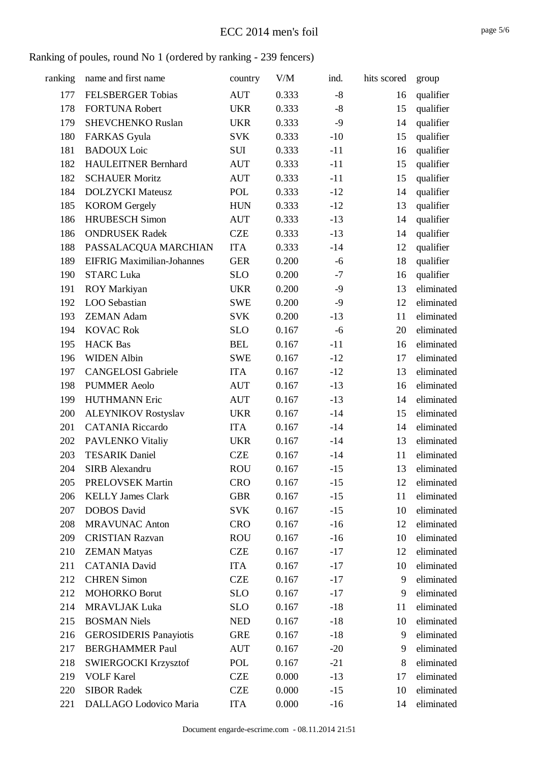# ECC 2014 men's foil

## Ranking of poules, round No 1 (ordered by ranking - 239 fencers)

| ranking | name and first name | country | V/M | ind. | hits scored | group |
|---|---|---|---|---|---|---|
| 177 | FELSBERGER Tobias | AUT | 0.333 | -8 | 16 | qualifier |
| 178 | FORTUNA Robert | UKR | 0.333 | -8 | 15 | qualifier |
| 179 | SHEVCHENKO Ruslan | UKR | 0.333 | -9 | 14 | qualifier |
| 180 | FARKAS Gyula | SVK | 0.333 | -10 | 15 | qualifier |
| 181 | BADOUX Loic | SUI | 0.333 | -11 | 16 | qualifier |
| 182 | HAULEITNER Bernhard | AUT | 0.333 | -11 | 15 | qualifier |
| 182 | SCHAUER Moritz | AUT | 0.333 | -11 | 15 | qualifier |
| 184 | DOLZYCKI Mateusz | POL | 0.333 | -12 | 14 | qualifier |
| 185 | KOROM Gergely | HUN | 0.333 | -12 | 13 | qualifier |
| 186 | HRUBESCH Simon | AUT | 0.333 | -13 | 14 | qualifier |
| 186 | ONDRUSEK Radek | CZE | 0.333 | -13 | 14 | qualifier |
| 188 | PASSALACQUA MARCHIAN | ITA | 0.333 | -14 | 12 | qualifier |
| 189 | EIFRIG Maximilian-Johannes | GER | 0.200 | -6 | 18 | qualifier |
| 190 | STARC Luka | SLO | 0.200 | -7 | 16 | qualifier |
| 191 | ROY Markiyan | UKR | 0.200 | -9 | 13 | eliminated |
| 192 | LOO Sebastian | SWE | 0.200 | -9 | 12 | eliminated |
| 193 | ZEMAN Adam | SVK | 0.200 | -13 | 11 | eliminated |
| 194 | KOVAC Rok | SLO | 0.167 | -6 | 20 | eliminated |
| 195 | HACK Bas | BEL | 0.167 | -11 | 16 | eliminated |
| 196 | WIDEN Albin | SWE | 0.167 | -12 | 17 | eliminated |
| 197 | CANGELOSI Gabriele | ITA | 0.167 | -12 | 13 | eliminated |
| 198 | PUMMER Aeolo | AUT | 0.167 | -13 | 16 | eliminated |
| 199 | HUTHMANN Eric | AUT | 0.167 | -13 | 14 | eliminated |
| 200 | ALEYNIKOV Rostyslav | UKR | 0.167 | -14 | 15 | eliminated |
| 201 | CATANIA Riccardo | ITA | 0.167 | -14 | 14 | eliminated |
| 202 | PAVLENKO Vitaliy | UKR | 0.167 | -14 | 13 | eliminated |
| 203 | TESARIK Daniel | CZE | 0.167 | -14 | 11 | eliminated |
| 204 | SIRB Alexandru | ROU | 0.167 | -15 | 13 | eliminated |
| 205 | PRELOVSEK Martin | CRO | 0.167 | -15 | 12 | eliminated |
| 206 | KELLY James Clark | GBR | 0.167 | -15 | 11 | eliminated |
| 207 | DOBOS David | SVK | 0.167 | -15 | 10 | eliminated |
| 208 | MRAVUNAC Anton | CRO | 0.167 | -16 | 12 | eliminated |
| 209 | CRISTIAN Razvan | ROU | 0.167 | -16 | 10 | eliminated |
| 210 | ZEMAN Matyas | CZE | 0.167 | -17 | 12 | eliminated |
| 211 | CATANIA David | ITA | 0.167 | -17 | 10 | eliminated |
| 212 | CHREN Simon | CZE | 0.167 | -17 | 9 | eliminated |
| 212 | MOHORKO Borut | SLO | 0.167 | -17 | 9 | eliminated |
| 214 | MRAVLJAK Luka | SLO | 0.167 | -18 | 11 | eliminated |
| 215 | BOSMAN Niels | NED | 0.167 | -18 | 10 | eliminated |
| 216 | GEROSIDERIS Panayiotis | GRE | 0.167 | -18 | 9 | eliminated |
| 217 | BERGHAMMER Paul | AUT | 0.167 | -20 | 9 | eliminated |
| 218 | SWIERGOCKI Krzysztof | POL | 0.167 | -21 | 8 | eliminated |
| 219 | VOLF Karel | CZE | 0.000 | -13 | 17 | eliminated |
| 220 | SIBOR Radek | CZE | 0.000 | -15 | 10 | eliminated |
| 221 | DALLAGO Lodovico Maria | ITA | 0.000 | -16 | 14 | eliminated |

Document engarde-escrime.com - 08.11.2014 21:51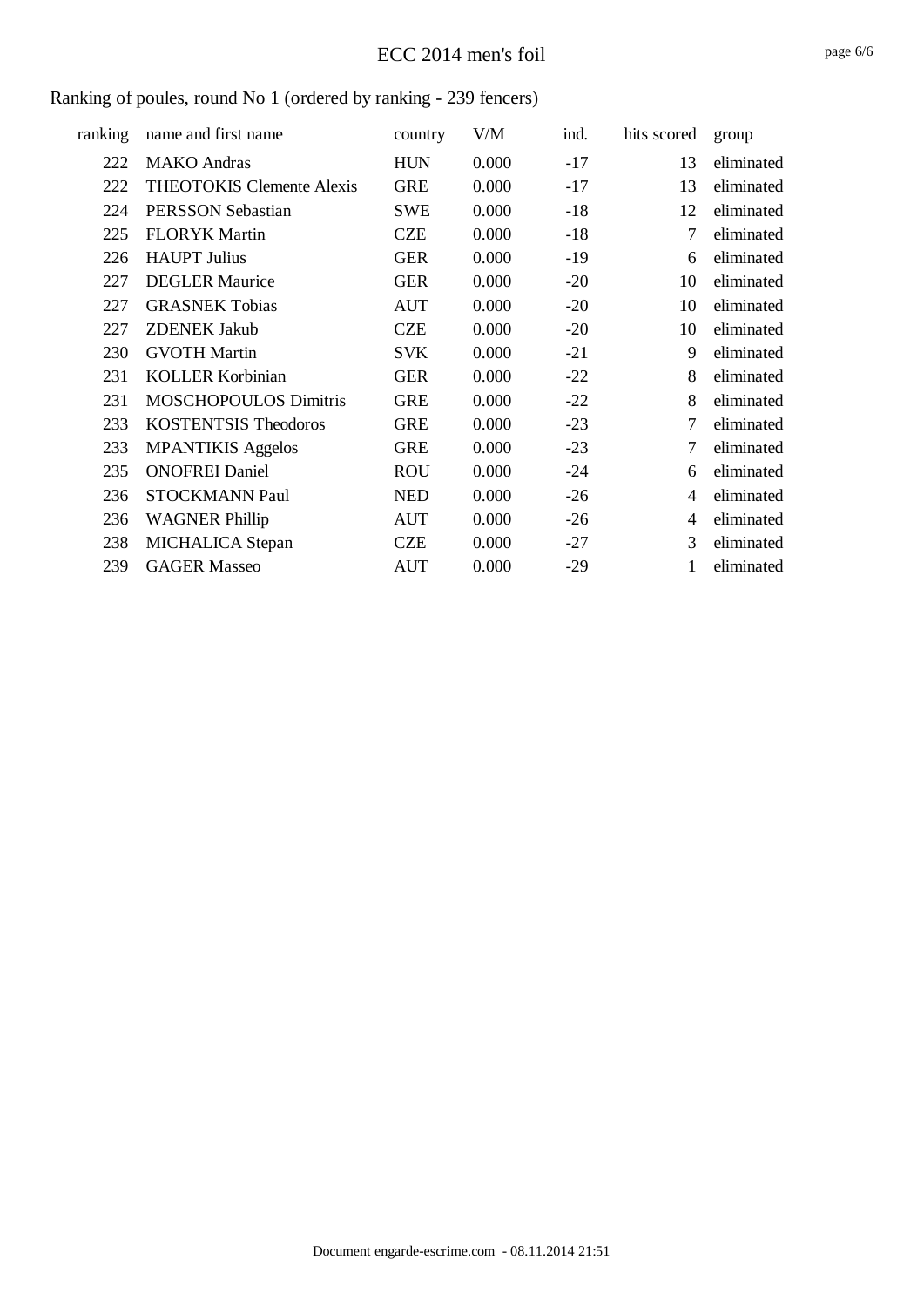## Ranking of poules, round No 1 (ordered by ranking - 239 fencers)

| ranking | name and first name | country | V/M | ind. | hits scored | group |
|---|---|---|---|---|---|---|
| 222 | MAKO Andras | HUN | 0.000 | -17 | 13 | eliminated |
| 222 | THEOTOKIS Clemente Alexis | GRE | 0.000 | -17 | 13 | eliminated |
| 224 | PERSSON Sebastian | SWE | 0.000 | -18 | 12 | eliminated |
| 225 | FLORYK Martin | CZE | 0.000 | -18 | 7 | eliminated |
| 226 | HAUPT Julius | GER | 0.000 | -19 | 6 | eliminated |
| 227 | DEGLER Maurice | GER | 0.000 | -20 | 10 | eliminated |
| 227 | GRASNEK Tobias | AUT | 0.000 | -20 | 10 | eliminated |
| 227 | ZDENEK Jakub | CZE | 0.000 | -20 | 10 | eliminated |
| 230 | GVOTH Martin | SVK | 0.000 | -21 | 9 | eliminated |
| 231 | KOLLER Korbinian | GER | 0.000 | -22 | 8 | eliminated |
| 231 | MOSCHOPOULOS Dimitris | GRE | 0.000 | -22 | 8 | eliminated |
| 233 | KOSTENTSIS Theodoros | GRE | 0.000 | -23 | 7 | eliminated |
| 233 | MPANTIKIS Aggelos | GRE | 0.000 | -23 | 7 | eliminated |
| 235 | ONOFREI Daniel | ROU | 0.000 | -24 | 6 | eliminated |
| 236 | STOCKMANN Paul | NED | 0.000 | -26 | 4 | eliminated |
| 236 | WAGNER Phillip | AUT | 0.000 | -26 | 4 | eliminated |
| 238 | MICHALICA Stepan | CZE | 0.000 | -27 | 3 | eliminated |
| 239 | GAGER Masseo | AUT | 0.000 | -29 | 1 | eliminated |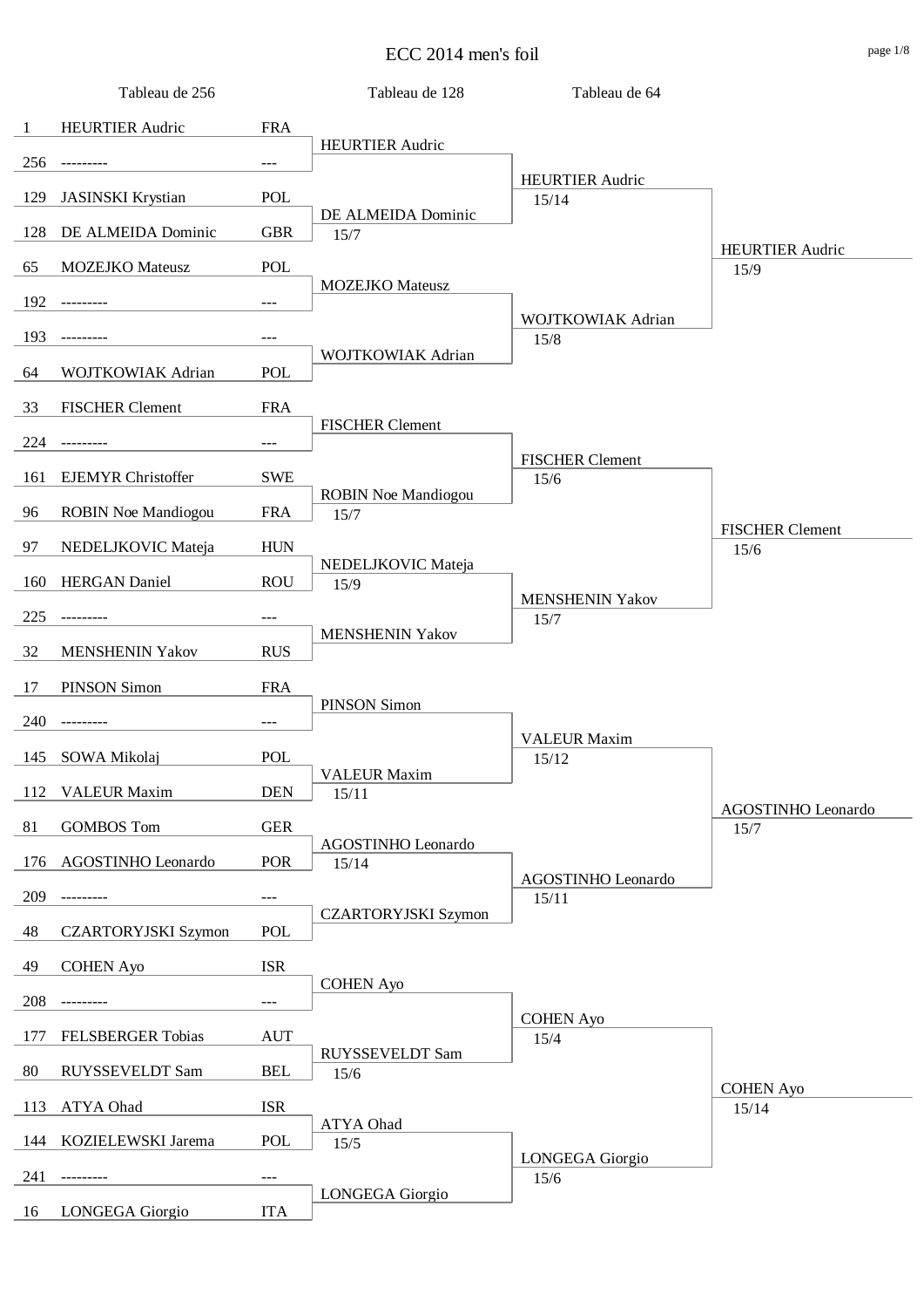# ECC 2014 men's foil

| Tableau de 256 | | | Tableau de 128 | Tableau de 64 | |
|---|---|---|---|---|---|
| 1 | HEURTIER Audric | FRA | HEURTIER Audric | HEURTIER Audric 15/14 | HEURTIER Audric 15/9 |
| 256 | --------- | --- | | | |
| 129 | JASINSKI Krystian | POL | DE ALMEIDA Dominic 15/7 | | |
| 128 | DE ALMEIDA Dominic | GBR | | | |
| 65 | MOZEJKO Mateusz | POL | MOZEJKO Mateusz | WOJTKOWIAK Adrian 15/8 | |
| 192 | --------- | --- | | | |
| 193 | --------- | --- | WOJTKOWIAK Adrian | | |
| 64 | WOJTKOWIAK Adrian | POL | | | |
| 33 | FISCHER Clement | FRA | FISCHER Clement | FISCHER Clement 15/6 | FISCHER Clement 15/6 |
| 224 | --------- | --- | | | |
| 161 | EJEMYR Christoffer | SWE | ROBIN Noe Mandiogou 15/7 | | |
| 96 | ROBIN Noe Mandiogou | FRA | | | |
| 97 | NEDELJKOVIC Mateja | HUN | NEDELJKOVIC Mateja 15/9 | MENSHENIN Yakov 15/7 | |
| 160 | HERGAN Daniel | ROU | | | |
| 225 | --------- | --- | MENSHENIN Yakov | | |
| 32 | MENSHENIN Yakov | RUS | | | |
| 17 | PINSON Simon | FRA | PINSON Simon | VALEUR Maxim 15/12 | AGOSTINHO Leonardo 15/7 |
| 240 | --------- | --- | | | |
| 145 | SOWA Mikolaj | POL | VALEUR Maxim 15/11 | | |
| 112 | VALEUR Maxim | DEN | | | |
| 81 | GOMBOS Tom | GER | AGOSTINHO Leonardo 15/14 | AGOSTINHO Leonardo 15/11 | |
| 176 | AGOSTINHO Leonardo | POR | | | |
| 209 | --------- | --- | CZARTORYJSKI Szymon | | |
| 48 | CZARTORYJSKI Szymon | POL | | | |
| 49 | COHEN Ayo | ISR | COHEN Ayo | COHEN Ayo 15/4 | COHEN Ayo 15/14 |
| 208 | --------- | --- | | | |
| 177 | FELSBERGER Tobias | AUT | RUYSSEVELDT Sam 15/6 | | |
| 80 | RUYSSEVELDT Sam | BEL | | | |
| 113 | ATYA Ohad | ISR | ATYA Ohad 15/5 | LONGEGA Giorgio 15/6 | |
| 144 | KOZIELEWSKI Jarema | POL | | | |
| 241 | --------- | --- | LONGEGA Giorgio | | |
| 16 | LONGEGA Giorgio | ITA | | | |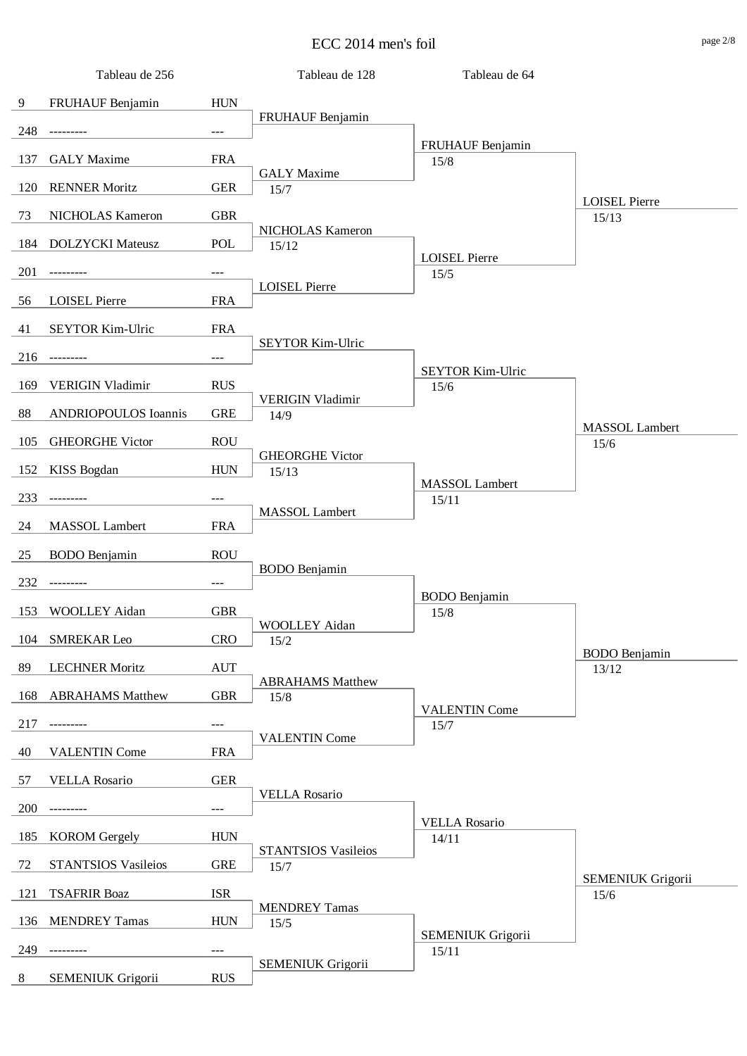# ECC 2014 men's foil

| Tableau de 256 | | | Tableau de 128 | Tableau de 64 | |
|---|---|---|---|---|---|
| 9 | FRUHAUF Benjamin | HUN | FRUHAUF Benjamin | FRUHAUF Benjamin 15/8 | LOISEL Pierre 15/13 |
| 248 | --------- | --- | | | |
| 137 | GALY Maxime | FRA | GALY Maxime 15/7 | | |
| 120 | RENNER Moritz | GER | | | |
| 73 | NICHOLAS Kameron | GBR | NICHOLAS Kameron 15/12 | LOISEL Pierre 15/5 | |
| 184 | DOLZYCKI Mateusz | POL | | | |
| 201 | --------- | --- | LOISEL Pierre | | |
| 56 | LOISEL Pierre | FRA | | | |
| 41 | SEYTOR Kim-Ulric | FRA | SEYTOR Kim-Ulric | SEYTOR Kim-Ulric 15/6 | MASSOL Lambert 15/6 |
| 216 | --------- | --- | | | |
| 169 | VERIGIN Vladimir | RUS | VERIGIN Vladimir 14/9 | | |
| 88 | ANDRIOPOULOS Ioannis | GRE | | | |
| 105 | GHEORGHE Victor | ROU | GHEORGHE Victor 15/13 | MASSOL Lambert 15/11 | |
| 152 | KISS Bogdan | HUN | | | |
| 233 | --------- | --- | MASSOL Lambert | | |
| 24 | MASSOL Lambert | FRA | | | |
| 25 | BODO Benjamin | ROU | BODO Benjamin | BODO Benjamin 15/8 | BODO Benjamin 13/12 |
| 232 | --------- | --- | | | |
| 153 | WOOLLEY Aidan | GBR | WOOLLEY Aidan 15/2 | | |
| 104 | SMREKAR Leo | CRO | | | |
| 89 | LECHNER Moritz | AUT | ABRAHAMS Matthew 15/8 | VALENTIN Come 15/7 | |
| 168 | ABRAHAMS Matthew | GBR | | | |
| 217 | --------- | --- | VALENTIN Come | | |
| 40 | VALENTIN Come | FRA | | | |
| 57 | VELLA Rosario | GER | VELLA Rosario | VELLA Rosario 14/11 | SEMENIUK Grigorii 15/6 |
| 200 | --------- | --- | | | |
| 185 | KOROM Gergely | HUN | STANTSIOS Vasileios 15/7 | | |
| 72 | STANTSIOS Vasileios | GRE | | | |
| 121 | TSAFRIR Boaz | ISR | MENDREY Tamas 15/5 | SEMENIUK Grigorii 15/11 | |
| 136 | MENDREY Tamas | HUN | | | |
| 249 | --------- | --- | SEMENIUK Grigorii | | |
| 8 | SEMENIUK Grigorii | RUS | | | |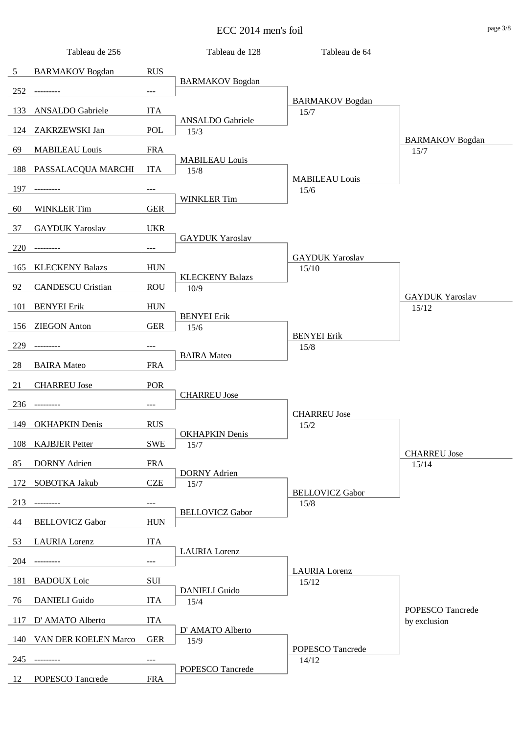# ECC 2014 men's foil

| Tableau de 256 | | | Tableau de 128 | Tableau de 64 | |
|---|---|---|---|---|---|
| 5 | BARMAKOV Bogdan | RUS | BARMAKOV Bogdan | BARMAKOV Bogdan 15/7 | BARMAKOV Bogdan 15/7 |
| 252 | --------- | --- | | | |
| 133 | ANSALDO Gabriele | ITA | ANSALDO Gabriele 15/3 | | |
| 124 | ZAKRZEWSKI Jan | POL | | | |
| 69 | MABILEAU Louis | FRA | MABILEAU Louis 15/8 | MABILEAU Louis 15/6 | |
| 188 | PASSALACQUA MARCHI | ITA | | | |
| 197 | --------- | --- | WINKLER Tim | | |
| 60 | WINKLER Tim | GER | | | |
| 37 | GAYDUK Yaroslav | UKR | GAYDUK Yaroslav | GAYDUK Yaroslav 15/10 | GAYDUK Yaroslav 15/12 |
| 220 | --------- | --- | | | |
| 165 | KLECKENY Balazs | HUN | KLECKENY Balazs 10/9 | | |
| 92 | CANDESCU Cristian | ROU | | | |
| 101 | BENYEI Erik | HUN | BENYEI Erik 15/6 | BENYEI Erik 15/8 | |
| 156 | ZIEGON Anton | GER | | | |
| 229 | --------- | --- | BAIRA Mateo | | |
| 28 | BAIRA Mateo | FRA | | | |
| 21 | CHARREU Jose | POR | CHARREU Jose | CHARREU Jose 15/2 | CHARREU Jose 15/14 |
| 236 | --------- | --- | | | |
| 149 | OKHAPKIN Denis | RUS | OKHAPKIN Denis 15/7 | | |
| 108 | KAJBJER Petter | SWE | | | |
| 85 | DORNY Adrien | FRA | DORNY Adrien 15/7 | BELLOVICZ Gabor 15/8 | |
| 172 | SOBOTKA Jakub | CZE | | | |
| 213 | --------- | --- | BELLOVICZ Gabor | | |
| 44 | BELLOVICZ Gabor | HUN | | | |
| 53 | LAURIA Lorenz | ITA | LAURIA Lorenz | LAURIA Lorenz 15/12 | POPESCO Tancrede by exclusion |
| 204 | --------- | --- | | | |
| 181 | BADOUX Loic | SUI | DANIELI Guido 15/4 | | |
| 76 | DANIELI Guido | ITA | | | |
| 117 | D' AMATO Alberto | ITA | D' AMATO Alberto 15/9 | POPESCO Tancrede 14/12 | |
| 140 | VAN DER KOELEN Marco | GER | | | |
| 245 | --------- | --- | POPESCO Tancrede | | |
| 12 | POPESCO Tancrede | FRA | | | |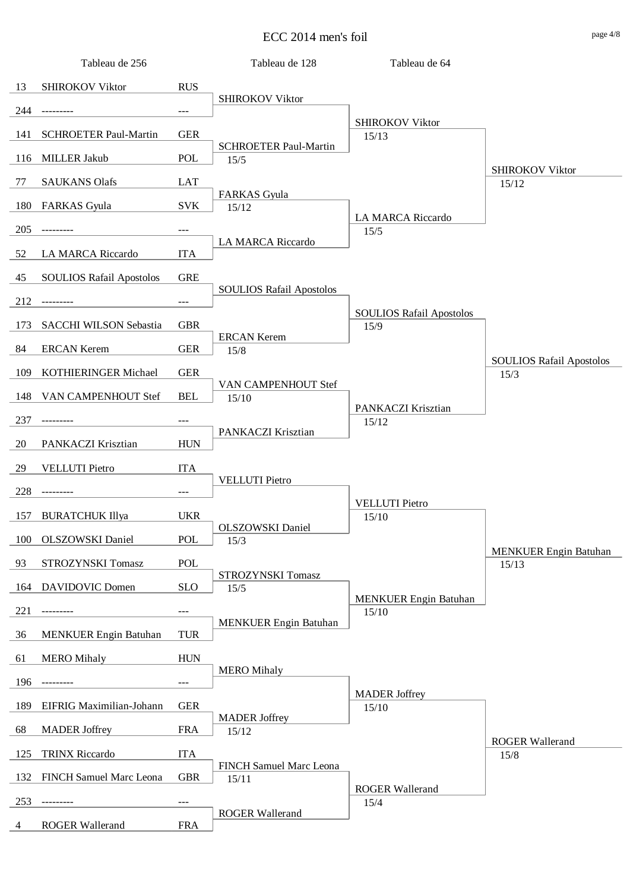# ECC 2014 men's foil

| Tableau de 256 | | | Tableau de 128 | Tableau de 64 | |
|---|---|---|---|---|---|
| 13 | SHIROKOV Viktor | RUS | SHIROKOV Viktor | SHIROKOV Viktor 15/13 | SHIROKOV Viktor 15/12 |
| 244 | --------- | --- | | | |
| 141 | SCHROETER Paul-Martin | GER | SCHROETER Paul-Martin 15/5 | | |
| 116 | MILLER Jakub | POL | | | |
| 77 | SAUKANS Olafs | LAT | FARKAS Gyula 15/12 | LA MARCA Riccardo 15/5 | |
| 180 | FARKAS Gyula | SVK | | | |
| 205 | --------- | --- | LA MARCA Riccardo | | |
| 52 | LA MARCA Riccardo | ITA | | | |
| 45 | SOULIOS Rafail Apostolos | GRE | SOULIOS Rafail Apostolos | SOULIOS Rafail Apostolos 15/9 | SOULIOS Rafail Apostolos 15/3 |
| 212 | --------- | --- | | | |
| 173 | SACCHI WILSON Sebastia | GBR | ERCAN Kerem 15/8 | | |
| 84 | ERCAN Kerem | GER | | | |
| 109 | KOTHIERINGER Michael | GER | VAN CAMPENHOUT Stef 15/10 | PANKACZI Krisztian 15/12 | |
| 148 | VAN CAMPENHOUT Stef | BEL | | | |
| 237 | --------- | --- | PANKACZI Krisztian | | |
| 20 | PANKACZI Krisztian | HUN | | | |
| 29 | VELLUTI Pietro | ITA | VELLUTI Pietro | VELLUTI Pietro 15/10 | MENKUER Engin Batuhan 15/13 |
| 228 | --------- | --- | | | |
| 157 | BURATCHUK Illya | UKR | OLSZOWSKI Daniel 15/3 | | |
| 100 | OLSZOWSKI Daniel | POL | | | |
| 93 | STROZYNSKI Tomasz | POL | STROZYNSKI Tomasz 15/5 | MENKUER Engin Batuhan 15/10 | |
| 164 | DAVIDOVIC Domen | SLO | | | |
| 221 | --------- | --- | MENKUER Engin Batuhan | | |
| 36 | MENKUER Engin Batuhan | TUR | | | |
| 61 | MERO Mihaly | HUN | MERO Mihaly | MADER Joffrey 15/10 | ROGER Wallerand 15/8 |
| 196 | --------- | --- | | | |
| 189 | EIFRIG Maximilian-Johann | GER | MADER Joffrey 15/12 | | |
| 68 | MADER Joffrey | FRA | | | |
| 125 | TRINX Riccardo | ITA | FINCH Samuel Marc Leona 15/11 | ROGER Wallerand 15/4 | |
| 132 | FINCH Samuel Marc Leona | GBR | | | |
| 253 | --------- | --- | ROGER Wallerand | | |
| 4 | ROGER Wallerand | FRA | | | |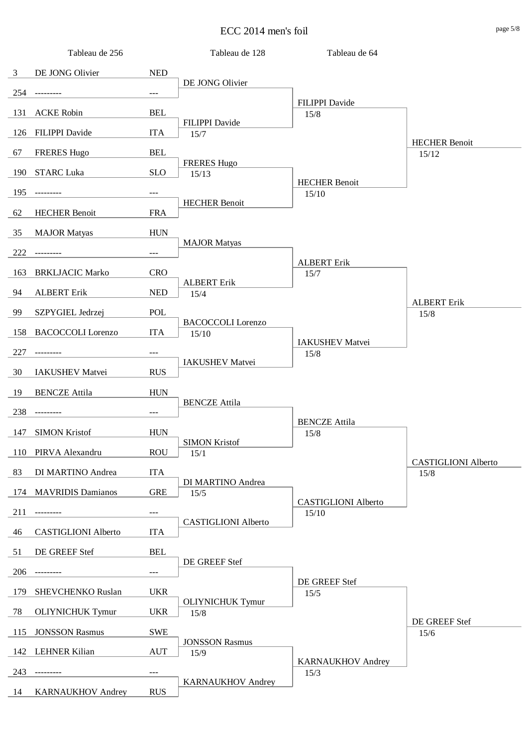# ECC 2014 men's foil

### Tableau de 256

| Seed | Name | Country |
|---|---|---|
| 3 | DE JONG Olivier | NED |
| 254 | --------- | --- |
| 131 | ACKE Robin | BEL |
| 126 | FILIPPI Davide | ITA |
| 67 | FRERES Hugo | BEL |
| 190 | STARC Luka | SLO |
| 195 | --------- | --- |
| 62 | HECHER Benoit | FRA |
| 35 | MAJOR Matyas | HUN |
| 222 | --------- | --- |
| 163 | BRKLJACIC Marko | CRO |
| 94 | ALBERT Erik | NED |
| 99 | SZPYGIEL Jedrzej | POL |
| 158 | BACOCCOLI Lorenzo | ITA |
| 227 | --------- | --- |
| 30 | IAKUSHEV Matvei | RUS |
| 19 | BENCZE Attila | HUN |
| 238 | --------- | --- |
| 147 | SIMON Kristof | HUN |
| 110 | PIRVA Alexandru | ROU |
| 83 | DI MARTINO Andrea | ITA |
| 174 | MAVRIDIS Damianos | GRE |
| 211 | --------- | --- |
| 46 | CASTIGLIONI Alberto | ITA |
| 51 | DE GREEF Stef | BEL |
| 206 | --------- | --- |
| 179 | SHEVCHENKO Ruslan | UKR |
| 78 | OLIYNICHUK Tymur | UKR |
| 115 | JONSSON Rasmus | SWE |
| 142 | LEHNER Kilian | AUT |
| 243 | --------- | --- |
| 14 | KARNAUKHOV Andrey | RUS |

### Tableau de 128

| Winner | Score |
|---|---|
| DE JONG Olivier | |
| FILIPPI Davide | 15/7 |
| FRERES Hugo | 15/13 |
| HECHER Benoit | |
| MAJOR Matyas | |
| ALBERT Erik | 15/4 |
| BACOCCOLI Lorenzo | 15/10 |
| IAKUSHEV Matvei | |
| BENCZE Attila | |
| SIMON Kristof | 15/1 |
| DI MARTINO Andrea | 15/5 |
| CASTIGLIONI Alberto | |
| DE GREEF Stef | |
| OLIYNICHUK Tymur | 15/8 |
| JONSSON Rasmus | 15/9 |
| KARNAUKHOV Andrey | |

### Tableau de 64

| Winner | Score |
|---|---|
| FILIPPI Davide | 15/8 |
| HECHER Benoit | 15/10 |
| ALBERT Erik | 15/7 |
| IAKUSHEV Matvei | 15/8 |
| BENCZE Attila | 15/8 |
| CASTIGLIONI Alberto | 15/10 |
| DE GREEF Stef | 15/5 |
| KARNAUKHOV Andrey | 15/3 |

### Next round

| Winner | Score |
|---|---|
| HECHER Benoit | 15/12 |
| ALBERT Erik | 15/8 |
| CASTIGLIONI Alberto | 15/8 |
| DE GREEF Stef | 15/6 |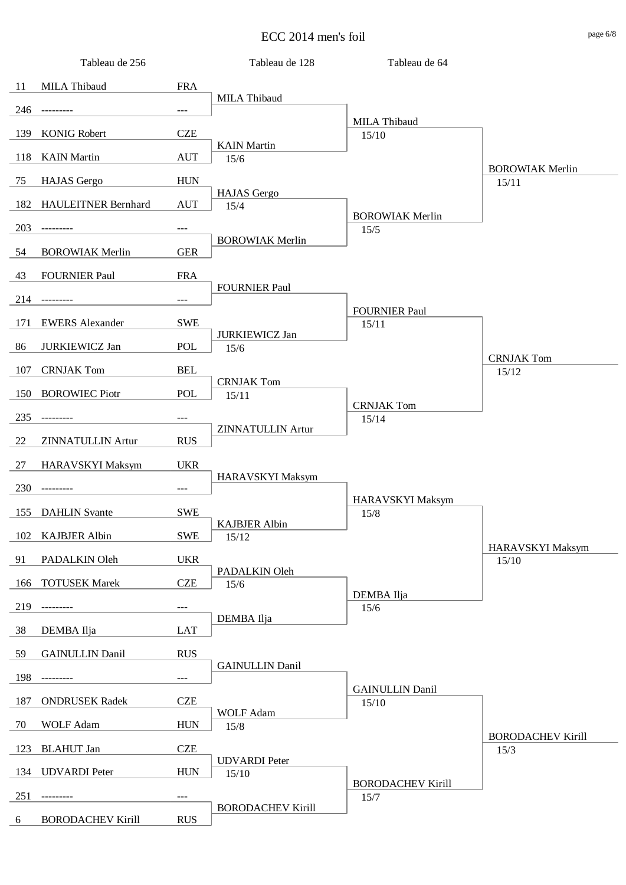# ECC 2014 men's foil

| Tableau de 256 | | | Tableau de 128 | Tableau de 64 | |
|---|---|---|---|---|---|
| 11 | MILA Thibaud | FRA | MILA Thibaud | MILA Thibaud 15/10 | BOROWIAK Merlin 15/11 |
| 246 | --------- | --- | | | |
| 139 | KONIG Robert | CZE | KAIN Martin 15/6 | | |
| 118 | KAIN Martin | AUT | | | |
| 75 | HAJAS Gergo | HUN | HAJAS Gergo 15/4 | BOROWIAK Merlin 15/5 | |
| 182 | HAULEITNER Bernhard | AUT | | | |
| 203 | --------- | --- | BOROWIAK Merlin | | |
| 54 | BOROWIAK Merlin | GER | | | |
| 43 | FOURNIER Paul | FRA | FOURNIER Paul | FOURNIER Paul 15/11 | CRNJAK Tom 15/12 |
| 214 | --------- | --- | | | |
| 171 | EWERS Alexander | SWE | JURKIEWICZ Jan 15/6 | | |
| 86 | JURKIEWICZ Jan | POL | | | |
| 107 | CRNJAK Tom | BEL | CRNJAK Tom 15/11 | CRNJAK Tom 15/14 | |
| 150 | BOROWIEC Piotr | POL | | | |
| 235 | --------- | --- | ZINNATULLIN Artur | | |
| 22 | ZINNATULLIN Artur | RUS | | | |
| 27 | HARAVSKYI Maksym | UKR | HARAVSKYI Maksym | HARAVSKYI Maksym 15/8 | HARAVSKYI Maksym 15/10 |
| 230 | --------- | --- | | | |
| 155 | DAHLIN Svante | SWE | KAJBJER Albin 15/12 | | |
| 102 | KAJBJER Albin | SWE | | | |
| 91 | PADALKIN Oleh | UKR | PADALKIN Oleh 15/6 | DEMBA Ilja 15/6 | |
| 166 | TOTUSEK Marek | CZE | | | |
| 219 | --------- | --- | DEMBA Ilja | | |
| 38 | DEMBA Ilja | LAT | | | |
| 59 | GAINULLIN Danil | RUS | GAINULLIN Danil | GAINULLIN Danil 15/10 | BORODACHEV Kirill 15/3 |
| 198 | --------- | --- | | | |
| 187 | ONDRUSEK Radek | CZE | WOLF Adam 15/8 | | |
| 70 | WOLF Adam | HUN | | | |
| 123 | BLAHUT Jan | CZE | UDVARDI Peter 15/10 | BORODACHEV Kirill 15/7 | |
| 134 | UDVARDI Peter | HUN | | | |
| 251 | --------- | --- | BORODACHEV Kirill | | |
| 6 | BORODACHEV Kirill | RUS | | | |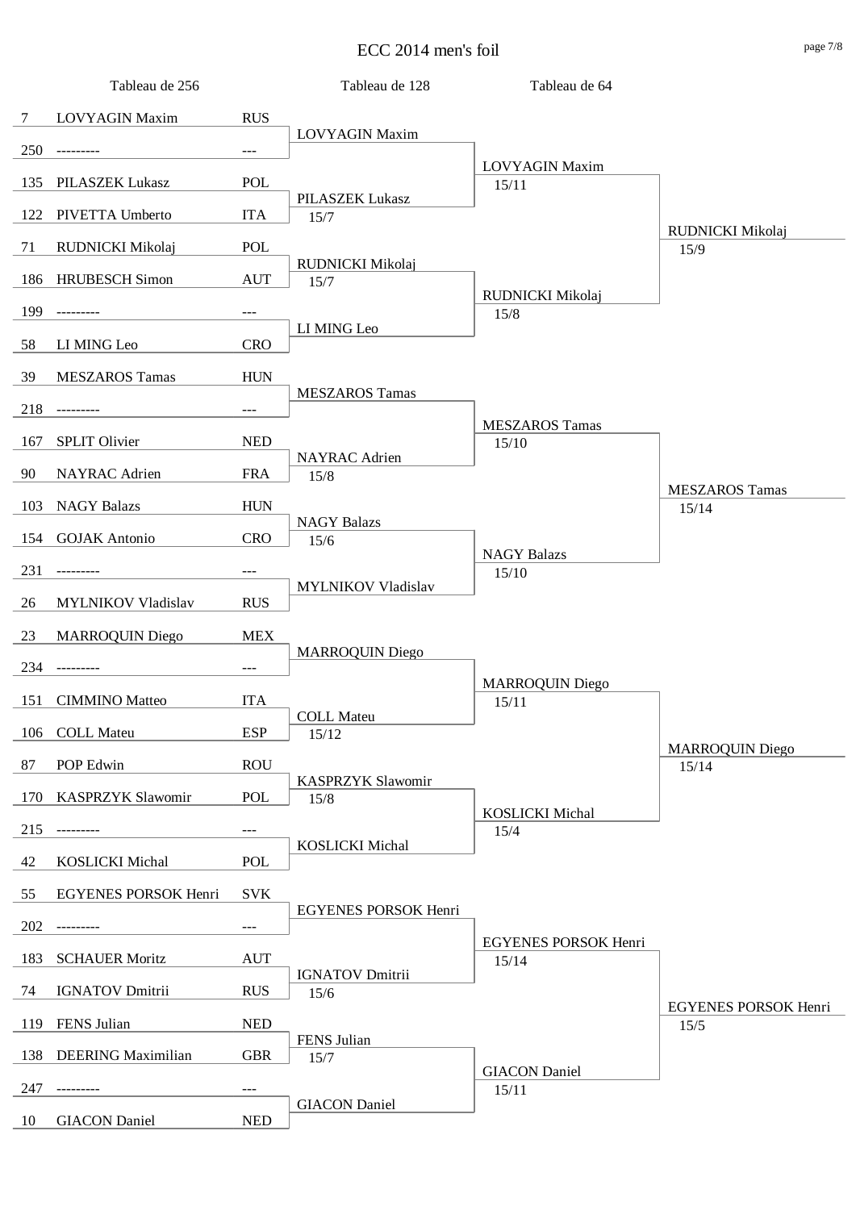# ECC 2014 men's foil

| Tableau de 256 | | | Tableau de 128 | Tableau de 64 | |
|---|---|---|---|---|---|
| 7 | LOVYAGIN Maxim | RUS | LOVYAGIN Maxim | LOVYAGIN Maxim 15/11 | RUDNICKI Mikolaj 15/9 |
| 250 | --------- | --- | | | |
| 135 | PILASZEK Lukasz | POL | PILASZEK Lukasz 15/7 | | |
| 122 | PIVETTA Umberto | ITA | | | |
| 71 | RUDNICKI Mikolaj | POL | RUDNICKI Mikolaj 15/7 | RUDNICKI Mikolaj 15/8 | |
| 186 | HRUBESCH Simon | AUT | | | |
| 199 | --------- | --- | LI MING Leo | | |
| 58 | LI MING Leo | CRO | | | |
| 39 | MESZAROS Tamas | HUN | MESZAROS Tamas | MESZAROS Tamas 15/10 | MESZAROS Tamas 15/14 |
| 218 | --------- | --- | | | |
| 167 | SPLIT Olivier | NED | NAYRAC Adrien 15/8 | | |
| 90 | NAYRAC Adrien | FRA | | | |
| 103 | NAGY Balazs | HUN | NAGY Balazs 15/6 | NAGY Balazs 15/10 | |
| 154 | GOJAK Antonio | CRO | | | |
| 231 | --------- | --- | MYLNIKOV Vladislav | | |
| 26 | MYLNIKOV Vladislav | RUS | | | |
| 23 | MARROQUIN Diego | MEX | MARROQUIN Diego | MARROQUIN Diego 15/11 | MARROQUIN Diego 15/14 |
| 234 | --------- | --- | | | |
| 151 | CIMMINO Matteo | ITA | COLL Mateu 15/12 | | |
| 106 | COLL Mateu | ESP | | | |
| 87 | POP Edwin | ROU | KASPRZYK Slawomir 15/8 | KOSLICKI Michal 15/4 | |
| 170 | KASPRZYK Slawomir | POL | | | |
| 215 | --------- | --- | KOSLICKI Michal | | |
| 42 | KOSLICKI Michal | POL | | | |
| 55 | EGYENES PORSOK Henri | SVK | EGYENES PORSOK Henri | EGYENES PORSOK Henri 15/14 | EGYENES PORSOK Henri 15/5 |
| 202 | --------- | --- | | | |
| 183 | SCHAUER Moritz | AUT | IGNATOV Dmitrii 15/6 | | |
| 74 | IGNATOV Dmitrii | RUS | | | |
| 119 | FENS Julian | NED | FENS Julian 15/7 | GIACON Daniel 15/11 | |
| 138 | DEERING Maximilian | GBR | | | |
| 247 | --------- | --- | GIACON Daniel | | |
| 10 | GIACON Daniel | NED | | | |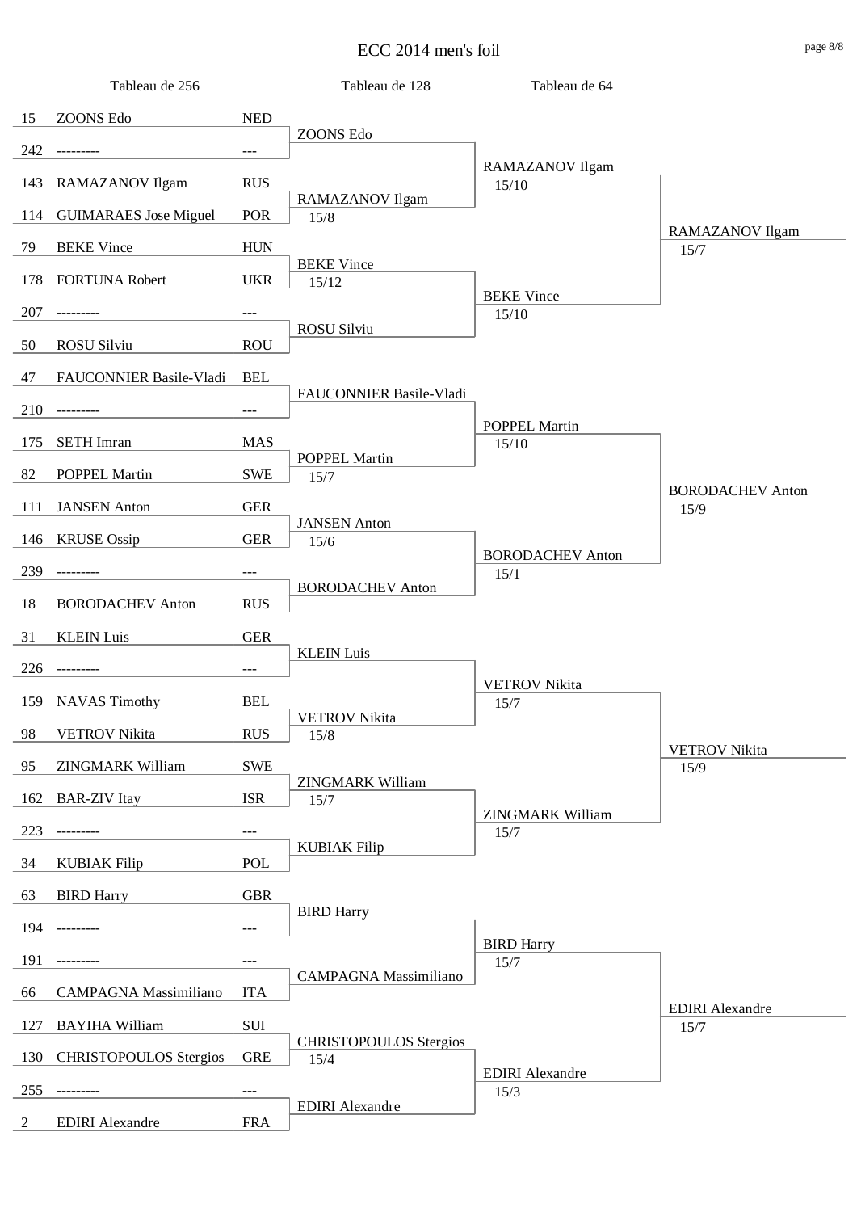# ECC 2014 men's foil

| Tableau de 256 | | | Tableau de 128 | Tableau de 64 | |
|---|---|---|---|---|---|
| 15 | ZOONS Edo | NED | ZOONS Edo | RAMAZANOV Ilgam 15/10 | RAMAZANOV Ilgam 15/7 |
| 242 | --------- | --- | | | |
| 143 | RAMAZANOV Ilgam | RUS | RAMAZANOV Ilgam 15/8 | | |
| 114 | GUIMARAES Jose Miguel | POR | | | |
| 79 | BEKE Vince | HUN | BEKE Vince 15/12 | BEKE Vince 15/10 | |
| 178 | FORTUNA Robert | UKR | | | |
| 207 | --------- | --- | ROSU Silviu | | |
| 50 | ROSU Silviu | ROU | | | |
| 47 | FAUCONNIER Basile-Vladi | BEL | FAUCONNIER Basile-Vladi | POPPEL Martin 15/10 | BORODACHEV Anton 15/9 |
| 210 | --------- | --- | | | |
| 175 | SETH Imran | MAS | POPPEL Martin 15/7 | | |
| 82 | POPPEL Martin | SWE | | | |
| 111 | JANSEN Anton | GER | JANSEN Anton 15/6 | BORODACHEV Anton 15/1 | |
| 146 | KRUSE Ossip | GER | | | |
| 239 | --------- | --- | BORODACHEV Anton | | |
| 18 | BORODACHEV Anton | RUS | | | |
| 31 | KLEIN Luis | GER | KLEIN Luis | VETROV Nikita 15/7 | VETROV Nikita 15/9 |
| 226 | --------- | --- | | | |
| 159 | NAVAS Timothy | BEL | VETROV Nikita 15/8 | | |
| 98 | VETROV Nikita | RUS | | | |
| 95 | ZINGMARK William | SWE | ZINGMARK William 15/7 | ZINGMARK William 15/7 | |
| 162 | BAR-ZIV Itay | ISR | | | |
| 223 | --------- | --- | KUBIAK Filip | | |
| 34 | KUBIAK Filip | POL | | | |
| 63 | BIRD Harry | GBR | BIRD Harry | BIRD Harry 15/7 | EDIRI Alexandre 15/7 |
| 194 | --------- | --- | | | |
| 191 | --------- | --- | CAMPAGNA Massimiliano | | |
| 66 | CAMPAGNA Massimiliano | ITA | | | |
| 127 | BAYIHA William | SUI | CHRISTOPOULOS Stergios 15/4 | EDIRI Alexandre 15/3 | |
| 130 | CHRISTOPOULOS Stergios | GRE | | | |
| 255 | --------- | --- | EDIRI Alexandre | | |
| 2 | EDIRI Alexandre | FRA | | | |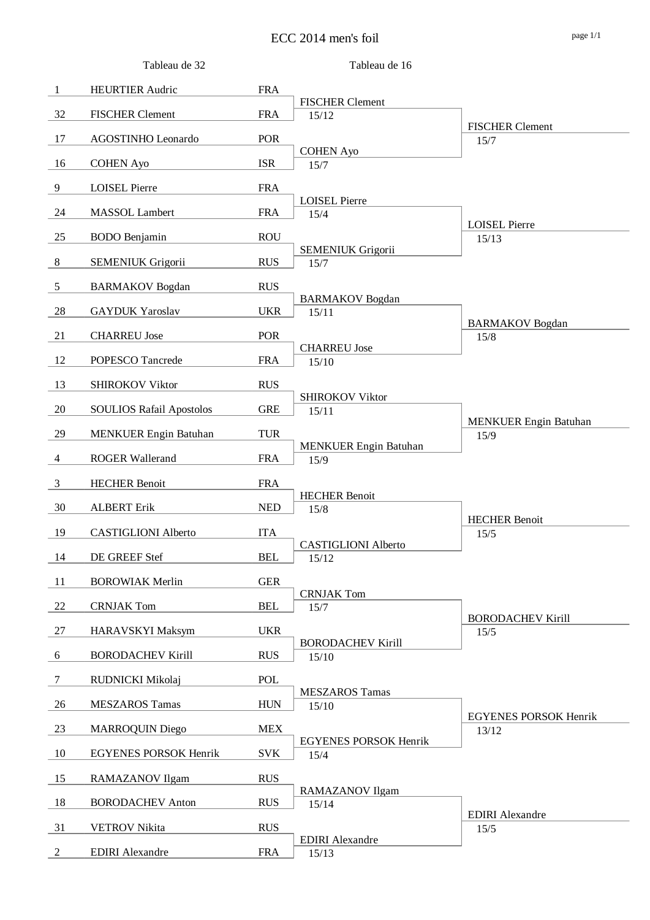# ECC 2014 men's foil

| Seed | Tableau de 32 | Nation | Tableau de 16 | |
|---|---|---|---|---|
| 1 | HEURTIER Audric | FRA | FISCHER Clement 15/12 | FISCHER Clement 15/7 |
| 32 | FISCHER Clement | FRA | | |
| 17 | AGOSTINHO Leonardo | POR | COHEN Ayo 15/7 | |
| 16 | COHEN Ayo | ISR | | |
| 9 | LOISEL Pierre | FRA | LOISEL Pierre 15/4 | LOISEL Pierre 15/13 |
| 24 | MASSOL Lambert | FRA | | |
| 25 | BODO Benjamin | ROU | SEMENIUK Grigorii 15/7 | |
| 8 | SEMENIUK Grigorii | RUS | | |
| 5 | BARMAKOV Bogdan | RUS | BARMAKOV Bogdan 15/11 | BARMAKOV Bogdan 15/8 |
| 28 | GAYDUK Yaroslav | UKR | | |
| 21 | CHARREU Jose | POR | CHARREU Jose 15/10 | |
| 12 | POPESCO Tancrede | FRA | | |
| 13 | SHIROKOV Viktor | RUS | SHIROKOV Viktor 15/11 | MENKUER Engin Batuhan 15/9 |
| 20 | SOULIOS Rafail Apostolos | GRE | | |
| 29 | MENKUER Engin Batuhan | TUR | MENKUER Engin Batuhan 15/9 | |
| 4 | ROGER Wallerand | FRA | | |
| 3 | HECHER Benoit | FRA | HECHER Benoit 15/8 | HECHER Benoit 15/5 |
| 30 | ALBERT Erik | NED | | |
| 19 | CASTIGLIONI Alberto | ITA | CASTIGLIONI Alberto 15/12 | |
| 14 | DE GREEF Stef | BEL | | |
| 11 | BOROWIAK Merlin | GER | CRNJAK Tom 15/7 | BORODACHEV Kirill 15/5 |
| 22 | CRNJAK Tom | BEL | | |
| 27 | HARAVSKYI Maksym | UKR | BORODACHEV Kirill 15/10 | |
| 6 | BORODACHEV Kirill | RUS | | |
| 7 | RUDNICKI Mikolaj | POL | MESZAROS Tamas 15/10 | EGYENES PORSOK Henrik 13/12 |
| 26 | MESZAROS Tamas | HUN | | |
| 23 | MARROQUIN Diego | MEX | EGYENES PORSOK Henrik 15/4 | |
| 10 | EGYENES PORSOK Henrik | SVK | | |
| 15 | RAMAZANOV Ilgam | RUS | RAMAZANOV Ilgam 15/14 | EDIRI Alexandre 15/5 |
| 18 | BORODACHEV Anton | RUS | | |
| 31 | VETROV Nikita | RUS | EDIRI Alexandre 15/13 | |
| 2 | EDIRI Alexandre | FRA | | |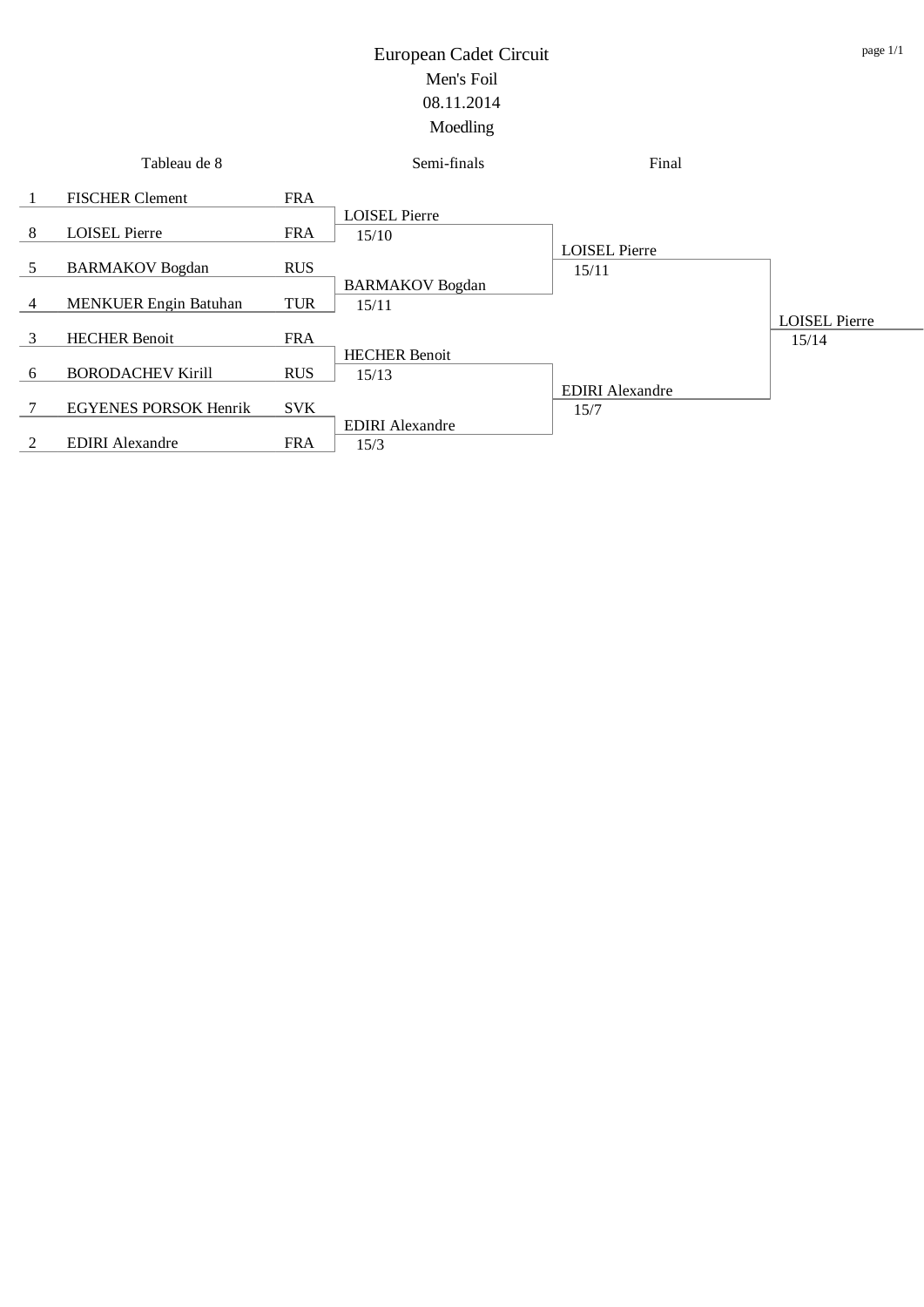# European Cadet Circuit

## Men's Foil

08.11.2014

Moedling

| Tableau de 8 | | | Semi-finals | Final | |
|---|---|---|---|---|---|
| 1 | FISCHER Clement | FRA | | | |
| | | | LOISEL Pierre 15/10 | | |
| 8 | LOISEL Pierre | FRA | | | |
| | | | | LOISEL Pierre 15/11 | |
| 5 | BARMAKOV Bogdan | RUS | | | |
| | | | BARMAKOV Bogdan 15/11 | | |
| 4 | MENKUER Engin Batuhan | TUR | | | |
| | | | | | LOISEL Pierre 15/14 |
| 3 | HECHER Benoit | FRA | | | |
| | | | HECHER Benoit 15/13 | | |
| 6 | BORODACHEV Kirill | RUS | | | |
| | | | | EDIRI Alexandre 15/7 | |
| 7 | EGYENES PORSOK Henrik | SVK | | | |
| | | | EDIRI Alexandre 15/3 | | |
| 2 | EDIRI Alexandre | FRA | | | |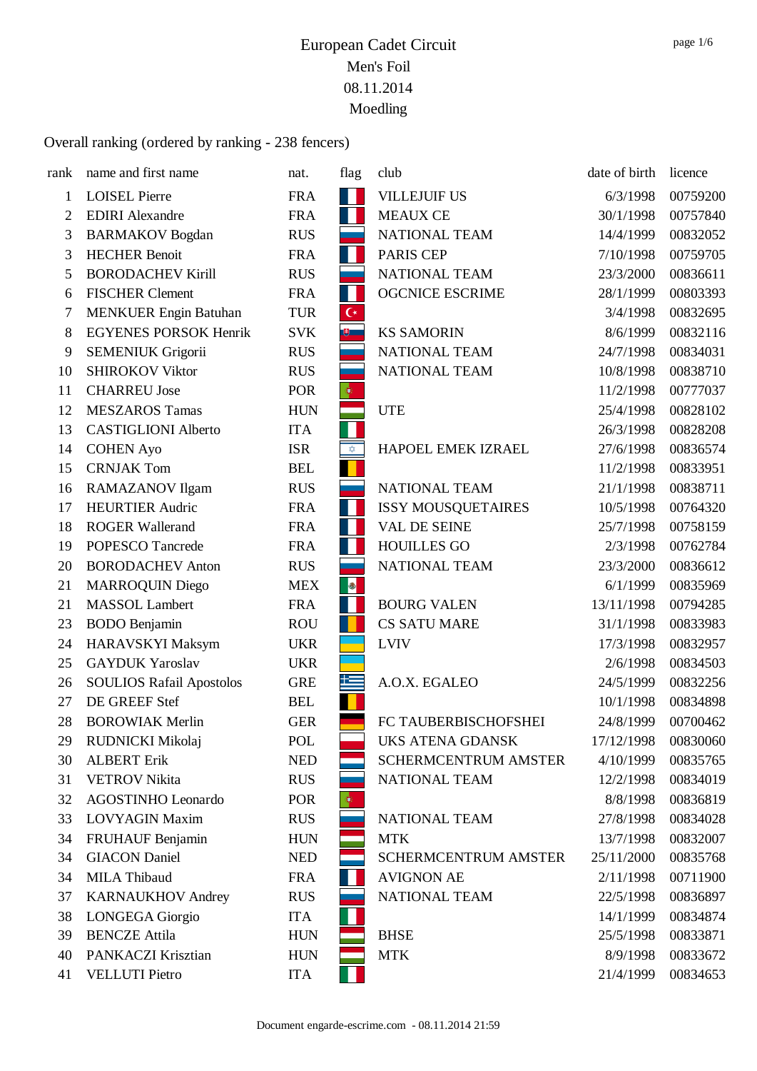# European Cadet Circuit

Men's Foil

08.11.2014

Moedling

Overall ranking (ordered by ranking - 238 fencers)

| rank | name and first name | nat. | flag | club | date of birth | licence |
|---|---|---|---|---|---|---|
| 1 | LOISEL Pierre | FRA | | VILLEJUIF US | 6/3/1998 | 00759200 |
| 2 | EDIRI Alexandre | FRA | | MEAUX CE | 30/1/1998 | 00757840 |
| 3 | BARMAKOV Bogdan | RUS | | NATIONAL TEAM | 14/4/1999 | 00832052 |
| 3 | HECHER Benoit | FRA | | PARIS CEP | 7/10/1998 | 00759705 |
| 5 | BORODACHEV Kirill | RUS | | NATIONAL TEAM | 23/3/2000 | 00836611 |
| 6 | FISCHER Clement | FRA | | OGCNICE ESCRIME | 28/1/1999 | 00803393 |
| 7 | MENKUER Engin Batuhan | TUR | | | 3/4/1998 | 00832695 |
| 8 | EGYENES PORSOK Henrik | SVK | | KS SAMORIN | 8/6/1999 | 00832116 |
| 9 | SEMENIUK Grigorii | RUS | | NATIONAL TEAM | 24/7/1998 | 00834031 |
| 10 | SHIROKOV Viktor | RUS | | NATIONAL TEAM | 10/8/1998 | 00838710 |
| 11 | CHARREU Jose | POR | | | 11/2/1998 | 00777037 |
| 12 | MESZAROS Tamas | HUN | | UTE | 25/4/1998 | 00828102 |
| 13 | CASTIGLIONI Alberto | ITA | | | 26/3/1998 | 00828208 |
| 14 | COHEN Ayo | ISR | | HAPOEL EMEK IZRAEL | 27/6/1998 | 00836574 |
| 15 | CRNJAK Tom | BEL | | | 11/2/1998 | 00833951 |
| 16 | RAMAZANOV Ilgam | RUS | | NATIONAL TEAM | 21/1/1998 | 00838711 |
| 17 | HEURTIER Audric | FRA | | ISSY MOUSQUETAIRES | 10/5/1998 | 00764320 |
| 18 | ROGER Wallerand | FRA | | VAL DE SEINE | 25/7/1998 | 00758159 |
| 19 | POPESCO Tancrede | FRA | | HOUILLES GO | 2/3/1998 | 00762784 |
| 20 | BORODACHEV Anton | RUS | | NATIONAL TEAM | 23/3/2000 | 00836612 |
| 21 | MARROQUIN Diego | MEX | | | 6/1/1999 | 00835969 |
| 21 | MASSOL Lambert | FRA | | BOURG VALEN | 13/11/1998 | 00794285 |
| 23 | BODO Benjamin | ROU | | CS SATU MARE | 31/1/1998 | 00833983 |
| 24 | HARAVSKYI Maksym | UKR | | LVIV | 17/3/1998 | 00832957 |
| 25 | GAYDUK Yaroslav | UKR | | | 2/6/1998 | 00834503 |
| 26 | SOULIOS Rafail Apostolos | GRE | | A.O.X. EGALEO | 24/5/1999 | 00832256 |
| 27 | DE GREEF Stef | BEL | | | 10/1/1998 | 00834898 |
| 28 | BOROWIAK Merlin | GER | | FC TAUBERBISCHOFSHEI | 24/8/1999 | 00700462 |
| 29 | RUDNICKI Mikolaj | POL | | UKS ATENA GDANSK | 17/12/1998 | 00830060 |
| 30 | ALBERT Erik | NED | | SCHERMCENTRUM AMSTER | 4/10/1999 | 00835765 |
| 31 | VETROV Nikita | RUS | | NATIONAL TEAM | 12/2/1998 | 00834019 |
| 32 | AGOSTINHO Leonardo | POR | | | 8/8/1998 | 00836819 |
| 33 | LOVYAGIN Maxim | RUS | | NATIONAL TEAM | 27/8/1998 | 00834028 |
| 34 | FRUHAUF Benjamin | HUN | | MTK | 13/7/1998 | 00832007 |
| 34 | GIACON Daniel | NED | | SCHERMCENTRUM AMSTER | 25/11/2000 | 00835768 |
| 34 | MILA Thibaud | FRA | | AVIGNON AE | 2/11/1998 | 00711900 |
| 37 | KARNAUKHOV Andrey | RUS | | NATIONAL TEAM | 22/5/1998 | 00836897 |
| 38 | LONGEGA Giorgio | ITA | | | 14/1/1999 | 00834874 |
| 39 | BENCZE Attila | HUN | | BHSE | 25/5/1998 | 00833871 |
| 40 | PANKACZI Krisztian | HUN | | MTK | 8/9/1998 | 00833672 |
| 41 | VELLUTI Pietro | ITA | | | 21/4/1999 | 00834653 |

Document engarde-escrime.com - 08.11.2014 21:59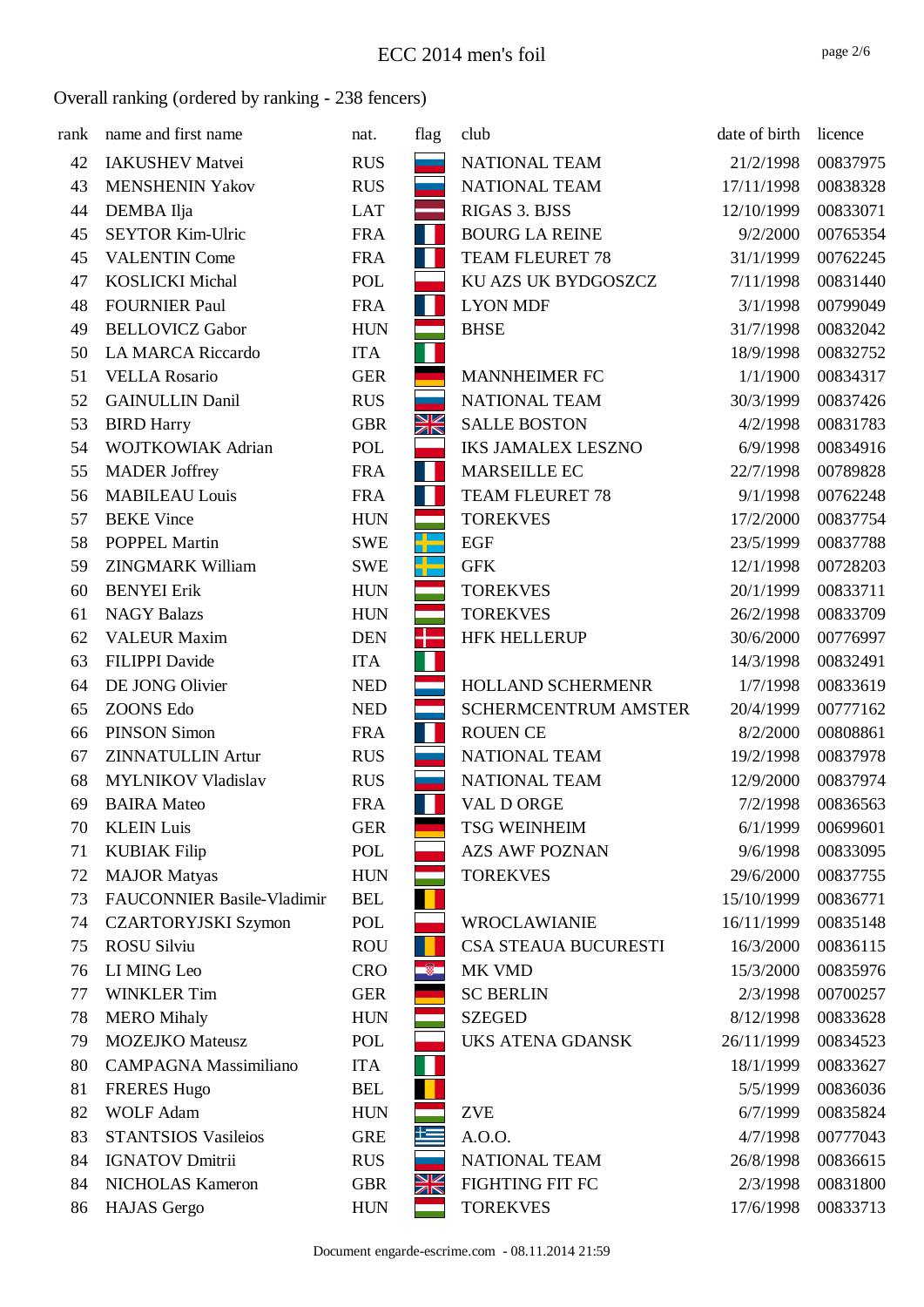# ECC 2014 men's foil

Overall ranking (ordered by ranking - 238 fencers)

| rank | name and first name | nat. | flag | club | date of birth | licence |
|---|---|---|---|---|---|---|
| 42 | IAKUSHEV Matvei | RUS | | NATIONAL TEAM | 21/2/1998 | 00837975 |
| 43 | MENSHENIN Yakov | RUS | | NATIONAL TEAM | 17/11/1998 | 00838328 |
| 44 | DEMBA Ilja | LAT | | RIGAS 3. BJSS | 12/10/1999 | 00833071 |
| 45 | SEYTOR Kim-Ulric | FRA | | BOURG LA REINE | 9/2/2000 | 00765354 |
| 45 | VALENTIN Come | FRA | | TEAM FLEURET 78 | 31/1/1999 | 00762245 |
| 47 | KOSLICKI Michal | POL | | KU AZS UK BYDGOSZCZ | 7/11/1998 | 00831440 |
| 48 | FOURNIER Paul | FRA | | LYON MDF | 3/1/1998 | 00799049 |
| 49 | BELLOVICZ Gabor | HUN | | BHSE | 31/7/1998 | 00832042 |
| 50 | LA MARCA Riccardo | ITA | | | 18/9/1998 | 00832752 |
| 51 | VELLA Rosario | GER | | MANNHEIMER FC | 1/1/1900 | 00834317 |
| 52 | GAINULLIN Danil | RUS | | NATIONAL TEAM | 30/3/1999 | 00837426 |
| 53 | BIRD Harry | GBR | | SALLE BOSTON | 4/2/1998 | 00831783 |
| 54 | WOJTKOWIAK Adrian | POL | | IKS JAMALEX LESZNO | 6/9/1998 | 00834916 |
| 55 | MADER Joffrey | FRA | | MARSEILLE EC | 22/7/1998 | 00789828 |
| 56 | MABILEAU Louis | FRA | | TEAM FLEURET 78 | 9/1/1998 | 00762248 |
| 57 | BEKE Vince | HUN | | TOREKVES | 17/2/2000 | 00837754 |
| 58 | POPPEL Martin | SWE | | EGF | 23/5/1999 | 00837788 |
| 59 | ZINGMARK William | SWE | | GFK | 12/1/1998 | 00728203 |
| 60 | BENYEI Erik | HUN | | TOREKVES | 20/1/1999 | 00833711 |
| 61 | NAGY Balazs | HUN | | TOREKVES | 26/2/1998 | 00833709 |
| 62 | VALEUR Maxim | DEN | | HFK HELLERUP | 30/6/2000 | 00776997 |
| 63 | FILIPPI Davide | ITA | | | 14/3/1998 | 00832491 |
| 64 | DE JONG Olivier | NED | | HOLLAND SCHERMENR | 1/7/1998 | 00833619 |
| 65 | ZOONS Edo | NED | | SCHERMCENTRUM AMSTER | 20/4/1999 | 00777162 |
| 66 | PINSON Simon | FRA | | ROUEN CE | 8/2/2000 | 00808861 |
| 67 | ZINNATULLIN Artur | RUS | | NATIONAL TEAM | 19/2/1998 | 00837978 |
| 68 | MYLNIKOV Vladislav | RUS | | NATIONAL TEAM | 12/9/2000 | 00837974 |
| 69 | BAIRA Mateo | FRA | | VAL D ORGE | 7/2/1998 | 00836563 |
| 70 | KLEIN Luis | GER | | TSG WEINHEIM | 6/1/1999 | 00699601 |
| 71 | KUBIAK Filip | POL | | AZS AWF POZNAN | 9/6/1998 | 00833095 |
| 72 | MAJOR Matyas | HUN | | TOREKVES | 29/6/2000 | 00837755 |
| 73 | FAUCONNIER Basile-Vladimir | BEL | | | 15/10/1999 | 00836771 |
| 74 | CZARTORYJSKI Szymon | POL | | WROCLAWIANIE | 16/11/1999 | 00835148 |
| 75 | ROSU Silviu | ROU | | CSA STEAUA BUCURESTI | 16/3/2000 | 00836115 |
| 76 | LI MING Leo | CRO | | MK VMD | 15/3/2000 | 00835976 |
| 77 | WINKLER Tim | GER | | SC BERLIN | 2/3/1998 | 00700257 |
| 78 | MERO Mihaly | HUN | | SZEGED | 8/12/1998 | 00833628 |
| 79 | MOZEJKO Mateusz | POL | | UKS ATENA GDANSK | 26/11/1999 | 00834523 |
| 80 | CAMPAGNA Massimiliano | ITA | | | 18/1/1999 | 00833627 |
| 81 | FRERES Hugo | BEL | | | 5/5/1999 | 00836036 |
| 82 | WOLF Adam | HUN | | ZVE | 6/7/1999 | 00835824 |
| 83 | STANTSIOS Vasileios | GRE | | A.O.O. | 4/7/1998 | 00777043 |
| 84 | IGNATOV Dmitrii | RUS | | NATIONAL TEAM | 26/8/1998 | 00836615 |
| 84 | NICHOLAS Kameron | GBR | | FIGHTING FIT FC | 2/3/1998 | 00831800 |
| 86 | HAJAS Gergo | HUN | | TOREKVES | 17/6/1998 | 00833713 |

Document engarde-escrime.com - 08.11.2014 21:59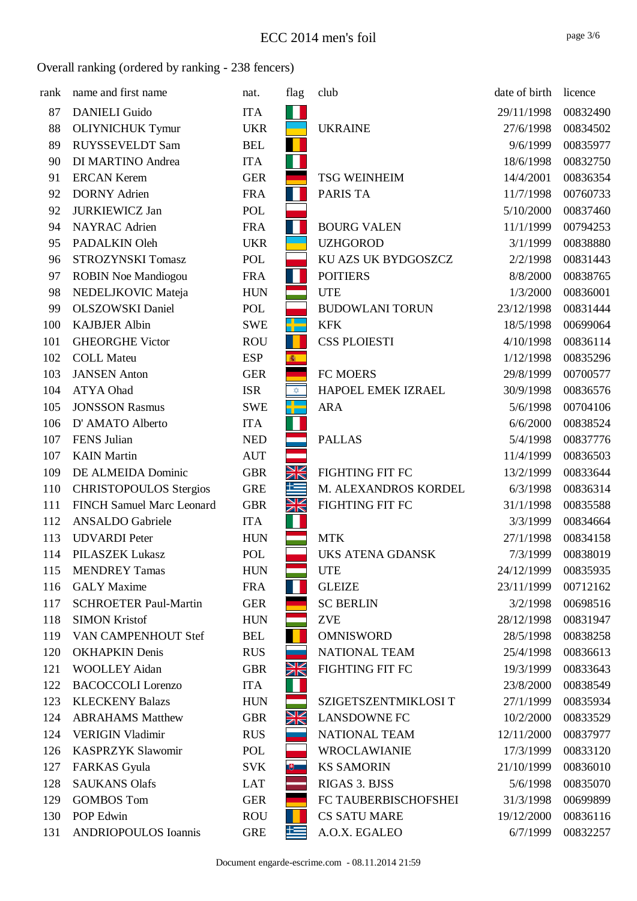## ECC 2014 men's foil

Overall ranking (ordered by ranking - 238 fencers)

| rank | name and first name | nat. | flag | club | date of birth | licence |
|---|---|---|---|---|---|---|
| 87 | DANIELI Guido | ITA | | | 29/11/1998 | 00832490 |
| 88 | OLIYNICHUK Tymur | UKR | | UKRAINE | 27/6/1998 | 00834502 |
| 89 | RUYSSEVELDT Sam | BEL | | | 9/6/1999 | 00835977 |
| 90 | DI MARTINO Andrea | ITA | | | 18/6/1998 | 00832750 |
| 91 | ERCAN Kerem | GER | | TSG WEINHEIM | 14/4/2001 | 00836354 |
| 92 | DORNY Adrien | FRA | | PARIS TA | 11/7/1998 | 00760733 |
| 92 | JURKIEWICZ Jan | POL | | | 5/10/2000 | 00837460 |
| 94 | NAYRAC Adrien | FRA | | BOURG VALEN | 11/1/1999 | 00794253 |
| 95 | PADALKIN Oleh | UKR | | UZHGOROD | 3/1/1999 | 00838880 |
| 96 | STROZYNSKI Tomasz | POL | | KU AZS UK BYDGOSZCZ | 2/2/1998 | 00831443 |
| 97 | ROBIN Noe Mandiogou | FRA | | POITIERS | 8/8/2000 | 00838765 |
| 98 | NEDELJKOVIC Mateja | HUN | | UTE | 1/3/2000 | 00836001 |
| 99 | OLSZOWSKI Daniel | POL | | BUDOWLANI TORUN | 23/12/1998 | 00831444 |
| 100 | KAJBJER Albin | SWE | | KFK | 18/5/1998 | 00699064 |
| 101 | GHEORGHE Victor | ROU | | CSS PLOIESTI | 4/10/1998 | 00836114 |
| 102 | COLL Mateu | ESP | | | 1/12/1998 | 00835296 |
| 103 | JANSEN Anton | GER | | FC MOERS | 29/8/1999 | 00700577 |
| 104 | ATYA Ohad | ISR | | HAPOEL EMEK IZRAEL | 30/9/1998 | 00836576 |
| 105 | JONSSON Rasmus | SWE | | ARA | 5/6/1998 | 00704106 |
| 106 | D' AMATO Alberto | ITA | | | 6/6/2000 | 00838524 |
| 107 | FENS Julian | NED | | PALLAS | 5/4/1998 | 00837776 |
| 107 | KAIN Martin | AUT | | | 11/4/1999 | 00836503 |
| 109 | DE ALMEIDA Dominic | GBR | | FIGHTING FIT FC | 13/2/1999 | 00833644 |
| 110 | CHRISTOPOULOS Stergios | GRE | | M. ALEXANDROS KORDEL | 6/3/1998 | 00836314 |
| 111 | FINCH Samuel Marc Leonard | GBR | | FIGHTING FIT FC | 31/1/1998 | 00835588 |
| 112 | ANSALDO Gabriele | ITA | | | 3/3/1999 | 00834664 |
| 113 | UDVARDI Peter | HUN | | MTK | 27/1/1998 | 00834158 |
| 114 | PILASZEK Lukasz | POL | | UKS ATENA GDANSK | 7/3/1999 | 00838019 |
| 115 | MENDREY Tamas | HUN | | UTE | 24/12/1999 | 00835935 |
| 116 | GALY Maxime | FRA | | GLEIZE | 23/11/1999 | 00712162 |
| 117 | SCHROETER Paul-Martin | GER | | SC BERLIN | 3/2/1998 | 00698516 |
| 118 | SIMON Kristof | HUN | | ZVE | 28/12/1998 | 00831947 |
| 119 | VAN CAMPENHOUT Stef | BEL | | OMNISWORD | 28/5/1998 | 00838258 |
| 120 | OKHAPKIN Denis | RUS | | NATIONAL TEAM | 25/4/1998 | 00836613 |
| 121 | WOOLLEY Aidan | GBR | | FIGHTING FIT FC | 19/3/1999 | 00833643 |
| 122 | BACOCCOLI Lorenzo | ITA | | | 23/8/2000 | 00838549 |
| 123 | KLECKENY Balazs | HUN | | SZIGETSZENTMIKLOSI T | 27/1/1999 | 00835934 |
| 124 | ABRAHAMS Matthew | GBR | | LANSDOWNE FC | 10/2/2000 | 00833529 |
| 124 | VERIGIN Vladimir | RUS | | NATIONAL TEAM | 12/11/2000 | 00837977 |
| 126 | KASPRZYK Slawomir | POL | | WROCLAWIANIE | 17/3/1999 | 00833120 |
| 127 | FARKAS Gyula | SVK | | KS SAMORIN | 21/10/1999 | 00836010 |
| 128 | SAUKANS Olafs | LAT | | RIGAS 3. BJSS | 5/6/1998 | 00835070 |
| 129 | GOMBOS Tom | GER | | FC TAUBERBISCHOFSHEI | 31/3/1998 | 00699899 |
| 130 | POP Edwin | ROU | | CS SATU MARE | 19/12/2000 | 00836116 |
| 131 | ANDRIOPOULOS Ioannis | GRE | | A.O.X. EGALEO | 6/7/1999 | 00832257 |

Document engarde-escrime.com - 08.11.2014 21:59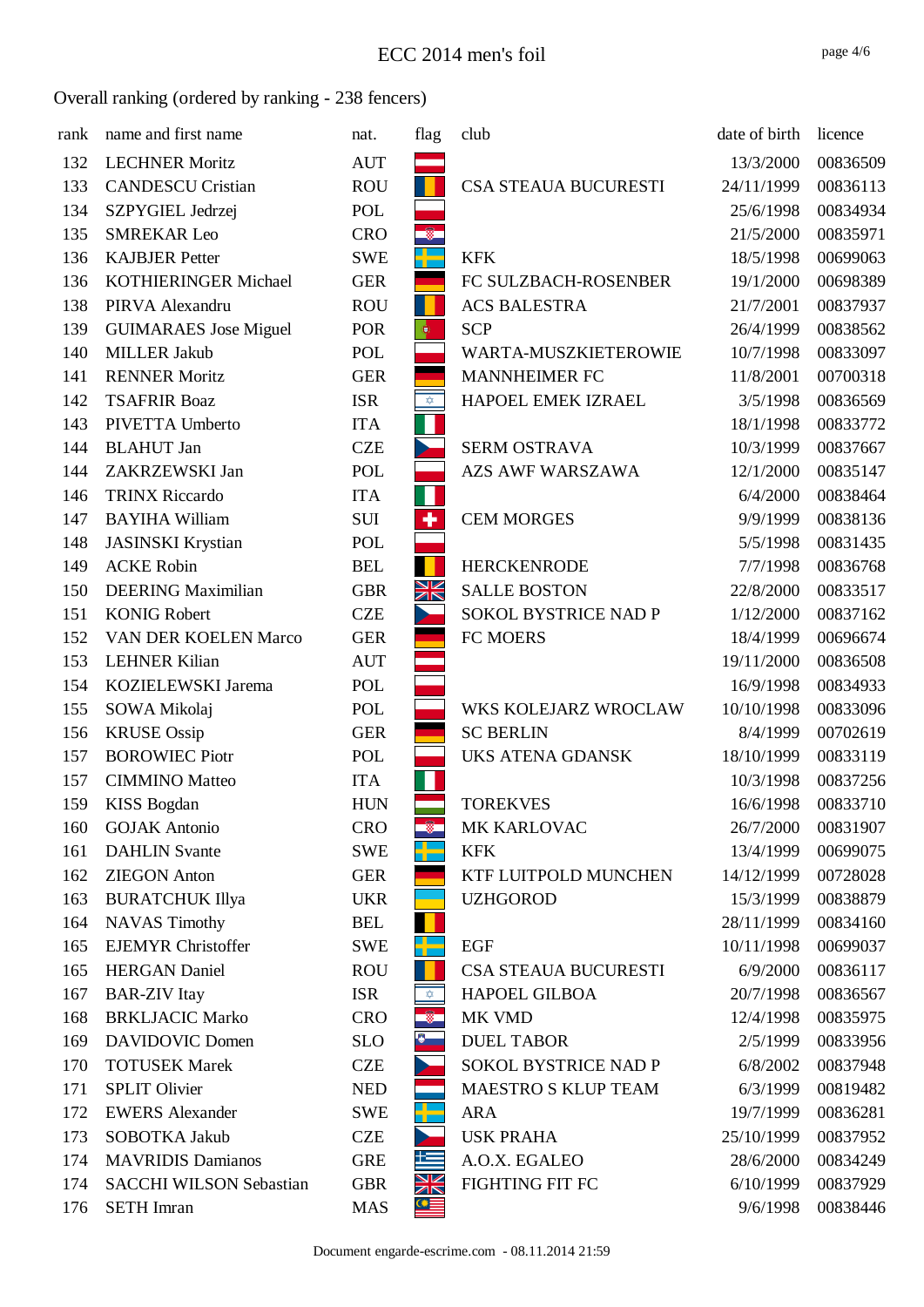# ECC 2014 men's foil

## Overall ranking (ordered by ranking - 238 fencers)

| rank | name and first name | nat. | flag | club | date of birth | licence |
|---|---|---|---|---|---|---|
| 132 | LECHNER Moritz | AUT | | | 13/3/2000 | 00836509 |
| 133 | CANDESCU Cristian | ROU | | CSA STEAUA BUCURESTI | 24/11/1999 | 00836113 |
| 134 | SZPYGIEL Jedrzej | POL | | | 25/6/1998 | 00834934 |
| 135 | SMREKAR Leo | CRO | | | 21/5/2000 | 00835971 |
| 136 | KAJBJER Petter | SWE | | KFK | 18/5/1998 | 00699063 |
| 136 | KOTHIERINGER Michael | GER | | FC SULZBACH-ROSENBER | 19/1/2000 | 00698389 |
| 138 | PIRVA Alexandru | ROU | | ACS BALESTRA | 21/7/2001 | 00837937 |
| 139 | GUIMARAES Jose Miguel | POR | | SCP | 26/4/1999 | 00838562 |
| 140 | MILLER Jakub | POL | | WARTA-MUSZKIETEROWIE | 10/7/1998 | 00833097 |
| 141 | RENNER Moritz | GER | | MANNHEIMER FC | 11/8/2001 | 00700318 |
| 142 | TSAFRIR Boaz | ISR | | HAPOEL EMEK IZRAEL | 3/5/1998 | 00836569 |
| 143 | PIVETTA Umberto | ITA | | | 18/1/1998 | 00833772 |
| 144 | BLAHUT Jan | CZE | | SERM OSTRAVA | 10/3/1999 | 00837667 |
| 144 | ZAKRZEWSKI Jan | POL | | AZS AWF WARSZAWA | 12/1/2000 | 00835147 |
| 146 | TRINX Riccardo | ITA | | | 6/4/2000 | 00838464 |
| 147 | BAYIHA William | SUI | | CEM MORGES | 9/9/1999 | 00838136 |
| 148 | JASINSKI Krystian | POL | | | 5/5/1998 | 00831435 |
| 149 | ACKE Robin | BEL | | HERCKENRODE | 7/7/1998 | 00836768 |
| 150 | DEERING Maximilian | GBR | | SALLE BOSTON | 22/8/2000 | 00833517 |
| 151 | KONIG Robert | CZE | | SOKOL BYSTRICE NAD P | 1/12/2000 | 00837162 |
| 152 | VAN DER KOELEN Marco | GER | | FC MOERS | 18/4/1999 | 00696674 |
| 153 | LEHNER Kilian | AUT | | | 19/11/2000 | 00836508 |
| 154 | KOZIELEWSKI Jarema | POL | | | 16/9/1998 | 00834933 |
| 155 | SOWA Mikolaj | POL | | WKS KOLEJARZ WROCLAW | 10/10/1998 | 00833096 |
| 156 | KRUSE Ossip | GER | | SC BERLIN | 8/4/1999 | 00702619 |
| 157 | BOROWIEC Piotr | POL | | UKS ATENA GDANSK | 18/10/1999 | 00833119 |
| 157 | CIMMINO Matteo | ITA | | | 10/3/1998 | 00837256 |
| 159 | KISS Bogdan | HUN | | TOREKVES | 16/6/1998 | 00833710 |
| 160 | GOJAK Antonio | CRO | | MK KARLOVAC | 26/7/2000 | 00831907 |
| 161 | DAHLIN Svante | SWE | | KFK | 13/4/1999 | 00699075 |
| 162 | ZIEGON Anton | GER | | KTF LUITPOLD MUNCHEN | 14/12/1999 | 00728028 |
| 163 | BURATCHUK Illya | UKR | | UZHGOROD | 15/3/1999 | 00838879 |
| 164 | NAVAS Timothy | BEL | | | 28/11/1999 | 00834160 |
| 165 | EJEMYR Christoffer | SWE | | EGF | 10/11/1998 | 00699037 |
| 165 | HERGAN Daniel | ROU | | CSA STEAUA BUCURESTI | 6/9/2000 | 00836117 |
| 167 | BAR-ZIV Itay | ISR | | HAPOEL GILBOA | 20/7/1998 | 00836567 |
| 168 | BRKLJACIC Marko | CRO | | MK VMD | 12/4/1998 | 00835975 |
| 169 | DAVIDOVIC Domen | SLO | | DUEL TABOR | 2/5/1999 | 00833956 |
| 170 | TOTUSEK Marek | CZE | | SOKOL BYSTRICE NAD P | 6/8/2002 | 00837948 |
| 171 | SPLIT Olivier | NED | | MAESTRO S KLUP TEAM | 6/3/1999 | 00819482 |
| 172 | EWERS Alexander | SWE | | ARA | 19/7/1999 | 00836281 |
| 173 | SOBOTKA Jakub | CZE | | USK PRAHA | 25/10/1999 | 00837952 |
| 174 | MAVRIDIS Damianos | GRE | | A.O.X. EGALEO | 28/6/2000 | 00834249 |
| 174 | SACCHI WILSON Sebastian | GBR | | FIGHTING FIT FC | 6/10/1999 | 00837929 |
| 176 | SETH Imran | MAS | | | 9/6/1998 | 00838446 |

Document engarde-escrime.com - 08.11.2014 21:59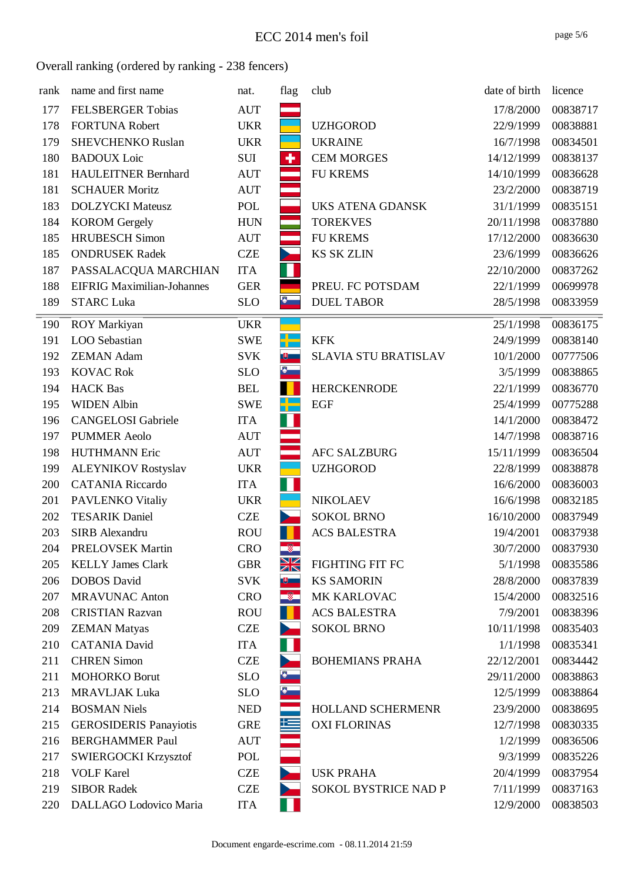# ECC 2014 men's foil

Overall ranking (ordered by ranking - 238 fencers)

| rank | name and first name | nat. | flag | club | date of birth | licence |
|---|---|---|---|---|---|---|
| 177 | FELSBERGER Tobias | AUT | | | 17/8/2000 | 00838717 |
| 178 | FORTUNA Robert | UKR | | UZHGOROD | 22/9/1999 | 00838881 |
| 179 | SHEVCHENKO Ruslan | UKR | | UKRAINE | 16/7/1998 | 00834501 |
| 180 | BADOUX Loic | SUI | | CEM MORGES | 14/12/1999 | 00838137 |
| 181 | HAULEITNER Bernhard | AUT | | FU KREMS | 14/10/1999 | 00836628 |
| 181 | SCHAUER Moritz | AUT | | | 23/2/2000 | 00838719 |
| 183 | DOLZYCKI Mateusz | POL | | UKS ATENA GDANSK | 31/1/1999 | 00835151 |
| 184 | KOROM Gergely | HUN | | TOREKVES | 20/11/1998 | 00837880 |
| 185 | HRUBESCH Simon | AUT | | FU KREMS | 17/12/2000 | 00836630 |
| 185 | ONDRUSEK Radek | CZE | | KS SK ZLIN | 23/6/1999 | 00836626 |
| 187 | PASSALACQUA MARCHIAN | ITA | | | 22/10/2000 | 00837262 |
| 188 | EIFRIG Maximilian-Johannes | GER | | PREU. FC POTSDAM | 22/1/1999 | 00699978 |
| 189 | STARC Luka | SLO | | DUEL TABOR | 28/5/1998 | 00833959 |
| 190 | ROY Markiyan | UKR | | | 25/1/1998 | 00836175 |
| 191 | LOO Sebastian | SWE | | KFK | 24/9/1999 | 00838140 |
| 192 | ZEMAN Adam | SVK | | SLAVIA STU BRATISLAV | 10/1/2000 | 00777506 |
| 193 | KOVAC Rok | SLO | | | 3/5/1999 | 00838865 |
| 194 | HACK Bas | BEL | | HERCKENRODE | 22/1/1999 | 00836770 |
| 195 | WIDEN Albin | SWE | | EGF | 25/4/1999 | 00775288 |
| 196 | CANGELOSI Gabriele | ITA | | | 14/1/2000 | 00838472 |
| 197 | PUMMER Aeolo | AUT | | | 14/7/1998 | 00838716 |
| 198 | HUTHMANN Eric | AUT | | AFC SALZBURG | 15/11/1999 | 00836504 |
| 199 | ALEYNIKOV Rostyslav | UKR | | UZHGOROD | 22/8/1999 | 00838878 |
| 200 | CATANIA Riccardo | ITA | | | 16/6/2000 | 00836003 |
| 201 | PAVLENKO Vitaliy | UKR | | NIKOLAEV | 16/6/1998 | 00832185 |
| 202 | TESARIK Daniel | CZE | | SOKOL BRNO | 16/10/2000 | 00837949 |
| 203 | SIRB Alexandru | ROU | | ACS BALESTRA | 19/4/2001 | 00837938 |
| 204 | PRELOVSEK Martin | CRO | | | 30/7/2000 | 00837930 |
| 205 | KELLY James Clark | GBR | | FIGHTING FIT FC | 5/1/1998 | 00835586 |
| 206 | DOBOS David | SVK | | KS SAMORIN | 28/8/2000 | 00837839 |
| 207 | MRAVUNAC Anton | CRO | | MK KARLOVAC | 15/4/2000 | 00832516 |
| 208 | CRISTIAN Razvan | ROU | | ACS BALESTRA | 7/9/2001 | 00838396 |
| 209 | ZEMAN Matyas | CZE | | SOKOL BRNO | 10/11/1998 | 00835403 |
| 210 | CATANIA David | ITA | | | 1/1/1998 | 00835341 |
| 211 | CHREN Simon | CZE | | BOHEMIANS PRAHA | 22/12/2001 | 00834442 |
| 211 | MOHORKO Borut | SLO | | | 29/11/2000 | 00838863 |
| 213 | MRAVLJAK Luka | SLO | | | 12/5/1999 | 00838864 |
| 214 | BOSMAN Niels | NED | | HOLLAND SCHERMENR | 23/9/2000 | 00838695 |
| 215 | GEROSIDERIS Panayiotis | GRE | | OXI FLORINAS | 12/7/1998 | 00830335 |
| 216 | BERGHAMMER Paul | AUT | | | 1/2/1999 | 00836506 |
| 217 | SWIERGOCKI Krzysztof | POL | | | 9/3/1999 | 00835226 |
| 218 | VOLF Karel | CZE | | USK PRAHA | 20/4/1999 | 00837954 |
| 219 | SIBOR Radek | CZE | | SOKOL BYSTRICE NAD P | 7/11/1999 | 00837163 |
| 220 | DALLAGO Lodovico Maria | ITA | | | 12/9/2000 | 00838503 |

Document engarde-escrime.com - 08.11.2014 21:59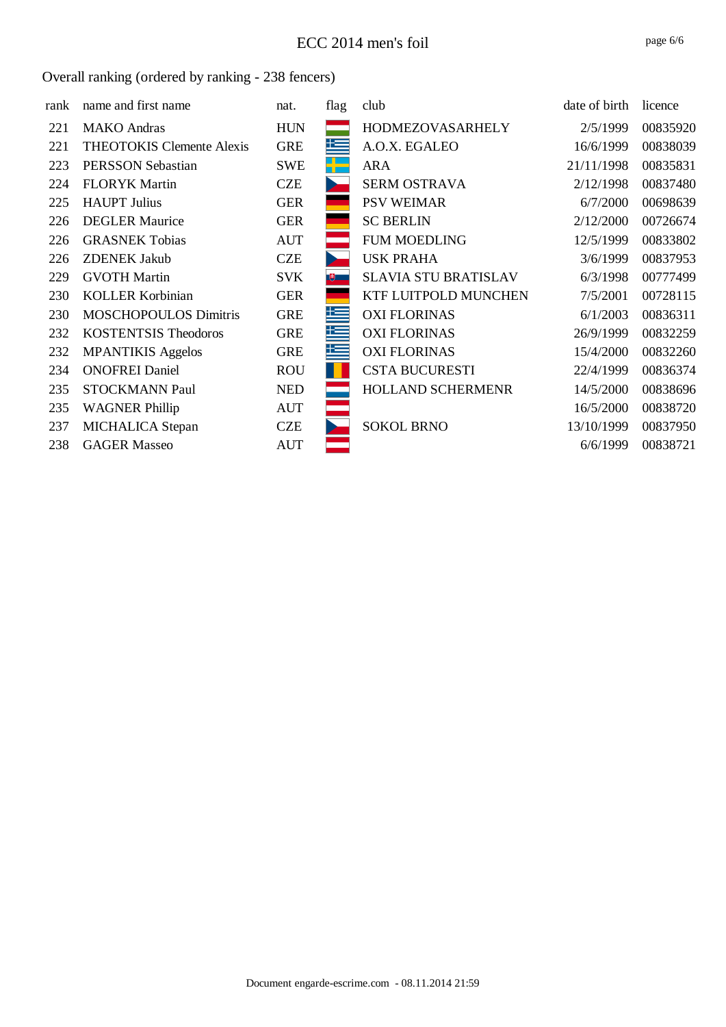# ECC 2014 men's foil

Overall ranking (ordered by ranking - 238 fencers)

| rank | name and first name | nat. | flag | club | date of birth | licence |
|---|---|---|---|---|---|---|
| 221 | MAKO Andras | HUN | | HODMEZOVASARHELY | 2/5/1999 | 00835920 |
| 221 | THEOTOKIS Clemente Alexis | GRE | | A.O.X. EGALEO | 16/6/1999 | 00838039 |
| 223 | PERSSON Sebastian | SWE | | ARA | 21/11/1998 | 00835831 |
| 224 | FLORYK Martin | CZE | | SERM OSTRAVA | 2/12/1998 | 00837480 |
| 225 | HAUPT Julius | GER | | PSV WEIMAR | 6/7/2000 | 00698639 |
| 226 | DEGLER Maurice | GER | | SC BERLIN | 2/12/2000 | 00726674 |
| 226 | GRASNEK Tobias | AUT | | FUM MOEDLING | 12/5/1999 | 00833802 |
| 226 | ZDENEK Jakub | CZE | | USK PRAHA | 3/6/1999 | 00837953 |
| 229 | GVOTH Martin | SVK | | SLAVIA STU BRATISLAV | 6/3/1998 | 00777499 |
| 230 | KOLLER Korbinian | GER | | KTF LUITPOLD MUNCHEN | 7/5/2001 | 00728115 |
| 230 | MOSCHOPOULOS Dimitris | GRE | | OXI FLORINAS | 6/1/2003 | 00836311 |
| 232 | KOSTENTSIS Theodoros | GRE | | OXI FLORINAS | 26/9/1999 | 00832259 |
| 232 | MPANTIKIS Aggelos | GRE | | OXI FLORINAS | 15/4/2000 | 00832260 |
| 234 | ONOFREI Daniel | ROU | | CSTA BUCURESTI | 22/4/1999 | 00836374 |
| 235 | STOCKMANN Paul | NED | | HOLLAND SCHERMENR | 14/5/2000 | 00838696 |
| 235 | WAGNER Phillip | AUT | | | 16/5/2000 | 00838720 |
| 237 | MICHALICA Stepan | CZE | | SOKOL BRNO | 13/10/1999 | 00837950 |
| 238 | GAGER Masseo | AUT | | | 6/6/1999 | 00838721 |

Document engarde-escrime.com - 08.11.2014 21:59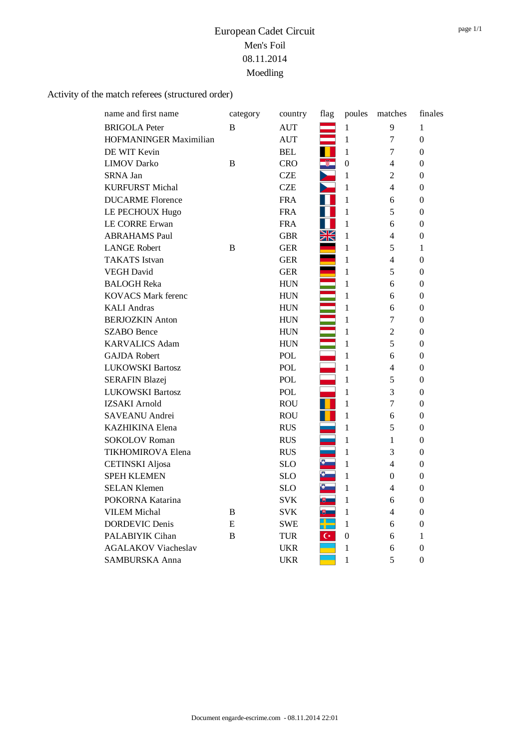# European Cadet Circuit
## Men's Foil
## 08.11.2014
## Moedling

Activity of the match referees (structured order)

| name and first name | category | country | flag | poules | matches | finales |
|---|---|---|---|---|---|---|
| BRIGOLA Peter | B | AUT | | 1 | 9 | 1 |
| HOFMANINGER Maximilian | | AUT | | 1 | 7 | 0 |
| DE WIT Kevin | | BEL | | 1 | 7 | 0 |
| LIMOV Darko | B | CRO | | 0 | 4 | 0 |
| SRNA Jan | | CZE | | 1 | 2 | 0 |
| KURFURST Michal | | CZE | | 1 | 4 | 0 |
| DUCARME Florence | | FRA | | 1 | 6 | 0 |
| LE PECHOUX Hugo | | FRA | | 1 | 5 | 0 |
| LE CORRE Erwan | | FRA | | 1 | 6 | 0 |
| ABRAHAMS Paul | | GBR | | 1 | 4 | 0 |
| LANGE Robert | B | GER | | 1 | 5 | 1 |
| TAKATS Istvan | | GER | | 1 | 4 | 0 |
| VEGH David | | GER | | 1 | 5 | 0 |
| BALOGH Reka | | HUN | | 1 | 6 | 0 |
| KOVACS Mark ferenc | | HUN | | 1 | 6 | 0 |
| KALI Andras | | HUN | | 1 | 6 | 0 |
| BERJOZKIN Anton | | HUN | | 1 | 7 | 0 |
| SZABO Bence | | HUN | | 1 | 2 | 0 |
| KARVALICS Adam | | HUN | | 1 | 5 | 0 |
| GAJDA Robert | | POL | | 1 | 6 | 0 |
| LUKOWSKI Bartosz | | POL | | 1 | 4 | 0 |
| SERAFIN Blazej | | POL | | 1 | 5 | 0 |
| LUKOWSKI Bartosz | | POL | | 1 | 3 | 0 |
| IZSAKI Arnold | | ROU | | 1 | 7 | 0 |
| SAVEANU Andrei | | ROU | | 1 | 6 | 0 |
| KAZHIKINA Elena | | RUS | | 1 | 5 | 0 |
| SOKOLOV Roman | | RUS | | 1 | 1 | 0 |
| TIKHOMIROVA Elena | | RUS | | 1 | 3 | 0 |
| CETINSKI Aljosa | | SLO | | 1 | 4 | 0 |
| SPEH KLEMEN | | SLO | | 1 | 0 | 0 |
| SELAN Klemen | | SLO | | 1 | 4 | 0 |
| POKORNA Katarina | | SVK | | 1 | 6 | 0 |
| VILEM Michal | B | SVK | | 1 | 4 | 0 |
| DORDEVIC Denis | E | SWE | | 1 | 6 | 0 |
| PALABIYIK Cihan | B | TUR | | 0 | 6 | 1 |
| AGALAKOV Viacheslav | | UKR | | 1 | 6 | 0 |
| SAMBURSKA Anna | | UKR | | 1 | 5 | 0 |